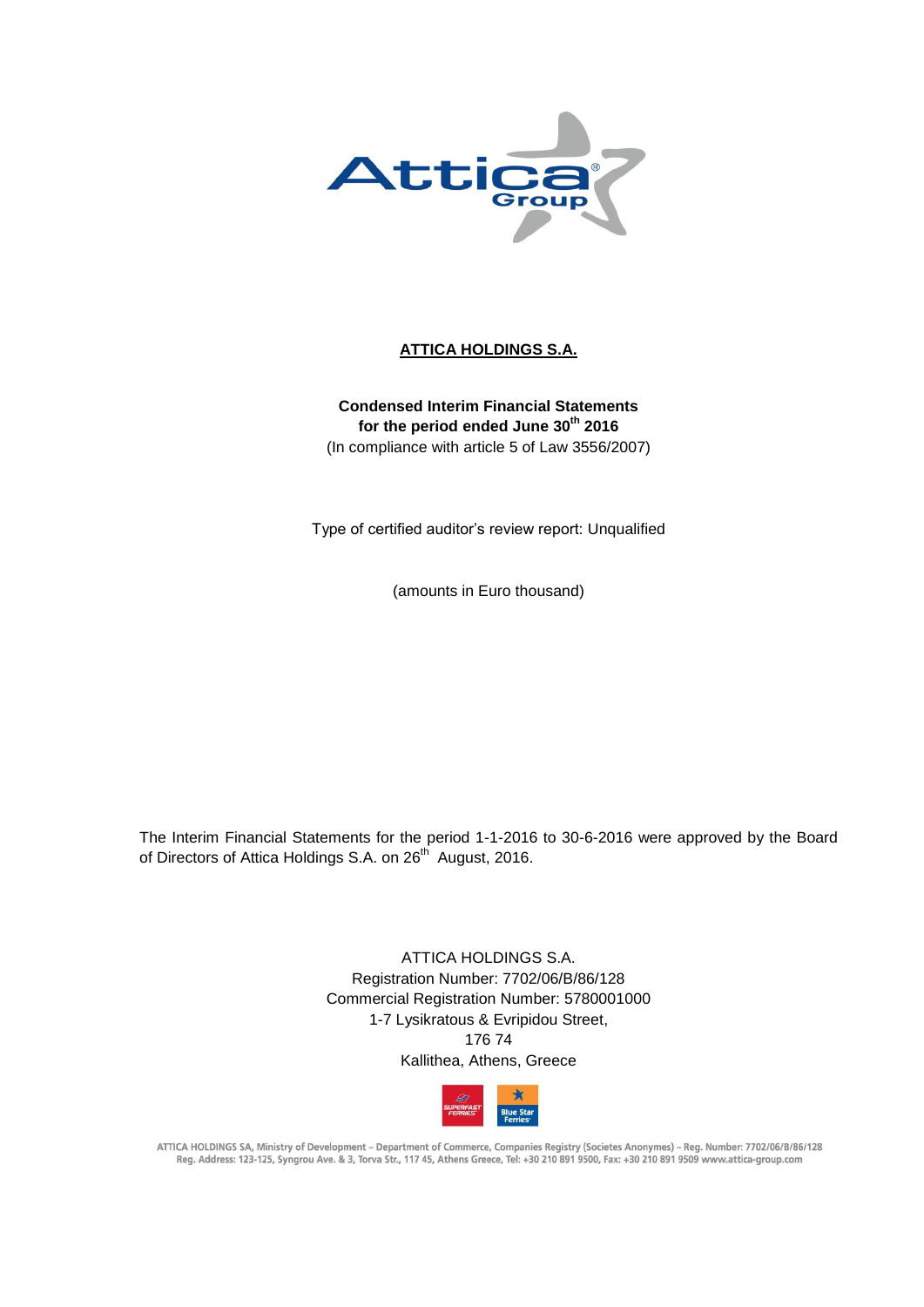# ATTICA HOLDINGS S.A.

**Condensed Interim Financial Statements**
**for the period ended June 30th 2016**
(In compliance with article 5 of Law 3556/2007)

Type of certified auditor's review report: Unqualified

(amounts in Euro thousand)

The Interim Financial Statements for the period 1-1-2016 to 30-6-2016 were approved by the Board of Directors of Attica Holdings S.A. on 26th August, 2016.

ATTICA HOLDINGS S.A.
Registration Number: 7702/06/B/86/128
Commercial Registration Number: 5780001000
1-7 Lysikratous & Evripidou Street,
176 74
Kallithea, Athens, Greece

ATTICA HOLDINGS SA, Ministry of Development – Department of Commerce, Companies Registry (Societes Anonymes) – Reg. Number: 7702/06/B/86/128
Reg. Address: 123-125, Syngrou Ave. & 3, Torva Str., 117 45, Athens Greece, Tel: +30 210 891 9500, Fax: +30 210 891 9509 www.attica-group.com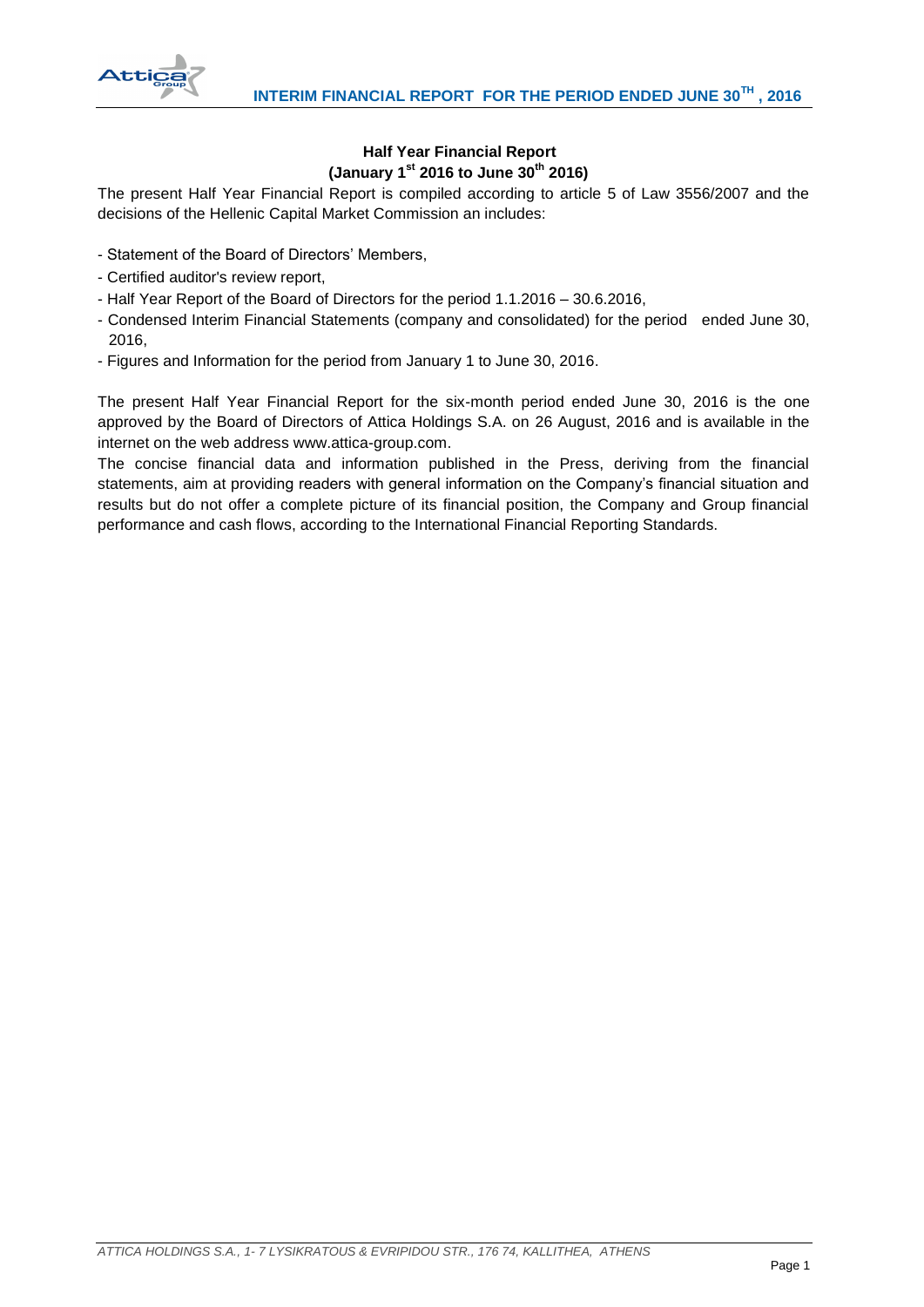**Half Year Financial Report**
**(January 1st 2016 to June 30th 2016)**

The present Half Year Financial Report is compiled according to article 5 of Law 3556/2007 and the decisions of the Hellenic Capital Market Commission an includes:

- Statement of the Board of Directors' Members,
- Certified auditor's review report,
- Half Year Report of the Board of Directors for the period 1.1.2016 – 30.6.2016,
- Condensed Interim Financial Statements (company and consolidated) for the period ended June 30, 2016,
- Figures and Information for the period from January 1 to June 30, 2016.

The present Half Year Financial Report for the six-month period ended June 30, 2016 is the one approved by the Board of Directors of Attica Holdings S.A. on 26 August, 2016 and is available in the internet on the web address www.attica-group.com.

The concise financial data and information published in the Press, deriving from the financial statements, aim at providing readers with general information on the Company's financial situation and results but do not offer a complete picture of its financial position, the Company and Group financial performance and cash flows, according to the International Financial Reporting Standards.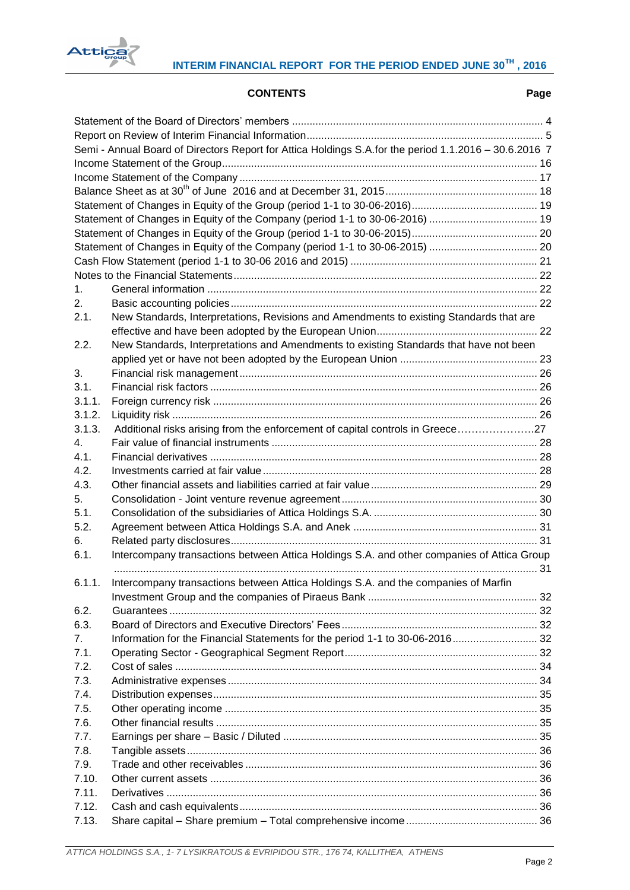## CONTENTS

| | | Page |
|---|---|---|
| Statement of the Board of Directors' members | | 4 |
| Report on Review of Interim Financial Information | | 5 |
| Semi - Annual Board of Directors Report for Attica Holdings S.A.for the period 1.1.2016 – 30.6.2016 | | 7 |
| Income Statement of the Group | | 16 |
| Income Statement of the Company | | 17 |
| Balance Sheet as at 30th of June 2016 and at December 31, 2015 | | 18 |
| Statement of Changes in Equity of the Group (period 1-1 to 30-06-2016) | | 19 |
| Statement of Changes in Equity of the Company (period 1-1 to 30-06-2016) | | 19 |
| Statement of Changes in Equity of the Group (period 1-1 to 30-06-2015) | | 20 |
| Statement of Changes in Equity of the Company (period 1-1 to 30-06-2015) | | 20 |
| Cash Flow Statement (period 1-1 to 30-06 2016 and 2015) | | 21 |
| Notes to the Financial Statements | | 22 |
| 1. | General information | 22 |
| 2. | Basic accounting policies | 22 |
| 2.1. | New Standards, Interpretations, Revisions and Amendments to existing Standards that are effective and have been adopted by the European Union | 22 |
| 2.2. | New Standards, Interpretations and Amendments to existing Standards that have not been applied yet or have not been adopted by the European Union | 23 |
| 3. | Financial risk management | 26 |
| 3.1. | Financial risk factors | 26 |
| 3.1.1. | Foreign currency risk | 26 |
| 3.1.2. | Liquidity risk | 26 |
| 3.1.3. | Additional risks arising from the enforcement of capital controls in Greece | 27 |
| 4. | Fair value of financial instruments | 28 |
| 4.1. | Financial derivatives | 28 |
| 4.2. | Investments carried at fair value | 28 |
| 4.3. | Other financial assets and liabilities carried at fair value | 29 |
| 5. | Consolidation - Joint venture revenue agreement | 30 |
| 5.1. | Consolidation of the subsidiaries of Attica Holdings S.A. | 30 |
| 5.2. | Agreement between Attica Holdings S.A. and Anek | 31 |
| 6. | Related party disclosures | 31 |
| 6.1. | Intercompany transactions between Attica Holdings S.A. and other companies of Attica Group | 31 |
| 6.1.1. | Intercompany transactions between Attica Holdings S.A. and the companies of Marfin Investment Group and the companies of Piraeus Bank | 32 |
| 6.2. | Guarantees | 32 |
| 6.3. | Board of Directors and Executive Directors' Fees | 32 |
| 7. | Information for the Financial Statements for the period 1-1 to 30-06-2016 | 32 |
| 7.1. | Operating Sector - Geographical Segment Report | 32 |
| 7.2. | Cost of sales | 34 |
| 7.3. | Administrative expenses | 34 |
| 7.4. | Distribution expenses | 35 |
| 7.5. | Other operating income | 35 |
| 7.6. | Other financial results | 35 |
| 7.7. | Earnings per share – Basic / Diluted | 35 |
| 7.8. | Tangible assets | 36 |
| 7.9. | Trade and other receivables | 36 |
| 7.10. | Other current assets | 36 |
| 7.11. | Derivatives | 36 |
| 7.12. | Cash and cash equivalents | 36 |
| 7.13. | Share capital – Share premium – Total comprehensive income | 36 |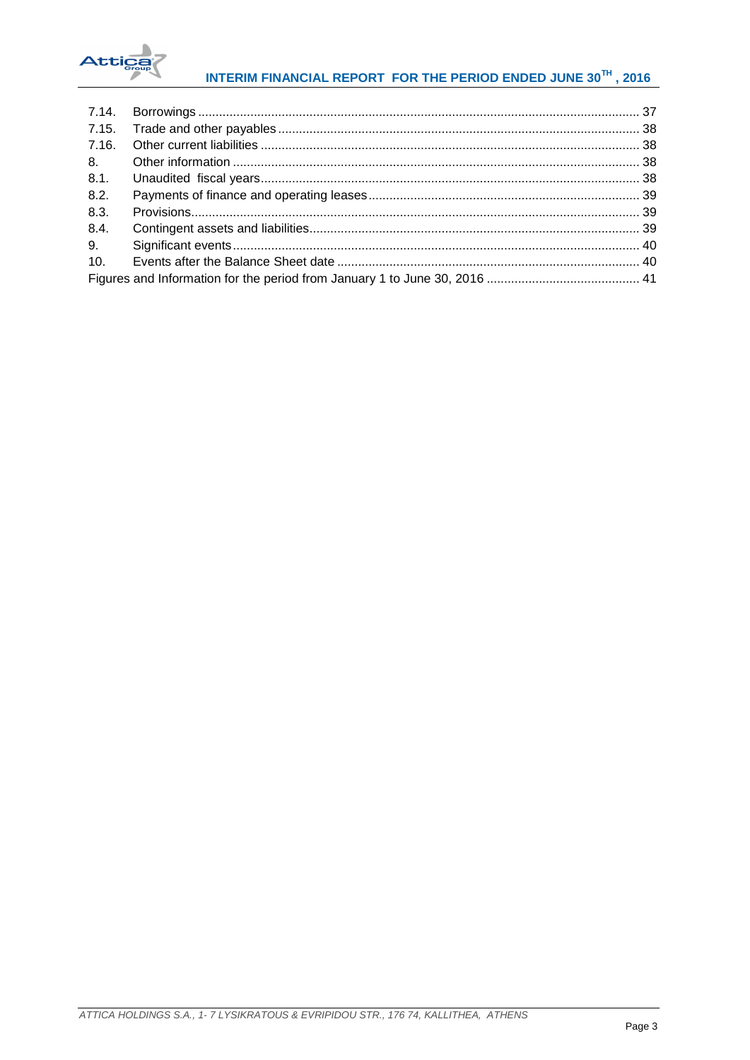| | | |
|---|---|---|
| 7.14. | Borrowings | 37 |
| 7.15. | Trade and other payables | 38 |
| 7.16. | Other current liabilities | 38 |
| 8. | Other information | 38 |
| 8.1. | Unaudited fiscal years | 38 |
| 8.2. | Payments of finance and operating leases | 39 |
| 8.3. | Provisions | 39 |
| 8.4. | Contingent assets and liabilities | 39 |
| 9. | Significant events | 40 |
| 10. | Events after the Balance Sheet date | 40 |
| | Figures and Information for the period from January 1 to June 30, 2016 | 41 |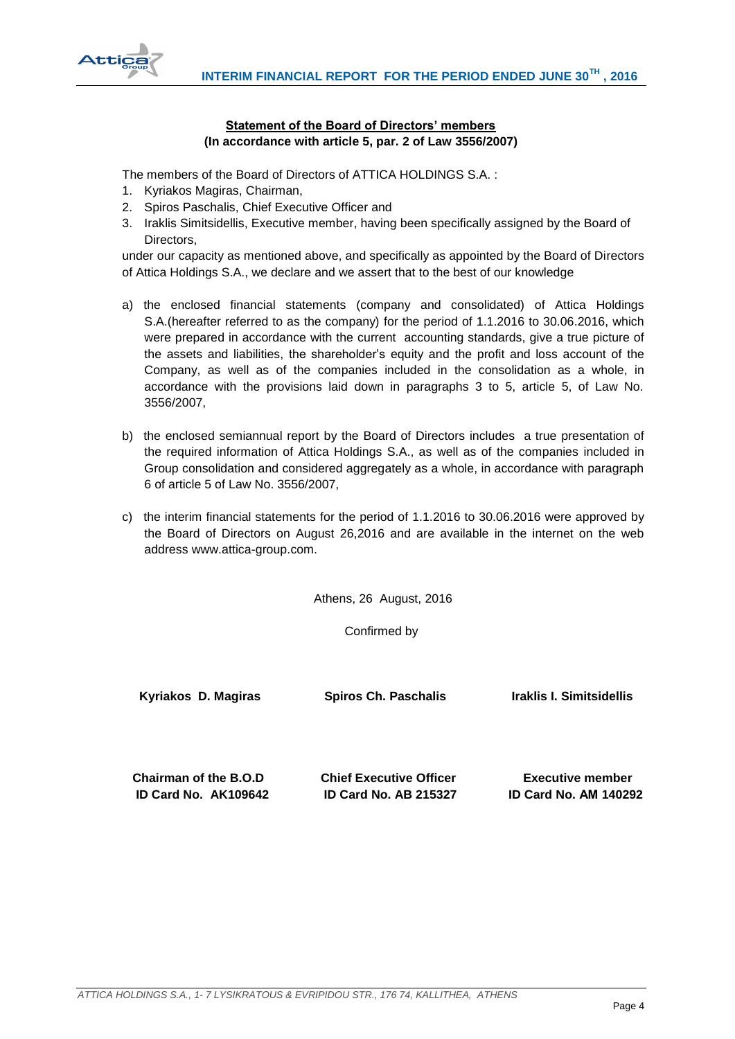**Statement of the Board of Directors' members**
**(In accordance with article 5, par. 2 of Law 3556/2007)**

The members of the Board of Directors of ATTICA HOLDINGS S.A. :

1. Kyriakos Magiras, Chairman,
2. Spiros Paschalis, Chief Executive Officer and
3. Iraklis Simitsidellis, Executive member, having been specifically assigned by the Board of Directors,

under our capacity as mentioned above, and specifically as appointed by the Board of Directors of Attica Holdings S.A., we declare and we assert that to the best of our knowledge

a) the enclosed financial statements (company and consolidated) of Attica Holdings S.A.(hereafter referred to as the company) for the period of 1.1.2016 to 30.06.2016, which were prepared in accordance with the current accounting standards, give a true picture of the assets and liabilities, the shareholder's equity and the profit and loss account of the Company, as well as of the companies included in the consolidation as a whole, in accordance with the provisions laid down in paragraphs 3 to 5, article 5, of Law No. 3556/2007,

b) the enclosed semiannual report by the Board of Directors includes a true presentation of the required information of Attica Holdings S.A., as well as of the companies included in Group consolidation and considered aggregately as a whole, in accordance with paragraph 6 of article 5 of Law No. 3556/2007,

c) the interim financial statements for the period of 1.1.2016 to 30.06.2016 were approved by the Board of Directors on August 26,2016 and are available in the internet on the web address www.attica-group.com.

Athens, 26 August, 2016

Confirmed by

| **Kyriakos D. Magiras** | **Spiros Ch. Paschalis** | **Iraklis I. Simitsidellis** |
|---|---|---|
| **Chairman of the B.O.D** | **Chief Executive Officer** | **Executive member** |
| **ID Card No. AK109642** | **ID Card No. AB 215327** | **ID Card No. AM 140292** |

*ATTICA HOLDINGS S.A., 1- 7 LYSIKRATOUS & EVRIPIDOU STR., 176 74, KALLITHEA, ATHENS*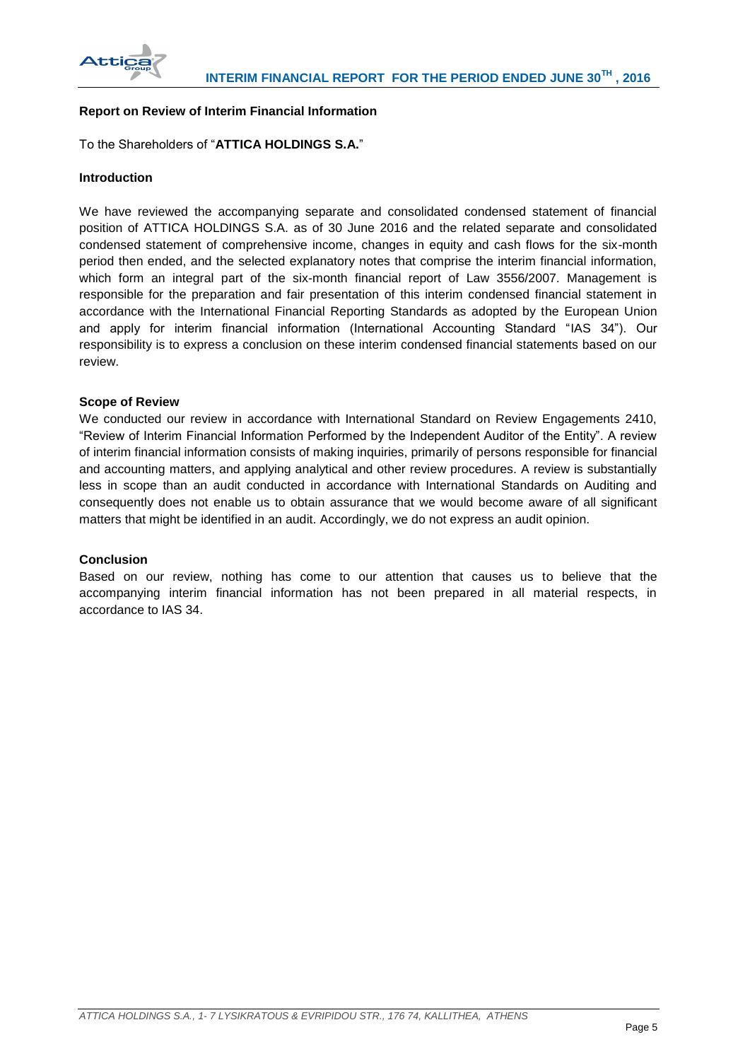**Report on Review of Interim Financial Information**

To the Shareholders of "**ATTICA HOLDINGS S.A.**"

**Introduction**

We have reviewed the accompanying separate and consolidated condensed statement of financial position of ATTICA HOLDINGS S.A. as of 30 June 2016 and the related separate and consolidated condensed statement of comprehensive income, changes in equity and cash flows for the six-month period then ended, and the selected explanatory notes that comprise the interim financial information, which form an integral part of the six-month financial report of Law 3556/2007. Management is responsible for the preparation and fair presentation of this interim condensed financial statement in accordance with the International Financial Reporting Standards as adopted by the European Union and apply for interim financial information (International Accounting Standard "IAS 34"). Our responsibility is to express a conclusion on these interim condensed financial statements based on our review.

**Scope of Review**

We conducted our review in accordance with International Standard on Review Engagements 2410, "Review of Interim Financial Information Performed by the Independent Auditor of the Entity". A review of interim financial information consists of making inquiries, primarily of persons responsible for financial and accounting matters, and applying analytical and other review procedures. A review is substantially less in scope than an audit conducted in accordance with International Standards on Auditing and consequently does not enable us to obtain assurance that we would become aware of all significant matters that might be identified in an audit. Accordingly, we do not express an audit opinion.

**Conclusion**

Based on our review, nothing has come to our attention that causes us to believe that the accompanying interim financial information has not been prepared in all material respects, in accordance to IAS 34.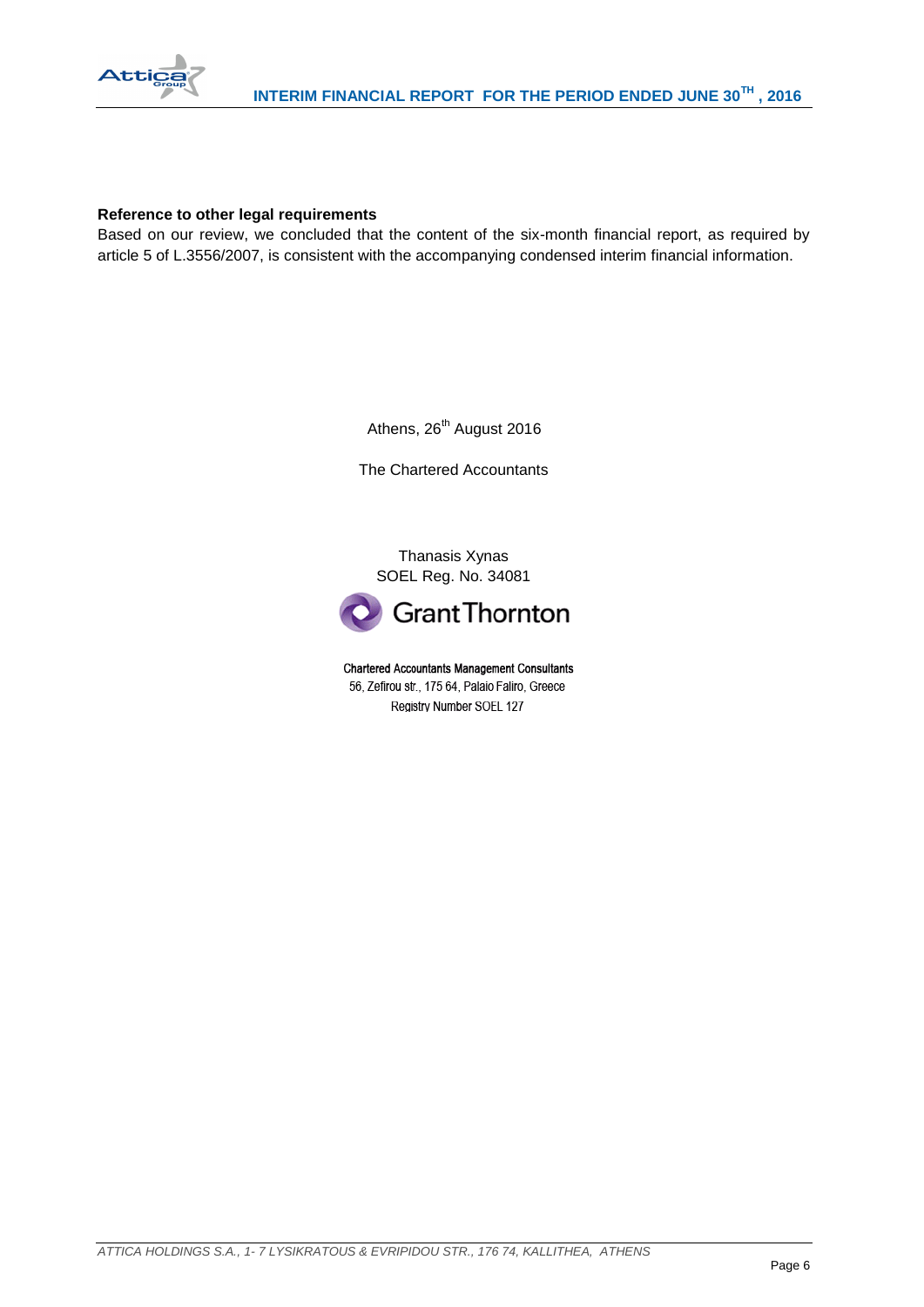**Reference to other legal requirements**

Based on our review, we concluded that the content of the six-month financial report, as required by article 5 of L.3556/2007, is consistent with the accompanying condensed interim financial information.

Athens, 26th August 2016

The Chartered Accountants

Thanasis Xynas
SOEL Reg. No. 34081

Grant Thornton

**Chartered Accountants Management Consultants**
56, Zefirou str., 175 64, Palaio Faliro, Greece
Registry Number SOEL 127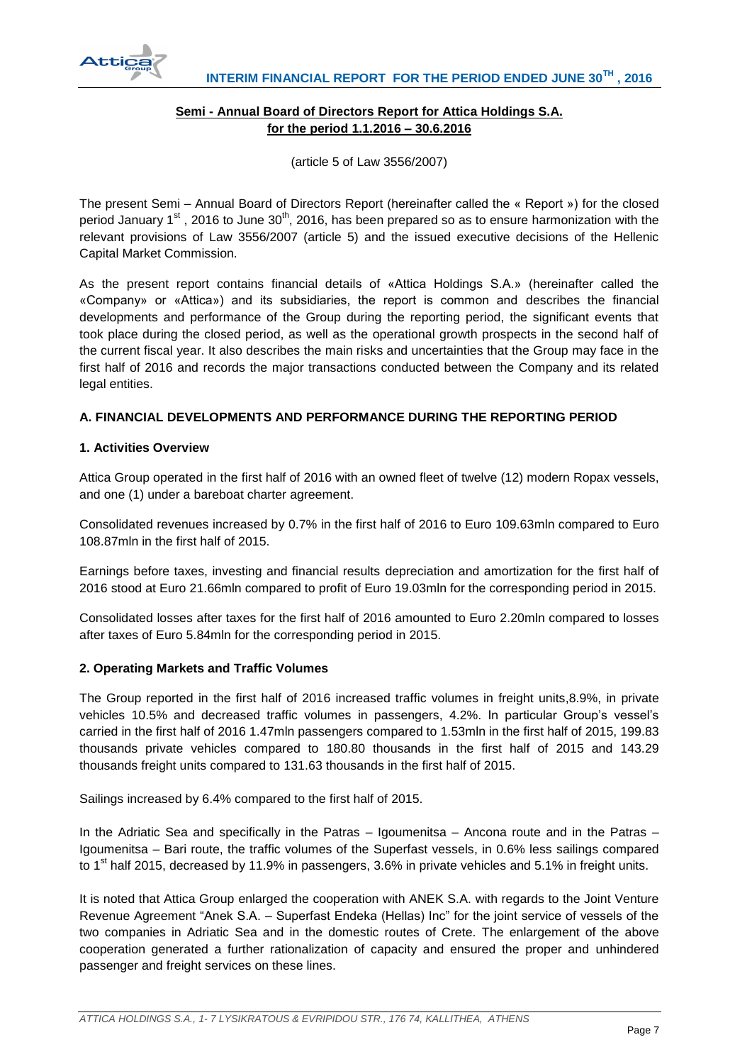**Semi - Annual Board of Directors Report for Attica Holdings S.A.**
**for the period 1.1.2016 – 30.6.2016**

(article 5 of Law 3556/2007)

The present Semi – Annual Board of Directors Report (hereinafter called the « Report ») for the closed period January 1st , 2016 to June 30th, 2016, has been prepared so as to ensure harmonization with the relevant provisions of Law 3556/2007 (article 5) and the issued executive decisions of the Hellenic Capital Market Commission.

As the present report contains financial details of «Attica Holdings S.A.» (hereinafter called the «Company» or «Attica») and its subsidiaries, the report is common and describes the financial developments and performance of the Group during the reporting period, the significant events that took place during the closed period, as well as the operational growth prospects in the second half of the current fiscal year. It also describes the main risks and uncertainties that the Group may face in the first half of 2016 and records the major transactions conducted between the Company and its related legal entities.

## A. FINANCIAL DEVELOPMENTS AND PERFORMANCE DURING THE REPORTING PERIOD

### 1. Activities Overview

Attica Group operated in the first half of 2016 with an owned fleet of twelve (12) modern Ropax vessels, and one (1) under a bareboat charter agreement.

Consolidated revenues increased by 0.7% in the first half of 2016 to Euro 109.63mln compared to Euro 108.87mln in the first half of 2015.

Earnings before taxes, investing and financial results depreciation and amortization for the first half of 2016 stood at Euro 21.66mln compared to profit of Euro 19.03mln for the corresponding period in 2015.

Consolidated losses after taxes for the first half of 2016 amounted to Euro 2.20mln compared to losses after taxes of Euro 5.84mln for the corresponding period in 2015.

### 2. Operating Markets and Traffic Volumes

The Group reported in the first half of 2016 increased traffic volumes in freight units,8.9%, in private vehicles 10.5% and decreased traffic volumes in passengers, 4.2%. In particular Group's vessel's carried in the first half of 2016 1.47mln passengers compared to 1.53mln in the first half of 2015, 199.83 thousands private vehicles compared to 180.80 thousands in the first half of 2015 and 143.29 thousands freight units compared to 131.63 thousands in the first half of 2015.

Sailings increased by 6.4% compared to the first half of 2015.

In the Adriatic Sea and specifically in the Patras – Igoumenitsa – Ancona route and in the Patras – Igoumenitsa – Bari route, the traffic volumes of the Superfast vessels, in 0.6% less sailings compared to 1st half 2015, decreased by 11.9% in passengers, 3.6% in private vehicles and 5.1% in freight units.

It is noted that Attica Group enlarged the cooperation with ANEK S.A. with regards to the Joint Venture Revenue Agreement "Anek S.A. – Superfast Endeka (Hellas) Inc" for the joint service of vessels of the two companies in Adriatic Sea and in the domestic routes of Crete. The enlargement of the above cooperation generated a further rationalization of capacity and ensured the proper and unhindered passenger and freight services on these lines.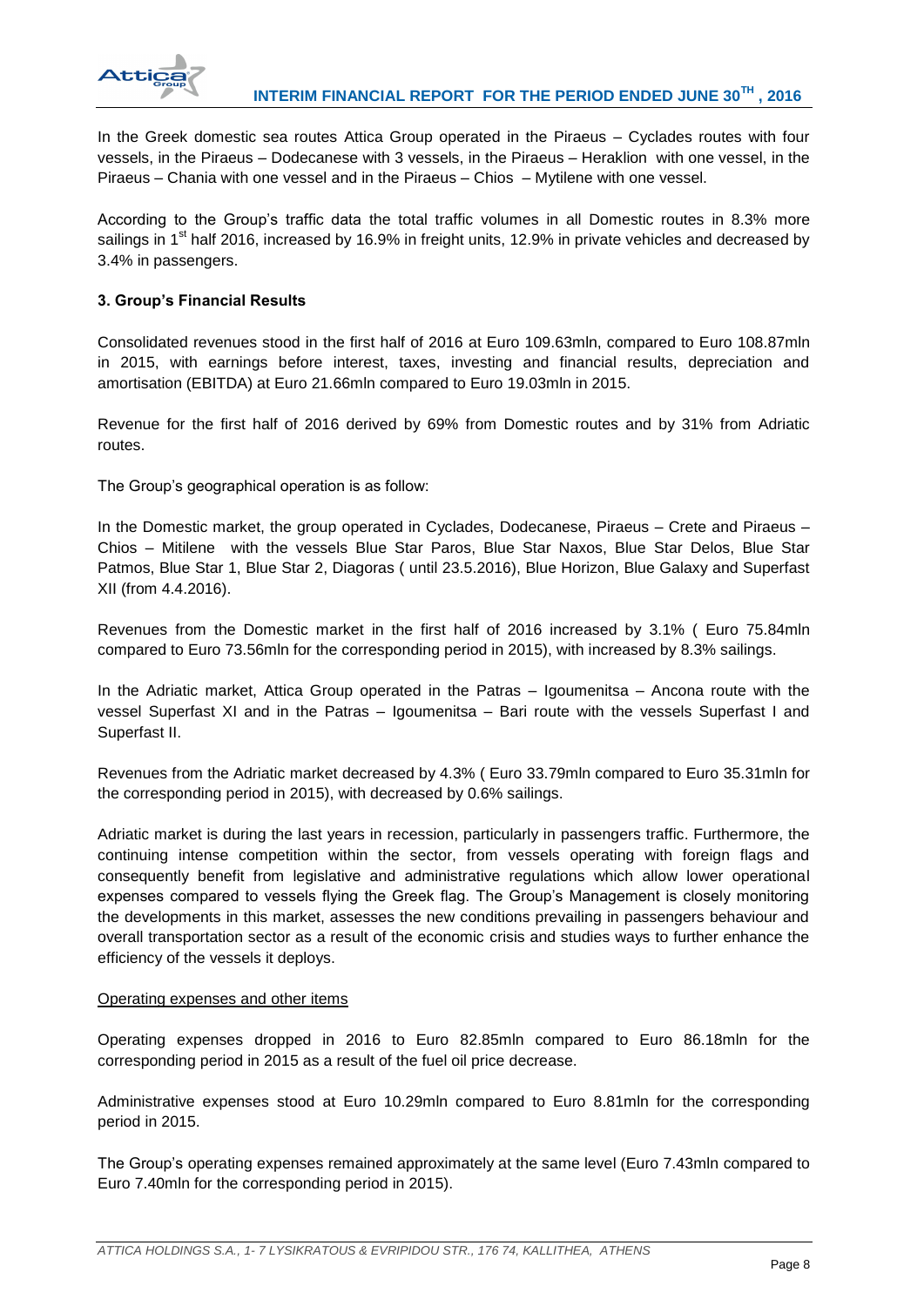In the Greek domestic sea routes Attica Group operated in the Piraeus – Cyclades routes with four vessels, in the Piraeus – Dodecanese with 3 vessels, in the Piraeus – Heraklion with one vessel, in the Piraeus – Chania with one vessel and in the Piraeus – Chios – Mytilene with one vessel.

According to the Group's traffic data the total traffic volumes in all Domestic routes in 8.3% more sailings in 1st half 2016, increased by 16.9% in freight units, 12.9% in private vehicles and decreased by 3.4% in passengers.

### 3. Group's Financial Results

Consolidated revenues stood in the first half of 2016 at Euro 109.63mln, compared to Euro 108.87mln in 2015, with earnings before interest, taxes, investing and financial results, depreciation and amortisation (EBITDA) at Euro 21.66mln compared to Euro 19.03mln in 2015.

Revenue for the first half of 2016 derived by 69% from Domestic routes and by 31% from Adriatic routes.

The Group's geographical operation is as follow:

In the Domestic market, the group operated in Cyclades, Dodecanese, Piraeus – Crete and Piraeus – Chios – Mitilene with the vessels Blue Star Paros, Blue Star Naxos, Blue Star Delos, Blue Star Patmos, Blue Star 1, Blue Star 2, Diagoras ( until 23.5.2016), Blue Horizon, Blue Galaxy and Superfast XII (from 4.4.2016).

Revenues from the Domestic market in the first half of 2016 increased by 3.1% ( Euro 75.84mln compared to Euro 73.56mln for the corresponding period in 2015), with increased by 8.3% sailings.

In the Adriatic market, Attica Group operated in the Patras – Igoumenitsa – Ancona route with the vessel Superfast XI and in the Patras – Igoumenitsa – Bari route with the vessels Superfast I and Superfast II.

Revenues from the Adriatic market decreased by 4.3% ( Euro 33.79mln compared to Euro 35.31mln for the corresponding period in 2015), with decreased by 0.6% sailings.

Adriatic market is during the last years in recession, particularly in passengers traffic. Furthermore, the continuing intense competition within the sector, from vessels operating with foreign flags and consequently benefit from legislative and administrative regulations which allow lower operational expenses compared to vessels flying the Greek flag. The Group's Management is closely monitoring the developments in this market, assesses the new conditions prevailing in passengers behaviour and overall transportation sector as a result of the economic crisis and studies ways to further enhance the efficiency of the vessels it deploys.

Operating expenses and other items

Operating expenses dropped in 2016 to Euro 82.85mln compared to Euro 86.18mln for the corresponding period in 2015 as a result of the fuel oil price decrease.

Administrative expenses stood at Euro 10.29mln compared to Euro 8.81mln for the corresponding period in 2015.

The Group's operating expenses remained approximately at the same level (Euro 7.43mln compared to Euro 7.40mln for the corresponding period in 2015).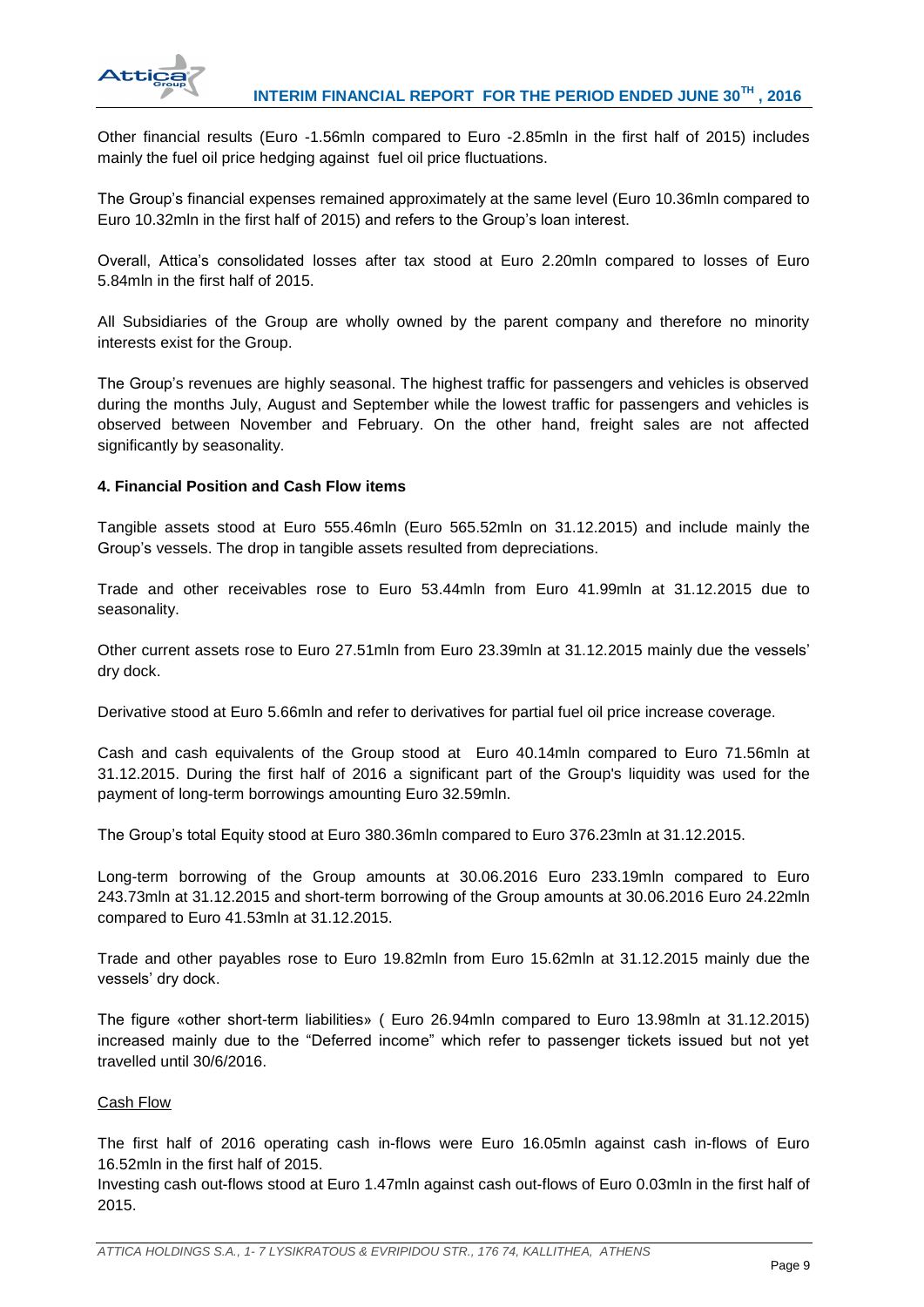Other financial results (Euro -1.56mln compared to Euro -2.85mln in the first half of 2015) includes mainly the fuel oil price hedging against fuel oil price fluctuations.

The Group's financial expenses remained approximately at the same level (Euro 10.36mln compared to Euro 10.32mln in the first half of 2015) and refers to the Group's loan interest.

Overall, Attica's consolidated losses after tax stood at Euro 2.20mln compared to losses of Euro 5.84mln in the first half of 2015.

All Subsidiaries of the Group are wholly owned by the parent company and therefore no minority interests exist for the Group.

The Group's revenues are highly seasonal. The highest traffic for passengers and vehicles is observed during the months July, August and September while the lowest traffic for passengers and vehicles is observed between November and February. On the other hand, freight sales are not affected significantly by seasonality.

**4. Financial Position and Cash Flow items**

Tangible assets stood at Euro 555.46mln (Euro 565.52mln on 31.12.2015) and include mainly the Group's vessels. The drop in tangible assets resulted from depreciations.

Trade and other receivables rose to Euro 53.44mln from Euro 41.99mln at 31.12.2015 due to seasonality.

Other current assets rose to Euro 27.51mln from Euro 23.39mln at 31.12.2015 mainly due the vessels' dry dock.

Derivative stood at Euro 5.66mln and refer to derivatives for partial fuel oil price increase coverage.

Cash and cash equivalents of the Group stood at Euro 40.14mln compared to Euro 71.56mln at 31.12.2015. During the first half of 2016 a significant part of the Group's liquidity was used for the payment of long-term borrowings amounting Euro 32.59mln.

The Group's total Equity stood at Euro 380.36mln compared to Euro 376.23mln at 31.12.2015.

Long-term borrowing of the Group amounts at 30.06.2016 Euro 233.19mln compared to Euro 243.73mln at 31.12.2015 and short-term borrowing of the Group amounts at 30.06.2016 Euro 24.22mln compared to Euro 41.53mln at 31.12.2015.

Trade and other payables rose to Euro 19.82mln from Euro 15.62mln at 31.12.2015 mainly due the vessels' dry dock.

The figure «other short-term liabilities» ( Euro 26.94mln compared to Euro 13.98mln at 31.12.2015) increased mainly due to the "Deferred income" which refer to passenger tickets issued but not yet travelled until 30/6/2016.

Cash Flow

The first half of 2016 operating cash in-flows were Euro 16.05mln against cash in-flows of Euro 16.52mln in the first half of 2015.

Investing cash out-flows stood at Euro 1.47mln against cash out-flows of Euro 0.03mln in the first half of 2015.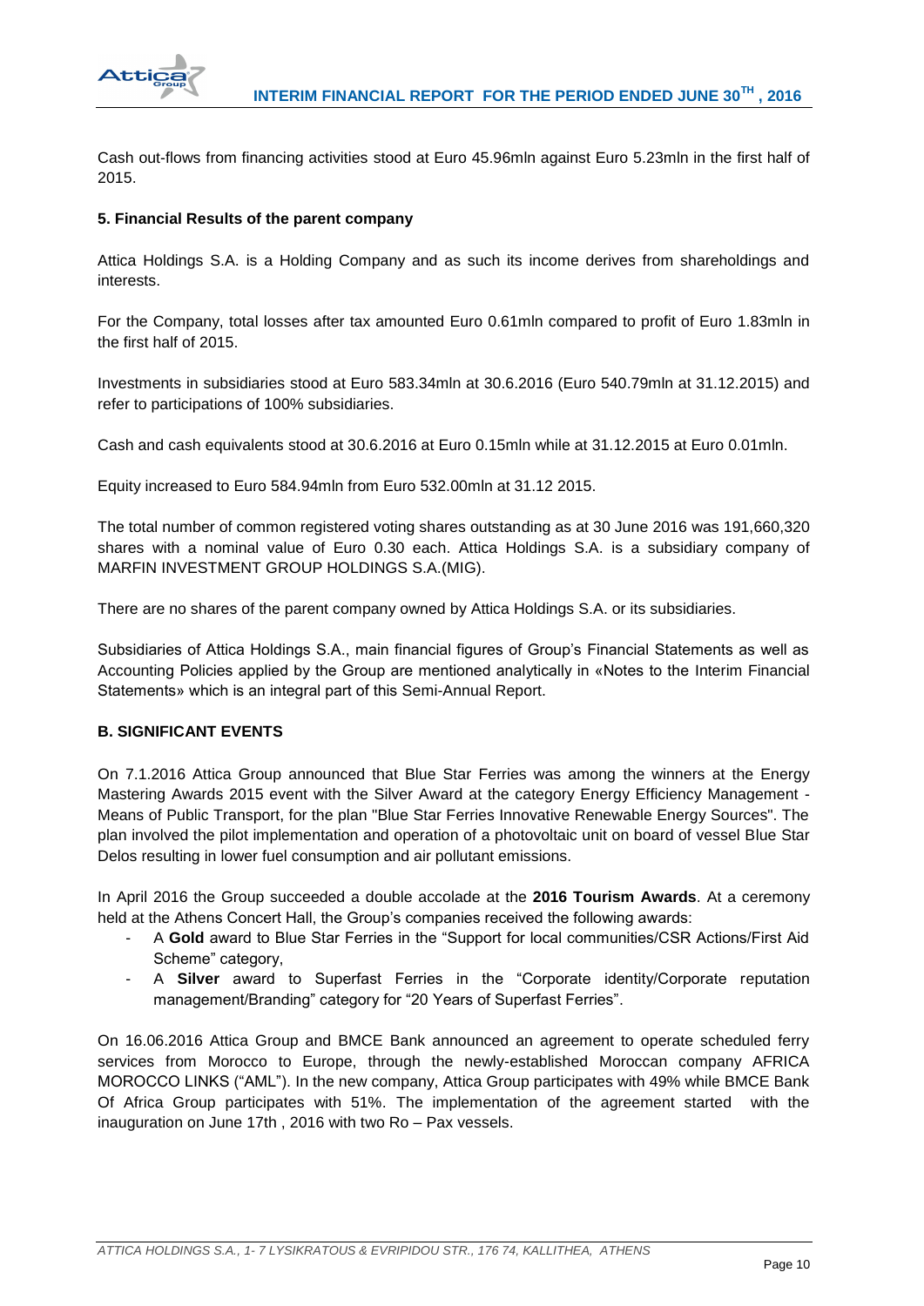Cash out-flows from financing activities stood at Euro 45.96mln against Euro 5.23mln in the first half of 2015.

**5. Financial Results of the parent company**

Attica Holdings S.A. is a Holding Company and as such its income derives from shareholdings and interests.

For the Company, total losses after tax amounted Euro 0.61mln compared to profit of Euro 1.83mln in the first half of 2015.

Investments in subsidiaries stood at Euro 583.34mln at 30.6.2016 (Euro 540.79mln at 31.12.2015) and refer to participations of 100% subsidiaries.

Cash and cash equivalents stood at 30.6.2016 at Euro 0.15mln while at 31.12.2015 at Euro 0.01mln.

Equity increased to Euro 584.94mln from Euro 532.00mln at 31.12 2015.

The total number of common registered voting shares outstanding as at 30 June 2016 was 191,660,320 shares with a nominal value of Euro 0.30 each. Attica Holdings S.A. is a subsidiary company of MARFIN INVESTMENT GROUP HOLDINGS S.A.(MIG).

There are no shares of the parent company owned by Attica Holdings S.A. or its subsidiaries.

Subsidiaries of Attica Holdings S.A., main financial figures of Group's Financial Statements as well as Accounting Policies applied by the Group are mentioned analytically in «Notes to the Interim Financial Statements» which is an integral part of this Semi-Annual Report.

**B. SIGNIFICANT EVENTS**

On 7.1.2016 Attica Group announced that Blue Star Ferries was among the winners at the Energy Mastering Awards 2015 event with the Silver Award at the category Energy Efficiency Management - Means of Public Transport, for the plan "Blue Star Ferries Innovative Renewable Energy Sources". The plan involved the pilot implementation and operation of a photovoltaic unit on board of vessel Blue Star Delos resulting in lower fuel consumption and air pollutant emissions.

In April 2016 the Group succeeded a double accolade at the **2016 Tourism Awards**. At a ceremony held at the Athens Concert Hall, the Group's companies received the following awards:

- A **Gold** award to Blue Star Ferries in the "Support for local communities/CSR Actions/First Aid Scheme" category,
- A **Silver** award to Superfast Ferries in the "Corporate identity/Corporate reputation management/Branding" category for "20 Years of Superfast Ferries".

On 16.06.2016 Attica Group and BMCE Bank announced an agreement to operate scheduled ferry services from Morocco to Europe, through the newly-established Moroccan company AFRICA MOROCCO LINKS ("AML"). In the new company, Attica Group participates with 49% while BMCE Bank Of Africa Group participates with 51%. The implementation of the agreement started with the inauguration on June 17th , 2016 with two Ro – Pax vessels.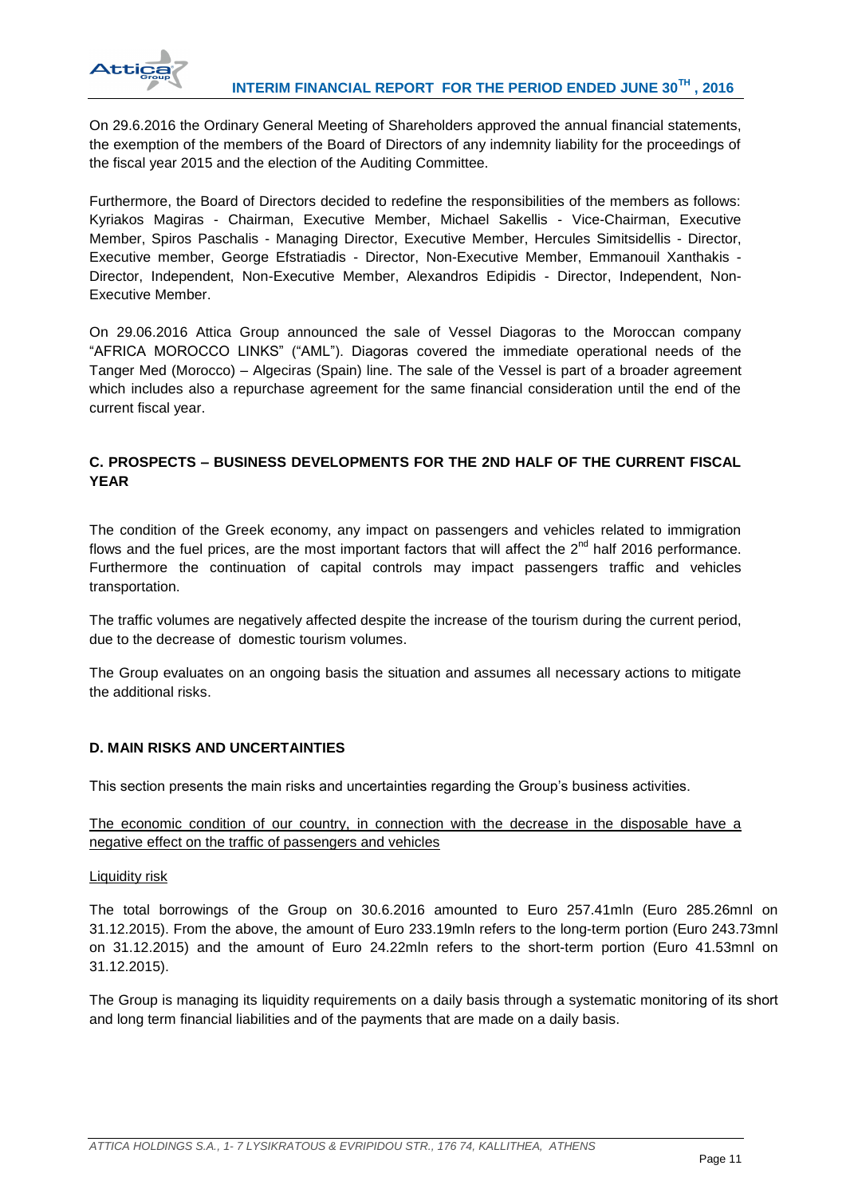On 29.6.2016 the Ordinary General Meeting of Shareholders approved the annual financial statements, the exemption of the members of the Board of Directors of any indemnity liability for the proceedings of the fiscal year 2015 and the election of the Auditing Committee.

Furthermore, the Board of Directors decided to redefine the responsibilities of the members as follows: Kyriakos Magiras - Chairman, Executive Member, Michael Sakellis - Vice-Chairman, Executive Member, Spiros Paschalis - Managing Director, Executive Member, Hercules Simitsidellis - Director, Executive member, George Efstratiadis - Director, Non-Executive Member, Emmanouil Xanthakis - Director, Independent, Non-Executive Member, Alexandros Edipidis - Director, Independent, Non-Executive Member.

On 29.06.2016 Attica Group announced the sale of Vessel Diagoras to the Moroccan company "AFRICA MOROCCO LINKS" ("AML"). Diagoras covered the immediate operational needs of the Tanger Med (Morocco) – Algeciras (Spain) line. The sale of the Vessel is part of a broader agreement which includes also a repurchase agreement for the same financial consideration until the end of the current fiscal year.

## C. PROSPECTS – BUSINESS DEVELOPMENTS FOR THE 2ND HALF OF THE CURRENT FISCAL YEAR

The condition of the Greek economy, any impact on passengers and vehicles related to immigration flows and the fuel prices, are the most important factors that will affect the 2nd half 2016 performance. Furthermore the continuation of capital controls may impact passengers traffic and vehicles transportation.

The traffic volumes are negatively affected despite the increase of the tourism during the current period, due to the decrease of domestic tourism volumes.

The Group evaluates on an ongoing basis the situation and assumes all necessary actions to mitigate the additional risks.

## D. MAIN RISKS AND UNCERTAINTIES

This section presents the main risks and uncertainties regarding the Group's business activities.

The economic condition of our country, in connection with the decrease in the disposable have a negative effect on the traffic of passengers and vehicles

Liquidity risk

The total borrowings of the Group on 30.6.2016 amounted to Euro 257.41mln (Euro 285.26mnl on 31.12.2015). From the above, the amount of Euro 233.19mln refers to the long-term portion (Euro 243.73mnl on 31.12.2015) and the amount of Euro 24.22mln refers to the short-term portion (Euro 41.53mnl on 31.12.2015).

The Group is managing its liquidity requirements on a daily basis through a systematic monitoring of its short and long term financial liabilities and of the payments that are made on a daily basis.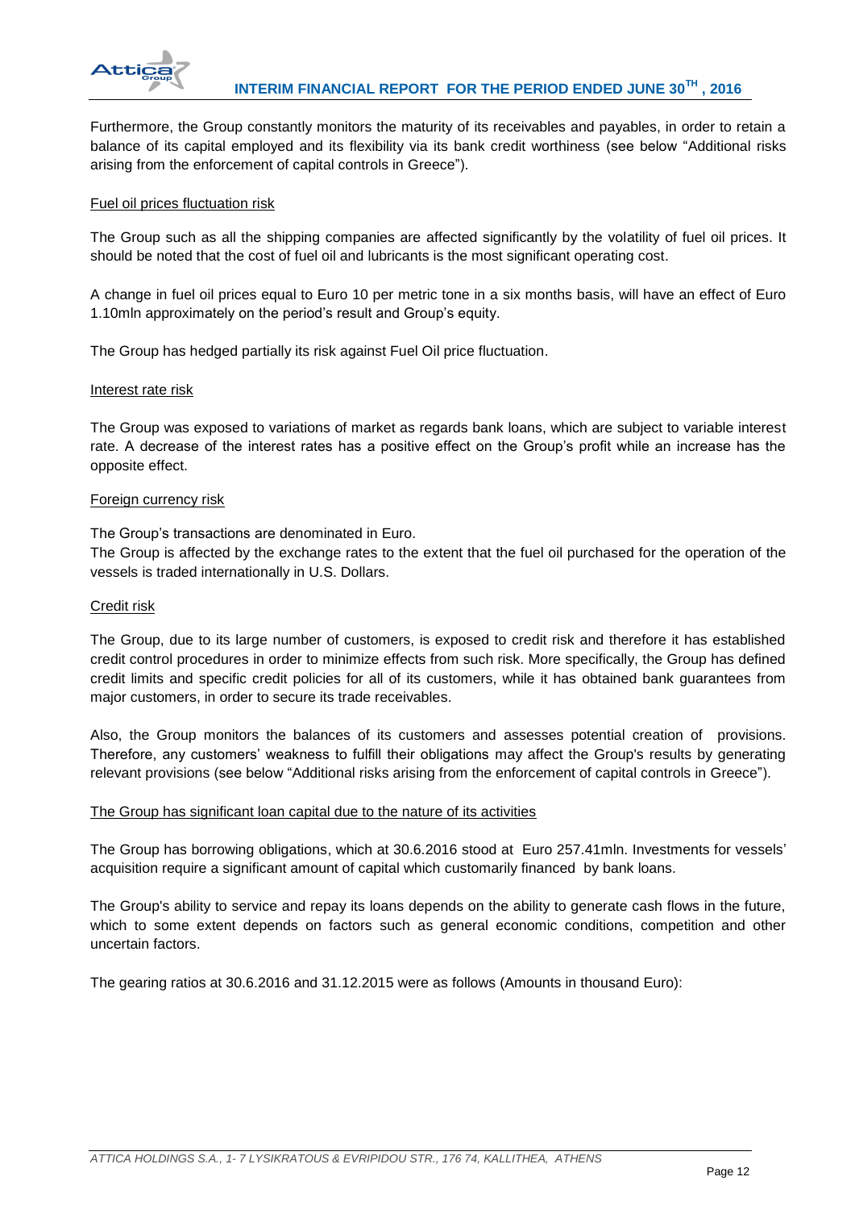Furthermore, the Group constantly monitors the maturity of its receivables and payables, in order to retain a balance of its capital employed and its flexibility via its bank credit worthiness (see below "Additional risks arising from the enforcement of capital controls in Greece").

Fuel oil prices fluctuation risk

The Group such as all the shipping companies are affected significantly by the volatility of fuel oil prices. It should be noted that the cost of fuel oil and lubricants is the most significant operating cost.

A change in fuel oil prices equal to Euro 10 per metric tone in a six months basis, will have an effect of Euro 1.10mln approximately on the period's result and Group's equity.

The Group has hedged partially its risk against Fuel Oil price fluctuation.

Interest rate risk

The Group was exposed to variations of market as regards bank loans, which are subject to variable interest rate. A decrease of the interest rates has a positive effect on the Group's profit while an increase has the opposite effect.

Foreign currency risk

The Group's transactions are denominated in Euro.
The Group is affected by the exchange rates to the extent that the fuel oil purchased for the operation of the vessels is traded internationally in U.S. Dollars.

Credit risk

The Group, due to its large number of customers, is exposed to credit risk and therefore it has established credit control procedures in order to minimize effects from such risk. More specifically, the Group has defined credit limits and specific credit policies for all of its customers, while it has obtained bank guarantees from major customers, in order to secure its trade receivables.

Also, the Group monitors the balances of its customers and assesses potential creation of provisions. Therefore, any customers' weakness to fulfill their obligations may affect the Group's results by generating relevant provisions (see below "Additional risks arising from the enforcement of capital controls in Greece").

The Group has significant loan capital due to the nature of its activities

The Group has borrowing obligations, which at 30.6.2016 stood at Euro 257.41mln. Investments for vessels' acquisition require a significant amount of capital which customarily financed by bank loans.

The Group's ability to service and repay its loans depends on the ability to generate cash flows in the future, which to some extent depends on factors such as general economic conditions, competition and other uncertain factors.

The gearing ratios at 30.6.2016 and 31.12.2015 were as follows (Amounts in thousand Euro):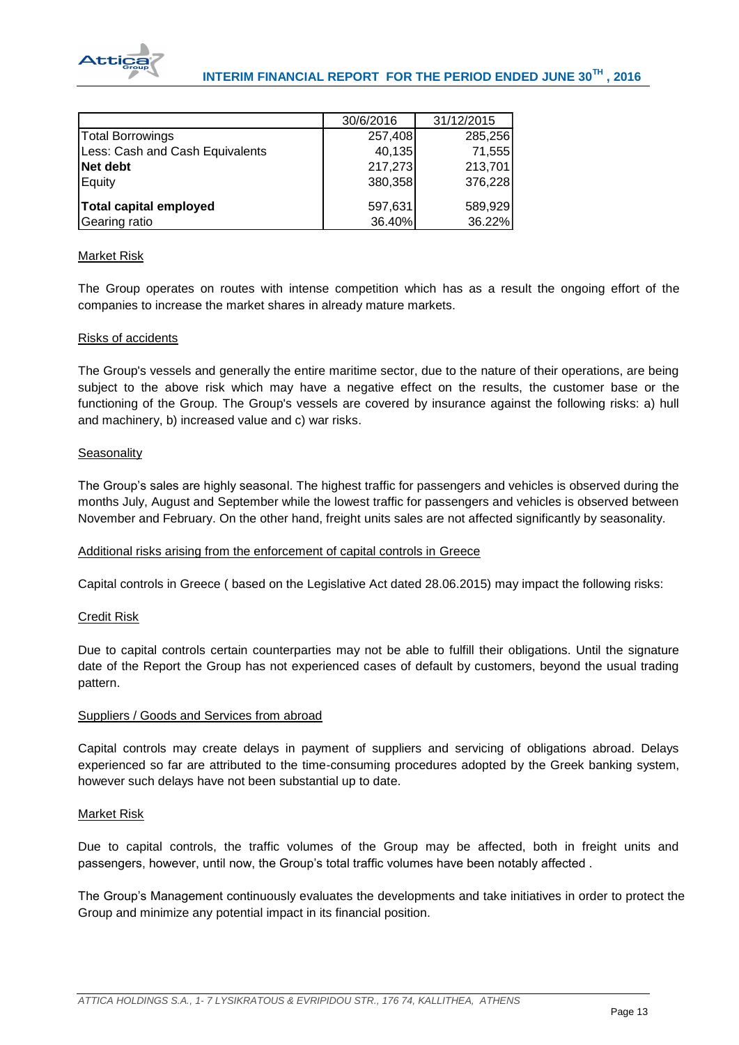| | 30/6/2016 | 31/12/2015 |
|---|---|---|
| Total Borrowings | 257,408 | 285,256 |
| Less: Cash and Cash Equivalents | 40,135 | 71,555 |
| **Net debt** | 217,273 | 213,701 |
| Equity | 380,358 | 376,228 |
| **Total capital employed** | 597,631 | 589,929 |
| Gearing ratio | 36.40% | 36.22% |

Market Risk

The Group operates on routes with intense competition which has as a result the ongoing effort of the companies to increase the market shares in already mature markets.

Risks of accidents

The Group's vessels and generally the entire maritime sector, due to the nature of their operations, are being subject to the above risk which may have a negative effect on the results, the customer base or the functioning of the Group. The Group's vessels are covered by insurance against the following risks: a) hull and machinery, b) increased value and c) war risks.

Seasonality

The Group's sales are highly seasonal. The highest traffic for passengers and vehicles is observed during the months July, August and September while the lowest traffic for passengers and vehicles is observed between November and February. On the other hand, freight units sales are not affected significantly by seasonality.

Additional risks arising from the enforcement of capital controls in Greece

Capital controls in Greece ( based on the Legislative Act dated 28.06.2015) may impact the following risks:

Credit Risk

Due to capital controls certain counterparties may not be able to fulfill their obligations. Until the signature date of the Report the Group has not experienced cases of default by customers, beyond the usual trading pattern.

Suppliers / Goods and Services from abroad

Capital controls may create delays in payment of suppliers and servicing of obligations abroad. Delays experienced so far are attributed to the time-consuming procedures adopted by the Greek banking system, however such delays have not been substantial up to date.

Market Risk

Due to capital controls, the traffic volumes of the Group may be affected, both in freight units and passengers, however, until now, the Group's total traffic volumes have been notably affected .

The Group's Management continuously evaluates the developments and take initiatives in order to protect the Group and minimize any potential impact in its financial position.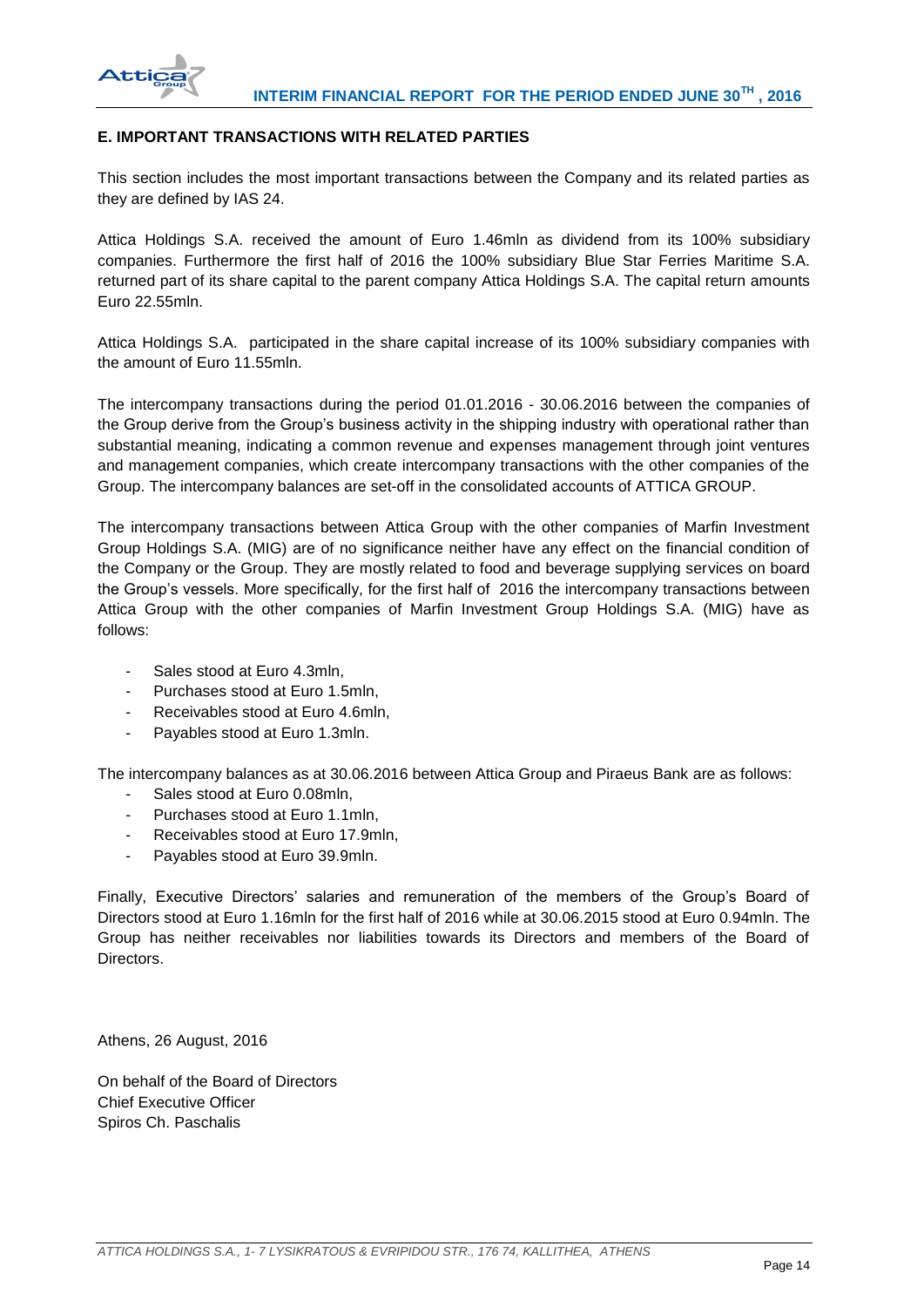## E. IMPORTANT TRANSACTIONS WITH RELATED PARTIES

This section includes the most important transactions between the Company and its related parties as they are defined by IAS 24.

Attica Holdings S.A. received the amount of Euro 1.46mln as dividend from its 100% subsidiary companies. Furthermore the first half of 2016 the 100% subsidiary Blue Star Ferries Maritime S.A. returned part of its share capital to the parent company Attica Holdings S.A. The capital return amounts Euro 22.55mln.

Attica Holdings S.A. participated in the share capital increase of its 100% subsidiary companies with the amount of Euro 11.55mln.

The intercompany transactions during the period 01.01.2016 - 30.06.2016 between the companies of the Group derive from the Group's business activity in the shipping industry with operational rather than substantial meaning, indicating a common revenue and expenses management through joint ventures and management companies, which create intercompany transactions with the other companies of the Group. The intercompany balances are set-off in the consolidated accounts of ATTICA GROUP.

The intercompany transactions between Attica Group with the other companies of Marfin Investment Group Holdings S.A. (MIG) are of no significance neither have any effect on the financial condition of the Company or the Group. They are mostly related to food and beverage supplying services on board the Group's vessels. More specifically, for the first half of 2016 the intercompany transactions between Attica Group with the other companies of Marfin Investment Group Holdings S.A. (MIG) have as follows:

- Sales stood at Euro 4.3mln,
- Purchases stood at Euro 1.5mln,
- Receivables stood at Euro 4.6mln,
- Payables stood at Euro 1.3mln.

The intercompany balances as at 30.06.2016 between Attica Group and Piraeus Bank are as follows:

- Sales stood at Euro 0.08mln,
- Purchases stood at Euro 1.1mln,
- Receivables stood at Euro 17.9mln,
- Payables stood at Euro 39.9mln.

Finally, Executive Directors' salaries and remuneration of the members of the Group's Board of Directors stood at Euro 1.16mln for the first half of 2016 while at 30.06.2015 stood at Euro 0.94mln. The Group has neither receivables nor liabilities towards its Directors and members of the Board of Directors.

Athens, 26 August, 2016

On behalf of the Board of Directors
Chief Executive Officer
Spiros Ch. Paschalis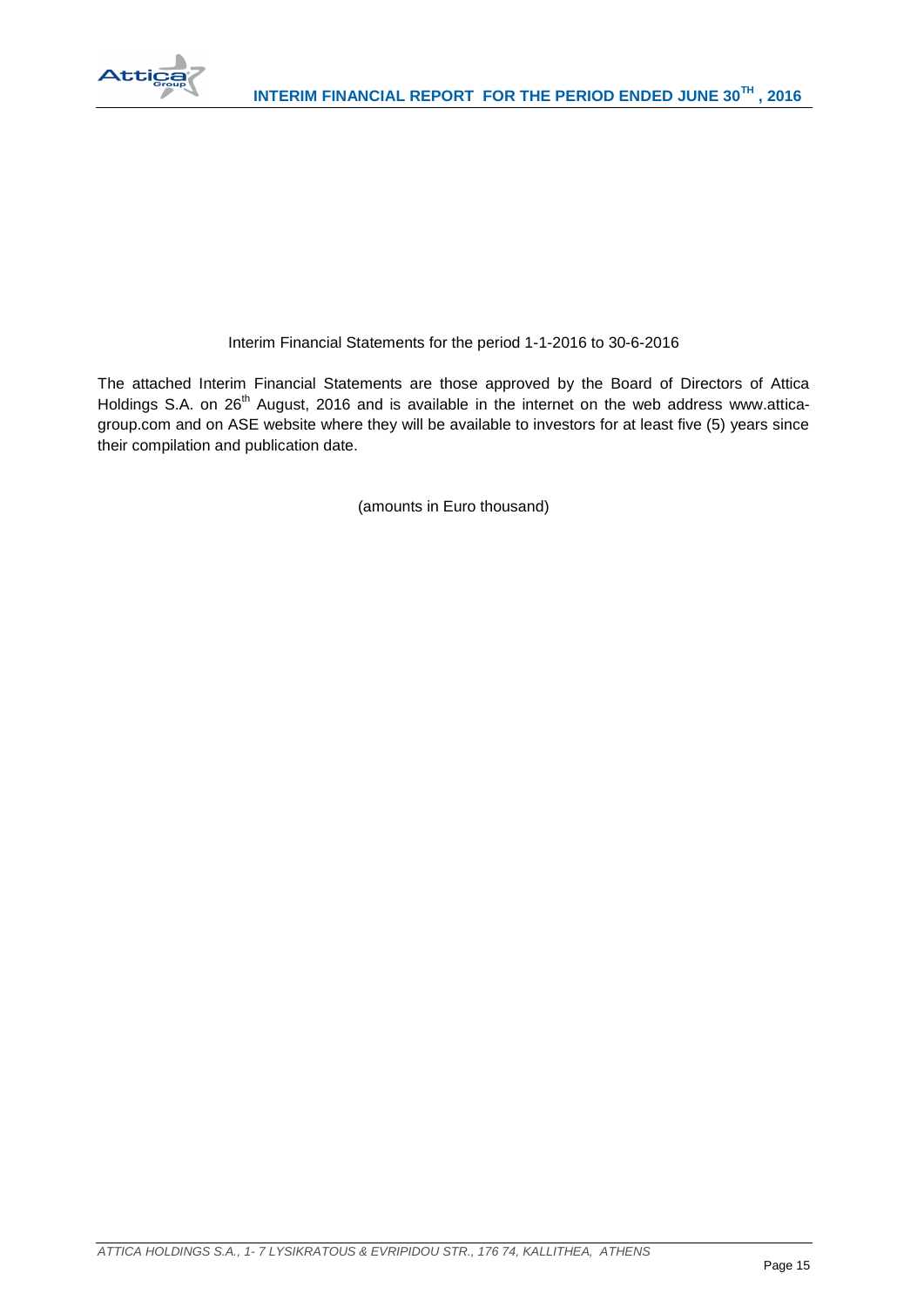Interim Financial Statements for the period 1-1-2016 to 30-6-2016

The attached Interim Financial Statements are those approved by the Board of Directors of Attica Holdings S.A. on 26th August, 2016 and is available in the internet on the web address www.attica-group.com and on ASE website where they will be available to investors for at least five (5) years since their compilation and publication date.

(amounts in Euro thousand)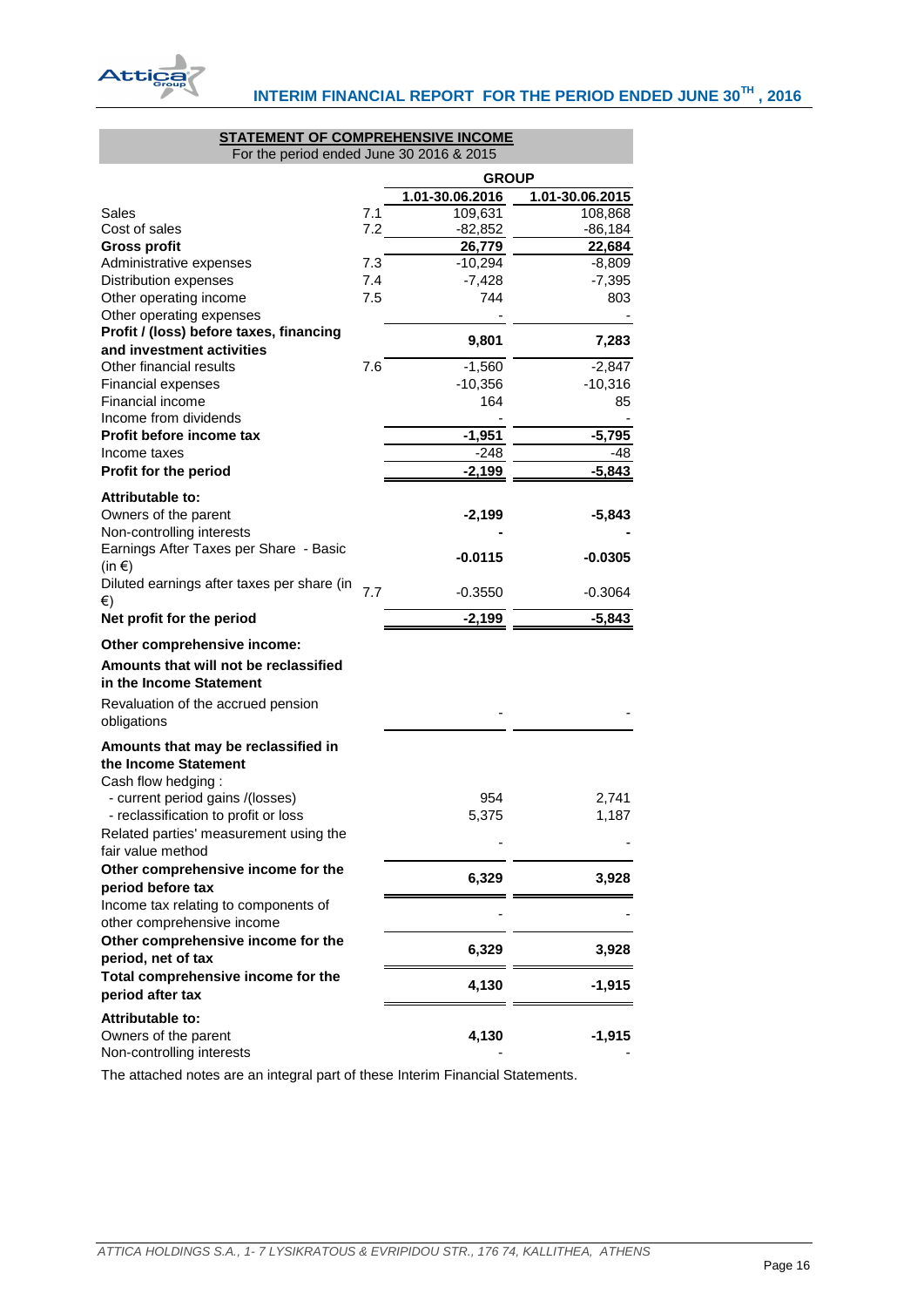## STATEMENT OF COMPREHENSIVE INCOME

For the period ended June 30 2016 & 2015

| | | GROUP | |
|---|---|---|---|
| | | 1.01-30.06.2016 | 1.01-30.06.2015 |
| Sales | 7.1 | 109,631 | 108,868 |
| Cost of sales | 7.2 | -82,852 | -86,184 |
| **Gross profit** | | **26,779** | **22,684** |
| Administrative expenses | 7.3 | -10,294 | -8,809 |
| Distribution expenses | 7.4 | -7,428 | -7,395 |
| Other operating income | 7.5 | 744 | 803 |
| Other operating expenses | | - | - |
| **Profit / (loss) before taxes, financing and investment activities** | | **9,801** | **7,283** |
| Other financial results | 7.6 | -1,560 | -2,847 |
| Financial expenses | | -10,356 | -10,316 |
| Financial income | | 164 | 85 |
| Income from dividends | | - | - |
| **Profit before income tax** | | **-1,951** | **-5,795** |
| Income taxes | | -248 | -48 |
| **Profit for the period** | | **-2,199** | **-5,843** |
| **Attributable to:** | | | |
| Owners of the parent | | **-2,199** | **-5,843** |
| Non-controlling interests | | **-** | **-** |
| Earnings After Taxes per Share - Basic (in €) | | **-0.0115** | **-0.0305** |
| Diluted earnings after taxes per share (in €) | 7.7 | -0.3550 | -0.3064 |
| **Net profit for the period** | | **-2,199** | **-5,843** |
| **Other comprehensive income:** | | | |
| **Amounts that will not be reclassified in the Income Statement** | | | |
| Revaluation of the accrued pension obligations | | - | - |
| **Amounts that may be reclassified in the Income Statement** | | | |
| Cash flow hedging : | | | |
| - current period gains /(losses) | | 954 | 2,741 |
| - reclassification to profit or loss | | 5,375 | 1,187 |
| Related parties' measurement using the fair value method | | - | - |
| **Other comprehensive income for the period before tax** | | **6,329** | **3,928** |
| Income tax relating to components of other comprehensive income | | - | - |
| **Other comprehensive income for the period, net of tax** | | **6,329** | **3,928** |
| **Total comprehensive income for the period after tax** | | **4,130** | **-1,915** |
| **Attributable to:** | | | |
| Owners of the parent | | **4,130** | **-1,915** |
| Non-controlling interests | | - | - |

The attached notes are an integral part of these Interim Financial Statements.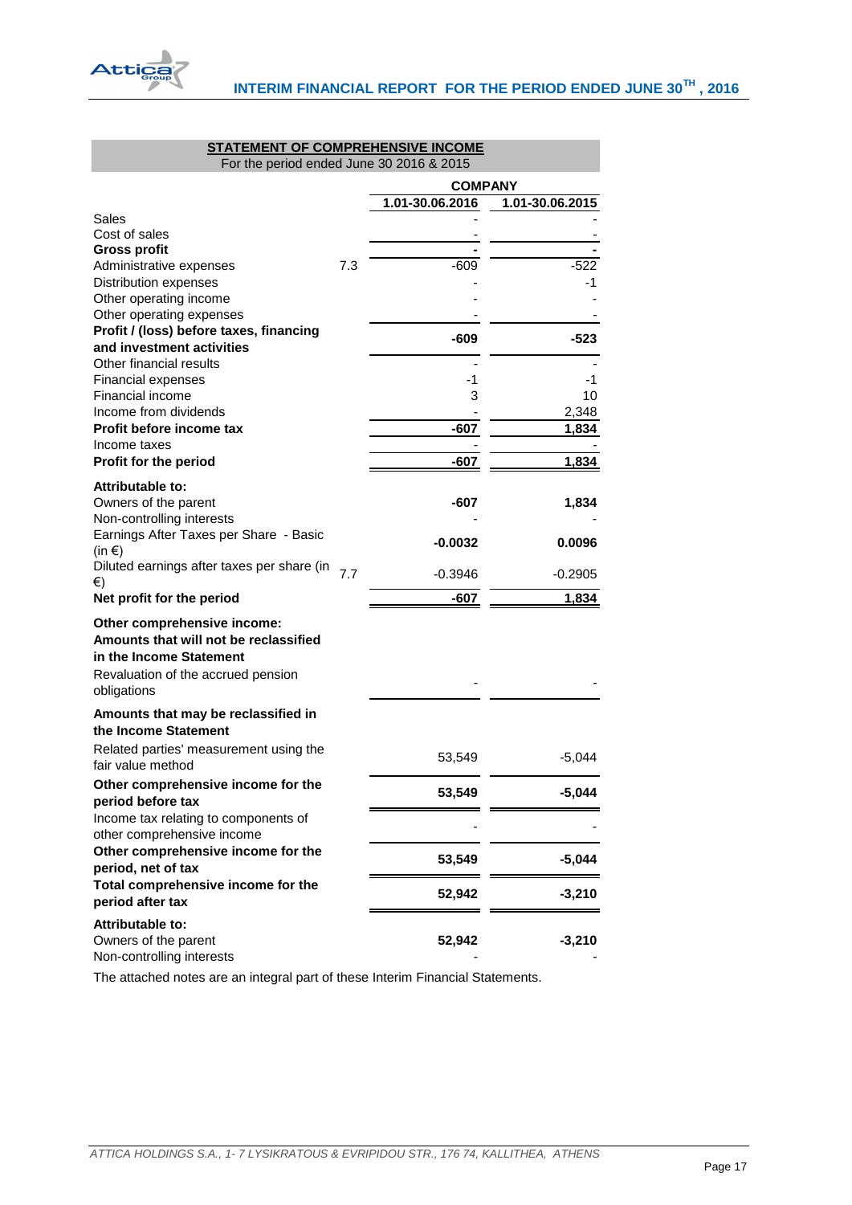**STATEMENT OF COMPREHENSIVE INCOME**
For the period ended June 30 2016 & 2015

| | | COMPANY | |
|---|---|---|---|
| | | 1.01-30.06.2016 | 1.01-30.06.2015 |
| Sales | | - | - |
| Cost of sales | | - | - |
| **Gross profit** | | **-** | **-** |
| Administrative expenses | 7.3 | -609 | -522 |
| Distribution expenses | | - | -1 |
| Other operating income | | - | - |
| Other operating expenses | | - | - |
| **Profit / (loss) before taxes, financing and investment activities** | | **-609** | **-523** |
| Other financial results | | - | - |
| Financial expenses | | -1 | -1 |
| Financial income | | 3 | 10 |
| Income from dividends | | - | 2,348 |
| **Profit before income tax** | | **-607** | **1,834** |
| Income taxes | | - | - |
| **Profit for the period** | | **-607** | **1,834** |
| **Attributable to:** | | | |
| Owners of the parent | | **-607** | **1,834** |
| Non-controlling interests | | - | - |
| Earnings After Taxes per Share - Basic (in €) | | **-0.0032** | **0.0096** |
| Diluted earnings after taxes per share (in €) | 7.7 | -0.3946 | -0.2905 |
| **Net profit for the period** | | **-607** | **1,834** |
| **Other comprehensive income:** | | | |
| **Amounts that will not be reclassified in the Income Statement** | | | |
| Revaluation of the accrued pension obligations | | - | - |
| **Amounts that may be reclassified in the Income Statement** | | | |
| Related parties' measurement using the fair value method | | 53,549 | -5,044 |
| **Other comprehensive income for the period before tax** | | **53,549** | **-5,044** |
| Income tax relating to components of other comprehensive income | | - | - |
| **Other comprehensive income for the period, net of tax** | | **53,549** | **-5,044** |
| **Total comprehensive income for the period after tax** | | **52,942** | **-3,210** |
| **Attributable to:** | | | |
| Owners of the parent | | **52,942** | **-3,210** |
| Non-controlling interests | | - | - |

The attached notes are an integral part of these Interim Financial Statements.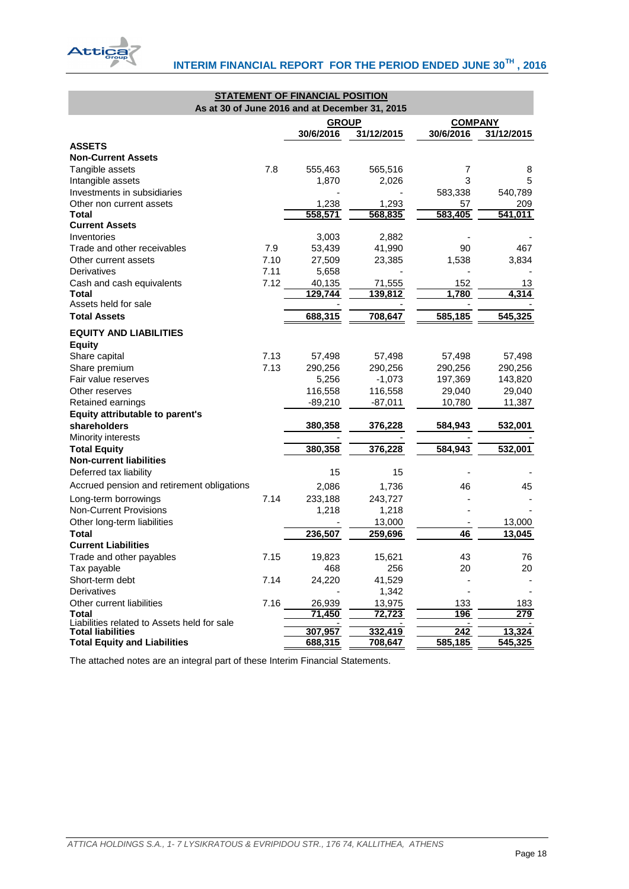## STATEMENT OF FINANCIAL POSITION

### As at 30 of June 2016 and at December 31, 2015

| | | GROUP | | COMPANY | |
|---|---|---|---|---|---|
| | | 30/6/2016 | 31/12/2015 | 30/6/2016 | 31/12/2015 |
| **ASSETS** | | | | | |
| **Non-Current Assets** | | | | | |
| Tangible assets | 7.8 | 555,463 | 565,516 | 7 | 8 |
| Intangible assets | | 1,870 | 2,026 | 3 | 5 |
| Investments in subsidiaries | | - | - | 583,338 | 540,789 |
| Other non current assets | | 1,238 | 1,293 | 57 | 209 |
| **Total** | | **558,571** | **568,835** | **583,405** | **541,011** |
| **Current Assets** | | | | | |
| Inventories | | 3,003 | 2,882 | - | - |
| Trade and other receivables | 7.9 | 53,439 | 41,990 | 90 | 467 |
| Other current assets | 7.10 | 27,509 | 23,385 | 1,538 | 3,834 |
| Derivatives | 7.11 | 5,658 | - | - | - |
| Cash and cash equivalents | 7.12 | 40,135 | 71,555 | 152 | 13 |
| **Total** | | **129,744** | **139,812** | **1,780** | **4,314** |
| Assets held for sale | | - | - | - | - |
| **Total Assets** | | **688,315** | **708,647** | **585,185** | **545,325** |
| **EQUITY AND LIABILITIES** | | | | | |
| **Equity** | | | | | |
| Share capital | 7.13 | 57,498 | 57,498 | 57,498 | 57,498 |
| Share premium | 7.13 | 290,256 | 290,256 | 290,256 | 290,256 |
| Fair value reserves | | 5,256 | -1,073 | 197,369 | 143,820 |
| Other reserves | | 116,558 | 116,558 | 29,040 | 29,040 |
| Retained earnings | | -89,210 | -87,011 | 10,780 | 11,387 |
| **Equity attributable to parent's shareholders** | | **380,358** | **376,228** | **584,943** | **532,001** |
| Minority interests | | - | - | - | - |
| **Total Equity** | | **380,358** | **376,228** | **584,943** | **532,001** |
| **Non-current liabilities** | | | | | |
| Deferred tax liability | | 15 | 15 | - | - |
| Accrued pension and retirement obligations | | 2,086 | 1,736 | 46 | 45 |
| Long-term borrowings | 7.14 | 233,188 | 243,727 | - | - |
| Non-Current Provisions | | 1,218 | 1,218 | - | - |
| Other long-term liabilities | | - | 13,000 | - | 13,000 |
| **Total** | | **236,507** | **259,696** | **46** | **13,045** |
| **Current Liabilities** | | | | | |
| Trade and other payables | 7.15 | 19,823 | 15,621 | 43 | 76 |
| Tax payable | | 468 | 256 | 20 | 20 |
| Short-term debt | 7.14 | 24,220 | 41,529 | - | - |
| Derivatives | | - | 1,342 | - | - |
| Other current liabilities | 7.16 | 26,939 | 13,975 | 133 | 183 |
| **Total** | | **71,450** | **72,723** | **196** | **279** |
| Liabilities related to Assets held for sale | | - | - | - | - |
| **Total liabilities** | | **307,957** | **332,419** | **242** | **13,324** |
| **Total Equity and Liabilities** | | **688,315** | **708,647** | **585,185** | **545,325** |

The attached notes are an integral part of these Interim Financial Statements.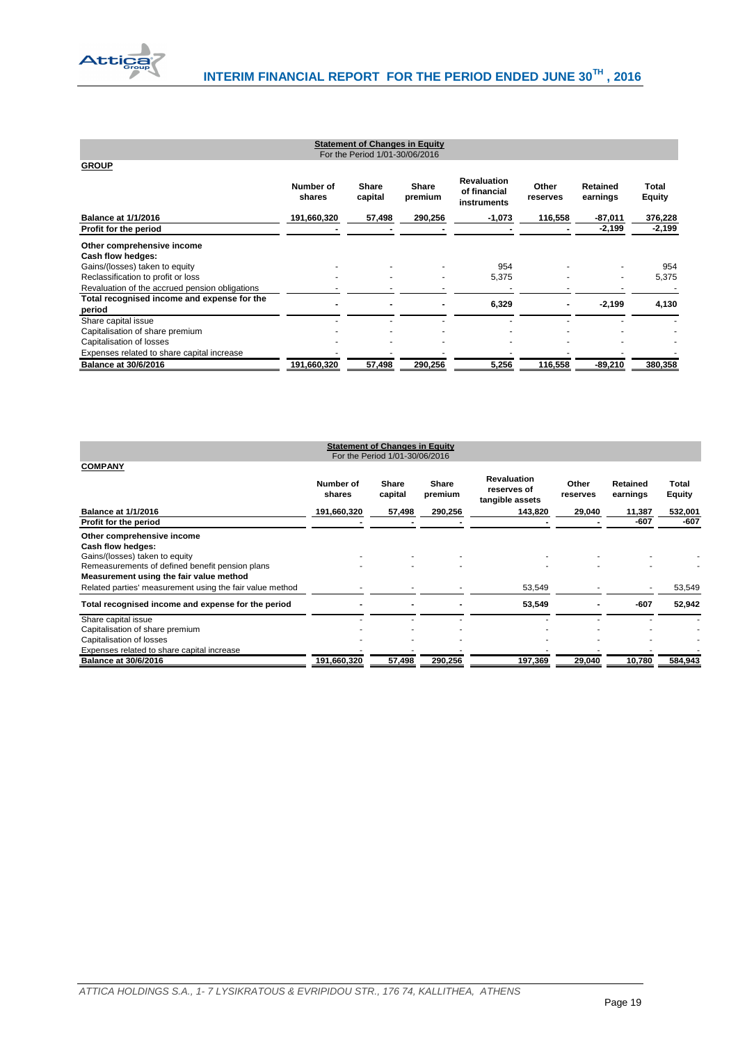**Statement of Changes in Equity**
For the Period 1/01-30/06/2016

**GROUP**

| | Number of shares | Share capital | Share premium | Revaluation of financial instruments | Other reserves | Retained earnings | Total Equity |
|---|---|---|---|---|---|---|---|
| **Balance at 1/1/2016** | **191,660,320** | **57,498** | **290,256** | **-1,073** | **116,558** | **-87,011** | **376,228** |
| **Profit for the period** | **-** | **-** | **-** | **-** | **-** | **-2,199** | **-2,199** |
| **Other comprehensive income** | | | | | | | |
| **Cash flow hedges:** | | | | | | | |
| Gains/(losses) taken to equity | - | - | - | 954 | - | - | 954 |
| Reclassification to profit or loss | - | - | - | 5,375 | - | - | 5,375 |
| Revaluation of the accrued pension obligations | - | - | - | - | - | - | - |
| **Total recognised income and expense for the period** | **-** | **-** | **-** | **6,329** | **-** | **-2,199** | **4,130** |
| Share capital issue | - | - | - | - | - | - | - |
| Capitalisation of share premium | - | - | - | - | - | - | - |
| Capitalisation of losses | - | - | - | - | - | - | - |
| Expenses related to share capital increase | - | - | - | - | - | - | - |
| **Balance at 30/6/2016** | **191,660,320** | **57,498** | **290,256** | **5,256** | **116,558** | **-89,210** | **380,358** |

**Statement of Changes in Equity**
For the Period 1/01-30/06/2016

**COMPANY**

| | Number of shares | Share capital | Share premium | Revaluation reserves of tangible assets | Other reserves | Retained earnings | Total Equity |
|---|---|---|---|---|---|---|---|
| **Balance at 1/1/2016** | **191,660,320** | **57,498** | **290,256** | **143,820** | **29,040** | **11,387** | **532,001** |
| **Profit for the period** | **-** | **-** | **-** | **-** | **-** | **-607** | **-607** |
| **Other comprehensive income** | | | | | | | |
| **Cash flow hedges:** | | | | | | | |
| Gains/(losses) taken to equity | - | - | - | - | - | - | - |
| Remeasurements of defined benefit pension plans | - | - | - | - | - | - | - |
| **Measurement using the fair value method** | | | | | | | |
| Related parties' measurement using the fair value method | - | - | - | 53,549 | - | - | 53,549 |
| **Total recognised income and expense for the period** | **-** | **-** | **-** | **53,549** | **-** | **-607** | **52,942** |
| Share capital issue | - | - | - | - | - | - | - |
| Capitalisation of share premium | - | - | - | - | - | - | - |
| Capitalisation of losses | - | - | - | - | - | - | - |
| Expenses related to share capital increase | - | - | - | - | - | - | - |
| **Balance at 30/6/2016** | **191,660,320** | **57,498** | **290,256** | **197,369** | **29,040** | **10,780** | **584,943** |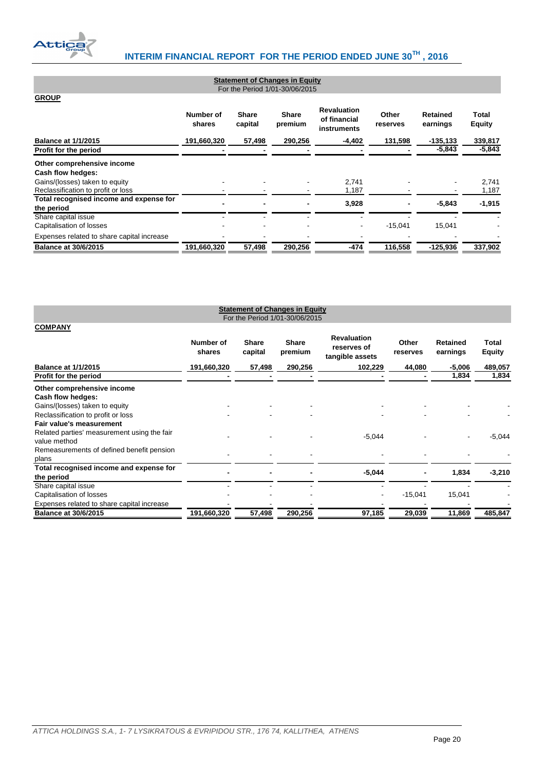## Statement of Changes in Equity

For the Period 1/01-30/06/2015

**GROUP**

| | Number of shares | Share capital | Share premium | Revaluation of financial instruments | Other reserves | Retained earnings | Total Equity |
|---|---|---|---|---|---|---|---|
| **Balance at 1/1/2015** | 191,660,320 | 57,498 | 290,256 | -4,402 | 131,598 | -135,133 | 339,817 |
| **Profit for the period** | - | - | - | - | - | -5,843 | -5,843 |
| **Other comprehensive income** | | | | | | | |
| **Cash flow hedges:** | | | | | | | |
| Gains/(losses) taken to equity | - | - | - | 2,741 | - | - | 2,741 |
| Reclassification to profit or loss | - | - | - | 1,187 | - | - | 1,187 |
| **Total recognised income and expense for the period** | - | - | - | 3,928 | - | -5,843 | -1,915 |
| Share capital issue | - | - | - | - | - | - | - |
| Capitalisation of losses | - | - | - | - | -15,041 | 15,041 | - |
| Expenses related to share capital increase | - | - | - | - | - | - | - |
| **Balance at 30/6/2015** | 191,660,320 | 57,498 | 290,256 | -474 | 116,558 | -125,936 | 337,902 |

## Statement of Changes in Equity

For the Period 1/01-30/06/2015

**COMPANY**

| | Number of shares | Share capital | Share premium | Revaluation reserves of tangible assets | Other reserves | Retained earnings | Total Equity |
|---|---|---|---|---|---|---|---|
| **Balance at 1/1/2015** | 191,660,320 | 57,498 | 290,256 | 102,229 | 44,080 | -5,006 | 489,057 |
| **Profit for the period** | - | - | - | - | - | 1,834 | 1,834 |
| **Other comprehensive income** | | | | | | | |
| **Cash flow hedges:** | | | | | | | |
| Gains/(losses) taken to equity | - | - | - | - | - | - | - |
| Reclassification to profit or loss | - | - | - | - | - | - | - |
| **Fair value's measurement** | | | | | | | |
| Related parties' measurement using the fair value method | - | - | - | -5,044 | - | - | -5,044 |
| Remeasurements of defined benefit pension plans | - | - | - | - | - | - | - |
| **Total recognised income and expense for the period** | - | - | - | -5,044 | - | 1,834 | -3,210 |
| Share capital issue | - | - | - | - | - | - | - |
| Capitalisation of losses | - | - | - | - | -15,041 | 15,041 | - |
| Expenses related to share capital increase | - | - | - | - | - | - | - |
| **Balance at 30/6/2015** | 191,660,320 | 57,498 | 290,256 | 97,185 | 29,039 | 11,869 | 485,847 |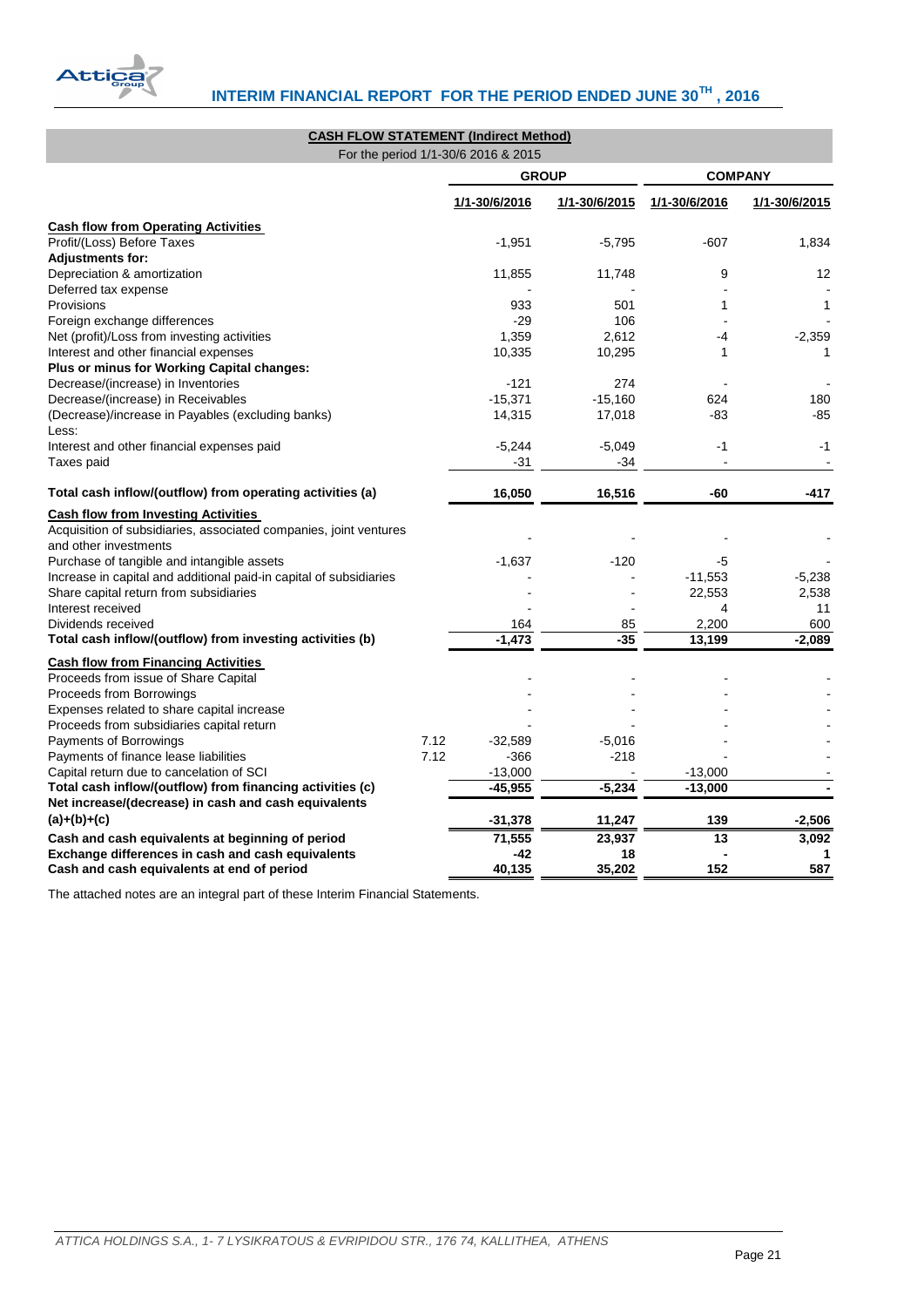**CASH FLOW STATEMENT (Indirect Method)**

For the period 1/1-30/6 2016 & 2015

| | | GROUP | | COMPANY | |
|---|---|---|---|---|---|
| | | 1/1-30/6/2016 | 1/1-30/6/2015 | 1/1-30/6/2016 | 1/1-30/6/2015 |
| **Cash flow from Operating Activities** | | | | | |
| Profit/(Loss) Before Taxes | | -1,951 | -5,795 | -607 | 1,834 |
| **Adjustments for:** | | | | | |
| Depreciation & amortization | | 11,855 | 11,748 | 9 | 12 |
| Deferred tax expense | | - | - | - | - |
| Provisions | | 933 | 501 | 1 | 1 |
| Foreign exchange differences | | -29 | 106 | - | - |
| Net (profit)/Loss from investing activities | | 1,359 | 2,612 | -4 | -2,359 |
| Interest and other financial expenses | | 10,335 | 10,295 | 1 | 1 |
| **Plus or minus for Working Capital changes:** | | | | | |
| Decrease/(increase) in Inventories | | -121 | 274 | - | - |
| Decrease/(increase) in Receivables | | -15,371 | -15,160 | 624 | 180 |
| (Decrease)/increase in Payables (excluding banks) | | 14,315 | 17,018 | -83 | -85 |
| Less: | | | | | |
| Interest and other financial expenses paid | | -5,244 | -5,049 | -1 | -1 |
| Taxes paid | | -31 | -34 | - | - |
| **Total cash inflow/(outflow) from operating activities (a)** | | **16,050** | **16,516** | **-60** | **-417** |
| **Cash flow from Investing Activities** | | | | | |
| Acquisition of subsidiaries, associated companies, joint ventures and other investments | | - | - | - | - |
| Purchase of tangible and intangible assets | | -1,637 | -120 | -5 | - |
| Increase in capital and additional paid-in capital of subsidiaries | | - | - | -11,553 | -5,238 |
| Share capital return from subsidiaries | | - | - | 22,553 | 2,538 |
| Interest received | | - | - | 4 | 11 |
| Dividends received | | 164 | 85 | 2,200 | 600 |
| **Total cash inflow/(outflow) from investing activities (b)** | | **-1,473** | **-35** | **13,199** | **-2,089** |
| **Cash flow from Financing Activities** | | | | | |
| Proceeds from issue of Share Capital | | - | - | - | - |
| Proceeds from Borrowings | | - | - | - | - |
| Expenses related to share capital increase | | - | - | - | - |
| Proceeds from subsidiaries capital return | | - | - | - | - |
| Payments of Borrowings | 7.12 | -32,589 | -5,016 | - | - |
| Payments of finance lease liabilities | 7.12 | -366 | -218 | - | - |
| Capital return due to cancelation of SCI | | -13,000 | - | -13,000 | - |
| **Total cash inflow/(outflow) from financing activities (c)** | | **-45,955** | **-5,234** | **-13,000** | **-** |
| **Net increase/(decrease) in cash and cash equivalents (a)+(b)+(c)** | | **-31,378** | **11,247** | **139** | **-2,506** |
| **Cash and cash equivalents at beginning of period** | | **71,555** | **23,937** | **13** | **3,092** |
| **Exchange differences in cash and cash equivalents** | | **-42** | **18** | **-** | **1** |
| **Cash and cash equivalents at end of period** | | **40,135** | **35,202** | **152** | **587** |

The attached notes are an integral part of these Interim Financial Statements.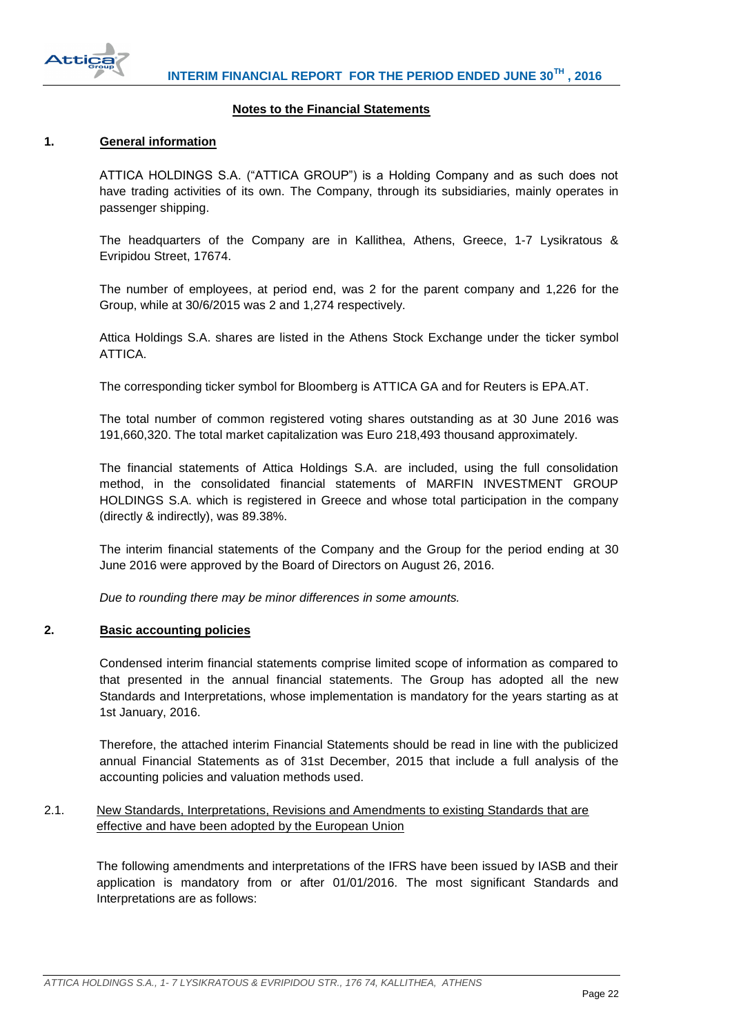## Notes to the Financial Statements

### 1. General information

ATTICA HOLDINGS S.A. ("ATTICA GROUP") is a Holding Company and as such does not have trading activities of its own. The Company, through its subsidiaries, mainly operates in passenger shipping.

The headquarters of the Company are in Kallithea, Athens, Greece, 1-7 Lysikratous & Evripidou Street, 17674.

The number of employees, at period end, was 2 for the parent company and 1,226 for the Group, while at 30/6/2015 was 2 and 1,274 respectively.

Attica Holdings S.A. shares are listed in the Athens Stock Exchange under the ticker symbol ATTICA.

The corresponding ticker symbol for Bloomberg is ATTICA GA and for Reuters is EPA.AT.

The total number of common registered voting shares outstanding as at 30 June 2016 was 191,660,320. The total market capitalization was Euro 218,493 thousand approximately.

The financial statements of Attica Holdings S.A. are included, using the full consolidation method, in the consolidated financial statements of MARFIN INVESTMENT GROUP HOLDINGS S.A. which is registered in Greece and whose total participation in the company (directly & indirectly), was 89.38%.

The interim financial statements of the Company and the Group for the period ending at 30 June 2016 were approved by the Board of Directors on August 26, 2016.

*Due to rounding there may be minor differences in some amounts.*

### 2. Basic accounting policies

Condensed interim financial statements comprise limited scope of information as compared to that presented in the annual financial statements. The Group has adopted all the new Standards and Interpretations, whose implementation is mandatory for the years starting as at 1st January, 2016.

Therefore, the attached interim Financial Statements should be read in line with the publicized annual Financial Statements as of 31st December, 2015 that include a full analysis of the accounting policies and valuation methods used.

#### 2.1. New Standards, Interpretations, Revisions and Amendments to existing Standards that are effective and have been adopted by the European Union

The following amendments and interpretations of the IFRS have been issued by IASB and their application is mandatory from or after 01/01/2016. The most significant Standards and Interpretations are as follows: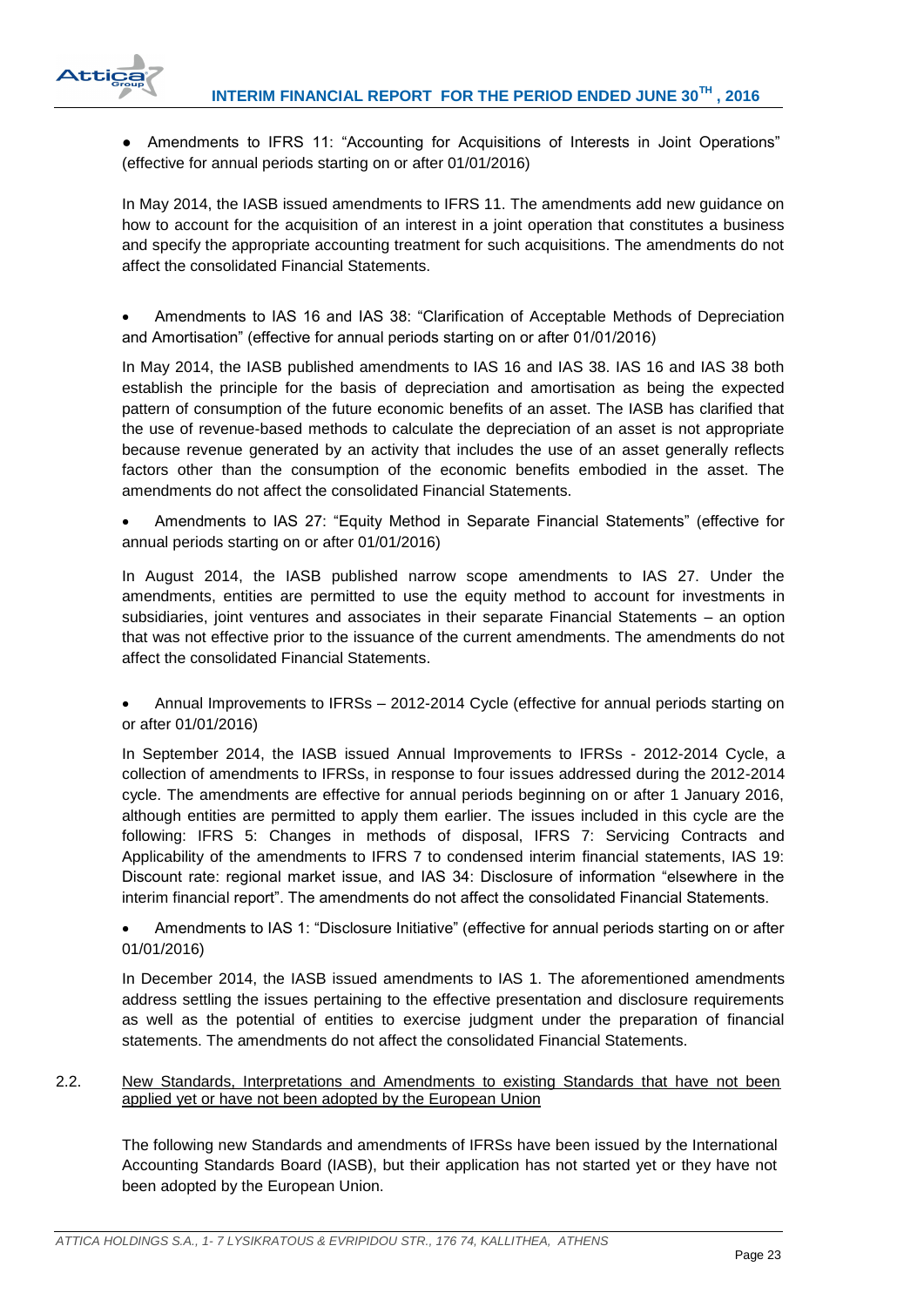- Amendments to IFRS 11: "Accounting for Acquisitions of Interests in Joint Operations" (effective for annual periods starting on or after 01/01/2016)

In May 2014, the IASB issued amendments to IFRS 11. The amendments add new guidance on how to account for the acquisition of an interest in a joint operation that constitutes a business and specify the appropriate accounting treatment for such acquisitions. The amendments do not affect the consolidated Financial Statements.

- Amendments to IAS 16 and IAS 38: "Clarification of Acceptable Methods of Depreciation and Amortisation" (effective for annual periods starting on or after 01/01/2016)

In May 2014, the IASB published amendments to IAS 16 and IAS 38. IAS 16 and IAS 38 both establish the principle for the basis of depreciation and amortisation as being the expected pattern of consumption of the future economic benefits of an asset. The IASB has clarified that the use of revenue-based methods to calculate the depreciation of an asset is not appropriate because revenue generated by an activity that includes the use of an asset generally reflects factors other than the consumption of the economic benefits embodied in the asset. The amendments do not affect the consolidated Financial Statements.

- Amendments to IAS 27: "Equity Method in Separate Financial Statements" (effective for annual periods starting on or after 01/01/2016)

In August 2014, the IASB published narrow scope amendments to IAS 27. Under the amendments, entities are permitted to use the equity method to account for investments in subsidiaries, joint ventures and associates in their separate Financial Statements – an option that was not effective prior to the issuance of the current amendments. The amendments do not affect the consolidated Financial Statements.

- Annual Improvements to IFRSs – 2012-2014 Cycle (effective for annual periods starting on or after 01/01/2016)

In September 2014, the IASB issued Annual Improvements to IFRSs - 2012-2014 Cycle, a collection of amendments to IFRSs, in response to four issues addressed during the 2012-2014 cycle. The amendments are effective for annual periods beginning on or after 1 January 2016, although entities are permitted to apply them earlier. The issues included in this cycle are the following: IFRS 5: Changes in methods of disposal, IFRS 7: Servicing Contracts and Applicability of the amendments to IFRS 7 to condensed interim financial statements, IAS 19: Discount rate: regional market issue, and IAS 34: Disclosure of information "elsewhere in the interim financial report". The amendments do not affect the consolidated Financial Statements.

- Amendments to IAS 1: "Disclosure Initiative" (effective for annual periods starting on or after 01/01/2016)

In December 2014, the IASB issued amendments to IAS 1. The aforementioned amendments address settling the issues pertaining to the effective presentation and disclosure requirements as well as the potential of entities to exercise judgment under the preparation of financial statements. The amendments do not affect the consolidated Financial Statements.

### 2.2. New Standards, Interpretations and Amendments to existing Standards that have not been applied yet or have not been adopted by the European Union

The following new Standards and amendments of IFRSs have been issued by the International Accounting Standards Board (IASB), but their application has not started yet or they have not been adopted by the European Union.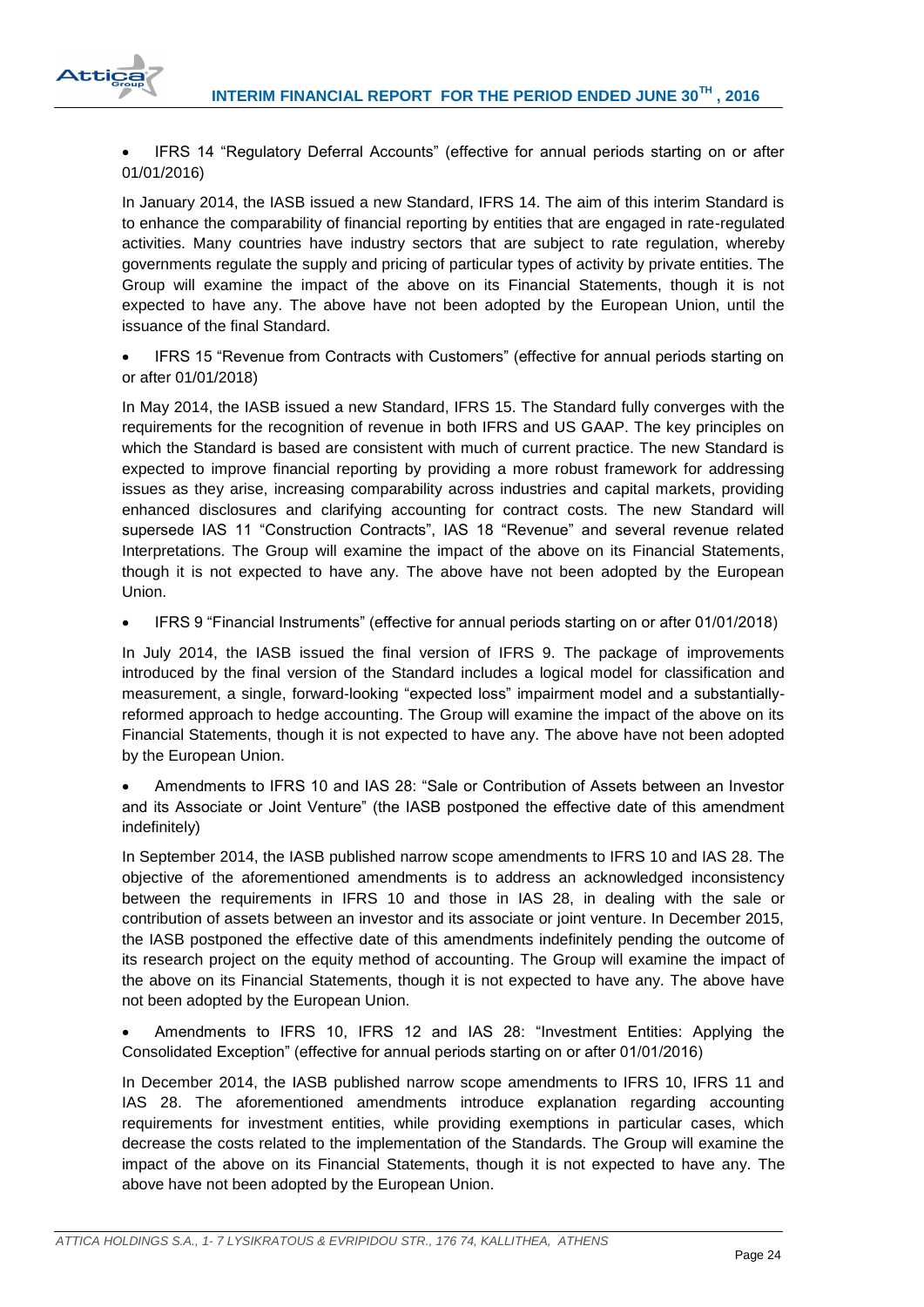- IFRS 14 "Regulatory Deferral Accounts" (effective for annual periods starting on or after 01/01/2016)

In January 2014, the IASB issued a new Standard, IFRS 14. The aim of this interim Standard is to enhance the comparability of financial reporting by entities that are engaged in rate-regulated activities. Many countries have industry sectors that are subject to rate regulation, whereby governments regulate the supply and pricing of particular types of activity by private entities. The Group will examine the impact of the above on its Financial Statements, though it is not expected to have any. The above have not been adopted by the European Union, until the issuance of the final Standard.

- IFRS 15 "Revenue from Contracts with Customers" (effective for annual periods starting on or after 01/01/2018)

In May 2014, the IASB issued a new Standard, IFRS 15. The Standard fully converges with the requirements for the recognition of revenue in both IFRS and US GAAP. The key principles on which the Standard is based are consistent with much of current practice. The new Standard is expected to improve financial reporting by providing a more robust framework for addressing issues as they arise, increasing comparability across industries and capital markets, providing enhanced disclosures and clarifying accounting for contract costs. The new Standard will supersede IAS 11 "Construction Contracts", IAS 18 "Revenue" and several revenue related Interpretations. The Group will examine the impact of the above on its Financial Statements, though it is not expected to have any. The above have not been adopted by the European Union.

- IFRS 9 "Financial Instruments" (effective for annual periods starting on or after 01/01/2018)

In July 2014, the IASB issued the final version of IFRS 9. The package of improvements introduced by the final version of the Standard includes a logical model for classification and measurement, a single, forward-looking "expected loss" impairment model and a substantially-reformed approach to hedge accounting. The Group will examine the impact of the above on its Financial Statements, though it is not expected to have any. The above have not been adopted by the European Union.

- Amendments to IFRS 10 and IAS 28: "Sale or Contribution of Assets between an Investor and its Associate or Joint Venture" (the IASB postponed the effective date of this amendment indefinitely)

In September 2014, the IASB published narrow scope amendments to IFRS 10 and IAS 28. The objective of the aforementioned amendments is to address an acknowledged inconsistency between the requirements in IFRS 10 and those in IAS 28, in dealing with the sale or contribution of assets between an investor and its associate or joint venture. In December 2015, the IASB postponed the effective date of this amendments indefinitely pending the outcome of its research project on the equity method of accounting. The Group will examine the impact of the above on its Financial Statements, though it is not expected to have any. The above have not been adopted by the European Union.

- Amendments to IFRS 10, IFRS 12 and IAS 28: "Investment Entities: Applying the Consolidated Exception" (effective for annual periods starting on or after 01/01/2016)

In December 2014, the IASB published narrow scope amendments to IFRS 10, IFRS 11 and IAS 28. The aforementioned amendments introduce explanation regarding accounting requirements for investment entities, while providing exemptions in particular cases, which decrease the costs related to the implementation of the Standards. The Group will examine the impact of the above on its Financial Statements, though it is not expected to have any. The above have not been adopted by the European Union.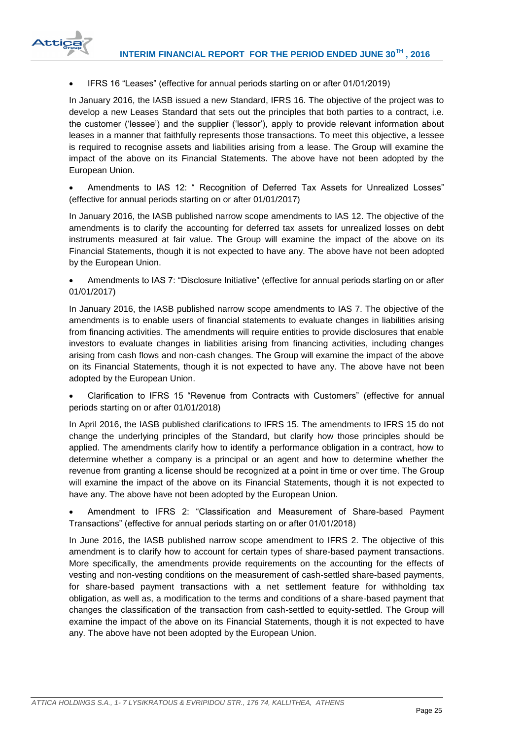- IFRS 16 “Leases” (effective for annual periods starting on or after 01/01/2019)

In January 2016, the IASB issued a new Standard, IFRS 16. The objective of the project was to develop a new Leases Standard that sets out the principles that both parties to a contract, i.e. the customer (‘lessee’) and the supplier (‘lessor’), apply to provide relevant information about leases in a manner that faithfully represents those transactions. To meet this objective, a lessee is required to recognise assets and liabilities arising from a lease. The Group will examine the impact of the above on its Financial Statements. The above have not been adopted by the European Union.

- Amendments to IAS 12: “ Recognition of Deferred Tax Assets for Unrealized Losses” (effective for annual periods starting on or after 01/01/2017)

In January 2016, the IASB published narrow scope amendments to IAS 12. The objective of the amendments is to clarify the accounting for deferred tax assets for unrealized losses on debt instruments measured at fair value. The Group will examine the impact of the above on its Financial Statements, though it is not expected to have any. The above have not been adopted by the European Union.

- Amendments to IAS 7: “Disclosure Initiative” (effective for annual periods starting on or after 01/01/2017)

In January 2016, the IASB published narrow scope amendments to IAS 7. The objective of the amendments is to enable users of financial statements to evaluate changes in liabilities arising from financing activities. The amendments will require entities to provide disclosures that enable investors to evaluate changes in liabilities arising from financing activities, including changes arising from cash flows and non-cash changes. The Group will examine the impact of the above on its Financial Statements, though it is not expected to have any. The above have not been adopted by the European Union.

- Clarification to IFRS 15 “Revenue from Contracts with Customers” (effective for annual periods starting on or after 01/01/2018)

In April 2016, the IASB published clarifications to IFRS 15. The amendments to IFRS 15 do not change the underlying principles of the Standard, but clarify how those principles should be applied. The amendments clarify how to identify a performance obligation in a contract, how to determine whether a company is a principal or an agent and how to determine whether the revenue from granting a license should be recognized at a point in time or over time. The Group will examine the impact of the above on its Financial Statements, though it is not expected to have any. The above have not been adopted by the European Union.

- Amendment to IFRS 2: “Classification and Measurement of Share-based Payment Transactions” (effective for annual periods starting on or after 01/01/2018)

In June 2016, the IASB published narrow scope amendment to IFRS 2. The objective of this amendment is to clarify how to account for certain types of share-based payment transactions. More specifically, the amendments provide requirements on the accounting for the effects of vesting and non-vesting conditions on the measurement of cash-settled share-based payments, for share-based payment transactions with a net settlement feature for withholding tax obligation, as well as, a modification to the terms and conditions of a share-based payment that changes the classification of the transaction from cash-settled to equity-settled. The Group will examine the impact of the above on its Financial Statements, though it is not expected to have any. The above have not been adopted by the European Union.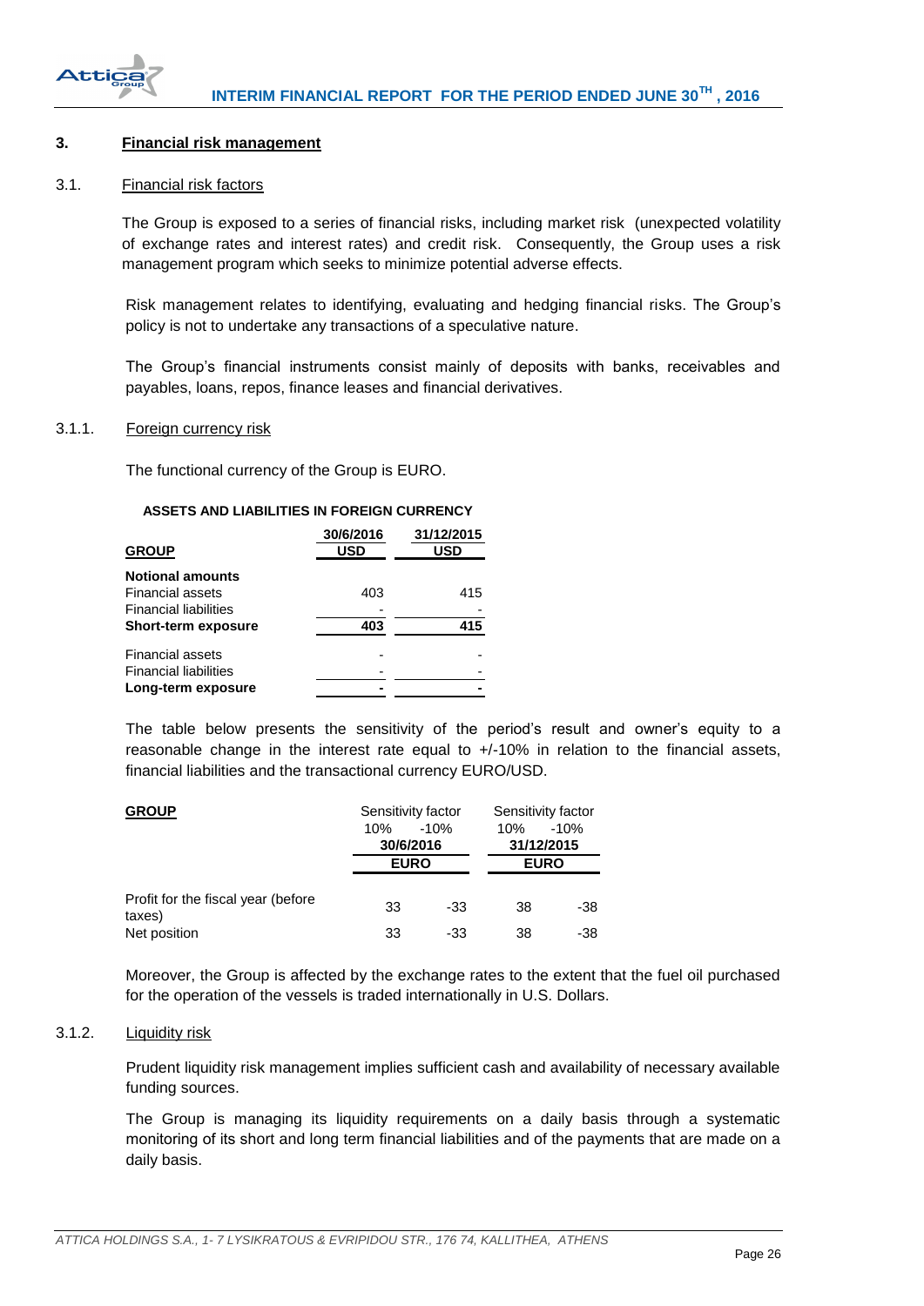## 3. Financial risk management

### 3.1. Financial risk factors

The Group is exposed to a series of financial risks, including market risk (unexpected volatility of exchange rates and interest rates) and credit risk. Consequently, the Group uses a risk management program which seeks to minimize potential adverse effects.

Risk management relates to identifying, evaluating and hedging financial risks. The Group's policy is not to undertake any transactions of a speculative nature.

The Group's financial instruments consist mainly of deposits with banks, receivables and payables, loans, repos, finance leases and financial derivatives.

#### 3.1.1. Foreign currency risk

The functional currency of the Group is EURO.

**ASSETS AND LIABILITIES IN FOREIGN CURRENCY**

| GROUP | 30/6/2016 USD | 31/12/2015 USD |
|---|---|---|
| **Notional amounts** | | |
| Financial assets | 403 | 415 |
| Financial liabilities | - | - |
| **Short-term exposure** | **403** | **415** |
| Financial assets | - | - |
| Financial liabilities | - | - |
| **Long-term exposure** | **-** | **-** |

The table below presents the sensitivity of the period's result and owner's equity to a reasonable change in the interest rate equal to +/-10% in relation to the financial assets, financial liabilities and the transactional currency EURO/USD.

| GROUP | Sensitivity factor | | Sensitivity factor | |
|---|---|---|---|---|
| | 10% | -10% | 10% | -10% |
| | 30/6/2016 | | 31/12/2015 | |
| | EURO | | EURO | |
| Profit for the fiscal year (before taxes) | 33 | -33 | 38 | -38 |
| Net position | 33 | -33 | 38 | -38 |

Moreover, the Group is affected by the exchange rates to the extent that the fuel oil purchased for the operation of the vessels is traded internationally in U.S. Dollars.

#### 3.1.2. Liquidity risk

Prudent liquidity risk management implies sufficient cash and availability of necessary available funding sources.

The Group is managing its liquidity requirements on a daily basis through a systematic monitoring of its short and long term financial liabilities and of the payments that are made on a daily basis.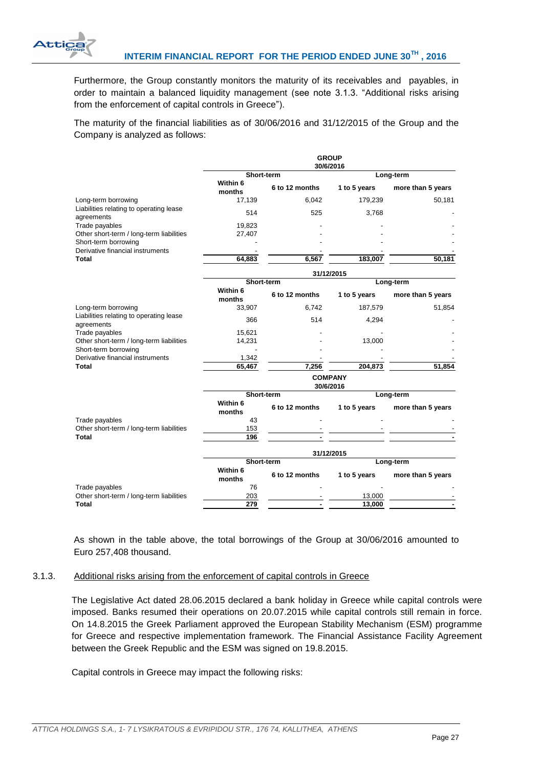Furthermore, the Group constantly monitors the maturity of its receivables and payables, in order to maintain a balanced liquidity management (see note 3.1.3. "Additional risks arising from the enforcement of capital controls in Greece").

The maturity of the financial liabilities as of 30/06/2016 and 31/12/2015 of the Group and the Company is analyzed as follows:

**GROUP**

| 30/6/2016 | Short-term | | Long-term | |
|---|---|---|---|---|
| | **Within 6 months** | **6 to 12 months** | **1 to 5 years** | **more than 5 years** |
| Long-term borrowing | 17,139 | 6,042 | 179,239 | 50,181 |
| Liabilities relating to operating lease agreements | 514 | 525 | 3,768 | - |
| Trade payables | 19,823 | - | - | - |
| Other short-term / long-term liabilities | 27,407 | - | - | - |
| Short-term borrowing | - | - | - | - |
| Derivative financial instruments | - | - | - | - |
| **Total** | **64,883** | **6,567** | **183,007** | **50,181** |

| 31/12/2015 | Short-term | | Long-term | |
|---|---|---|---|---|
| | **Within 6 months** | **6 to 12 months** | **1 to 5 years** | **more than 5 years** |
| Long-term borrowing | 33,907 | 6,742 | 187,579 | 51,854 |
| Liabilities relating to operating lease agreements | 366 | 514 | 4,294 | - |
| Trade payables | 15,621 | - | - | - |
| Other short-term / long-term liabilities | 14,231 | - | 13,000 | - |
| Short-term borrowing | - | - | - | - |
| Derivative financial instruments | 1,342 | - | - | - |
| **Total** | **65,467** | **7,256** | **204,873** | **51,854** |

**COMPANY**

| 30/6/2016 | Short-term | | Long-term | |
|---|---|---|---|---|
| | **Within 6 months** | **6 to 12 months** | **1 to 5 years** | **more than 5 years** |
| Trade payables | 43 | - | - | - |
| Other short-term / long-term liabilities | 153 | - | - | - |
| **Total** | **196** | **-** | | **-** |

| 31/12/2015 | Short-term | | Long-term | |
|---|---|---|---|---|
| | **Within 6 months** | **6 to 12 months** | **1 to 5 years** | **more than 5 years** |
| Trade payables | 76 | - | - | - |
| Other short-term / long-term liabilities | 203 | - | 13,000 | - |
| **Total** | **279** | **-** | **13,000** | **-** |

As shown in the table above, the total borrowings of the Group at 30/06/2016 amounted to Euro 257,408 thousand.

### 3.1.3. Additional risks arising from the enforcement of capital controls in Greece

The Legislative Act dated 28.06.2015 declared a bank holiday in Greece while capital controls were imposed. Banks resumed their operations on 20.07.2015 while capital controls still remain in force. On 14.8.2015 the Greek Parliament approved the European Stability Mechanism (ESM) programme for Greece and respective implementation framework. The Financial Assistance Facility Agreement between the Greek Republic and the ESM was signed on 19.8.2015.

Capital controls in Greece may impact the following risks: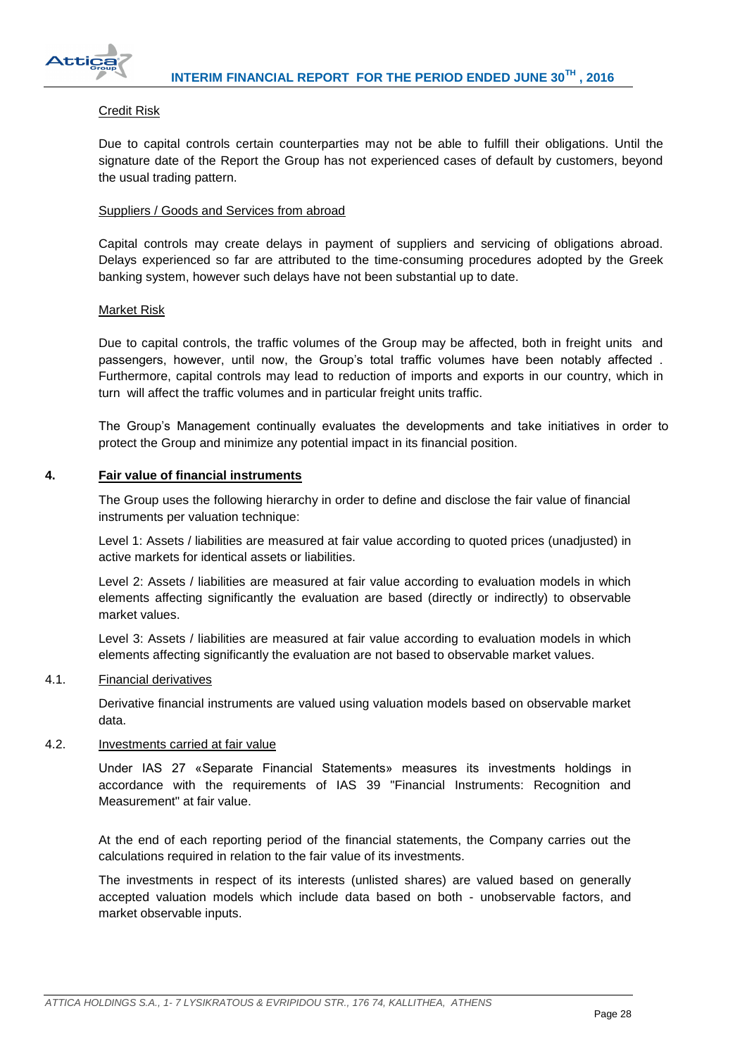Credit Risk

Due to capital controls certain counterparties may not be able to fulfill their obligations. Until the signature date of the Report the Group has not experienced cases of default by customers, beyond the usual trading pattern.

Suppliers / Goods and Services from abroad

Capital controls may create delays in payment of suppliers and servicing of obligations abroad. Delays experienced so far are attributed to the time-consuming procedures adopted by the Greek banking system, however such delays have not been substantial up to date.

Market Risk

Due to capital controls, the traffic volumes of the Group may be affected, both in freight units and passengers, however, until now, the Group's total traffic volumes have been notably affected . Furthermore, capital controls may lead to reduction of imports and exports in our country, which in turn will affect the traffic volumes and in particular freight units traffic.

The Group's Management continually evaluates the developments and take initiatives in order to protect the Group and minimize any potential impact in its financial position.

## 4. Fair value of financial instruments

The Group uses the following hierarchy in order to define and disclose the fair value of financial instruments per valuation technique:

Level 1: Assets / liabilities are measured at fair value according to quoted prices (unadjusted) in active markets for identical assets or liabilities.

Level 2: Assets / liabilities are measured at fair value according to evaluation models in which elements affecting significantly the evaluation are based (directly or indirectly) to observable market values.

Level 3: Assets / liabilities are measured at fair value according to evaluation models in which elements affecting significantly the evaluation are not based to observable market values.

### 4.1. Financial derivatives

Derivative financial instruments are valued using valuation models based on observable market data.

### 4.2. Investments carried at fair value

Under IAS 27 «Separate Financial Statements» measures its investments holdings in accordance with the requirements of IAS 39 "Financial Instruments: Recognition and Measurement" at fair value.

At the end of each reporting period of the financial statements, the Company carries out the calculations required in relation to the fair value of its investments.

The investments in respect of its interests (unlisted shares) are valued based on generally accepted valuation models which include data based on both - unobservable factors, and market observable inputs.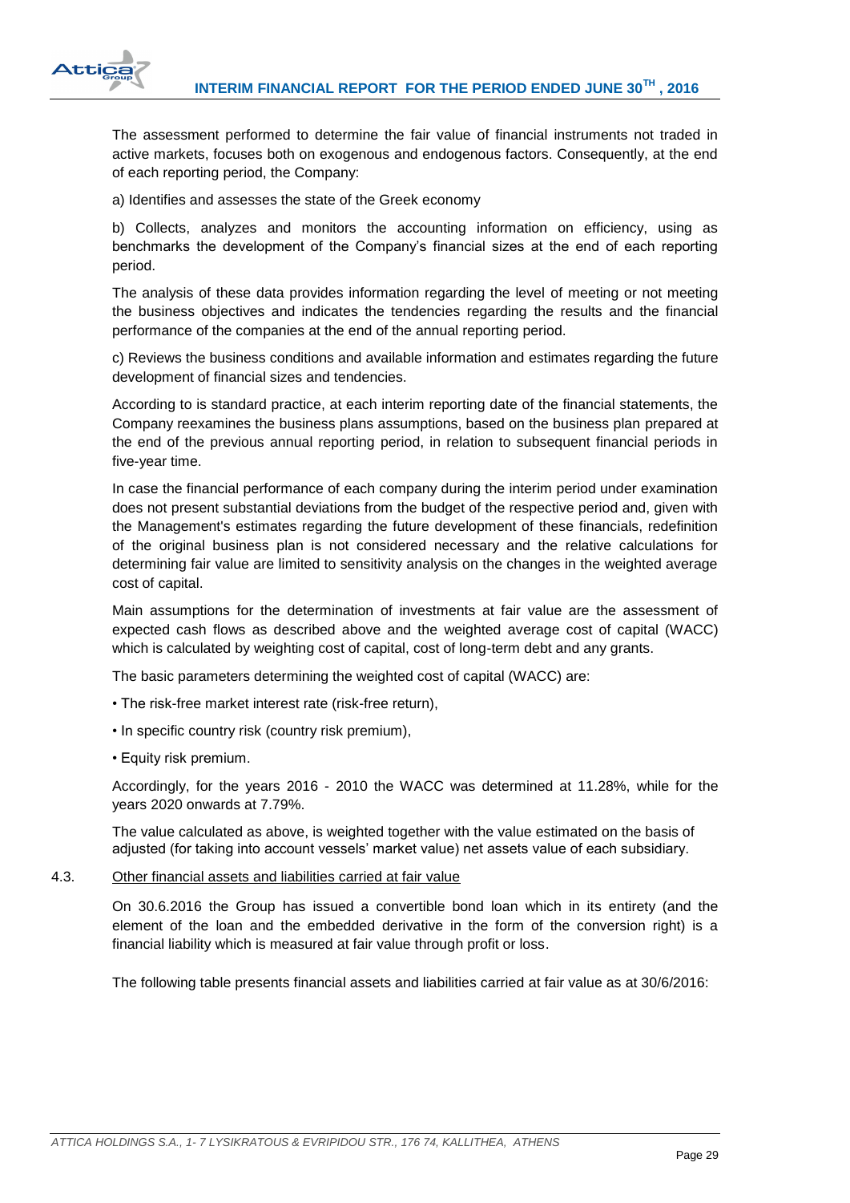The assessment performed to determine the fair value of financial instruments not traded in active markets, focuses both on exogenous and endogenous factors. Consequently, at the end of each reporting period, the Company:

a) Identifies and assesses the state of the Greek economy

b) Collects, analyzes and monitors the accounting information on efficiency, using as benchmarks the development of the Company's financial sizes at the end of each reporting period.

The analysis of these data provides information regarding the level of meeting or not meeting the business objectives and indicates the tendencies regarding the results and the financial performance of the companies at the end of the annual reporting period.

c) Reviews the business conditions and available information and estimates regarding the future development of financial sizes and tendencies.

According to is standard practice, at each interim reporting date of the financial statements, the Company reexamines the business plans assumptions, based on the business plan prepared at the end of the previous annual reporting period, in relation to subsequent financial periods in five-year time.

In case the financial performance of each company during the interim period under examination does not present substantial deviations from the budget of the respective period and, given with the Management's estimates regarding the future development of these financials, redefinition of the original business plan is not considered necessary and the relative calculations for determining fair value are limited to sensitivity analysis on the changes in the weighted average cost of capital.

Main assumptions for the determination of investments at fair value are the assessment of expected cash flows as described above and the weighted average cost of capital (WACC) which is calculated by weighting cost of capital, cost of long-term debt and any grants.

The basic parameters determining the weighted cost of capital (WACC) are:

- The risk-free market interest rate (risk-free return),
- In specific country risk (country risk premium),
- Equity risk premium.

Accordingly, for the years 2016 - 2010 the WACC was determined at 11.28%, while for the years 2020 onwards at 7.79%.

The value calculated as above, is weighted together with the value estimated on the basis of adjusted (for taking into account vessels' market value) net assets value of each subsidiary.

### 4.3. Other financial assets and liabilities carried at fair value

On 30.6.2016 the Group has issued a convertible bond loan which in its entirety (and the element of the loan and the embedded derivative in the form of the conversion right) is a financial liability which is measured at fair value through profit or loss.

The following table presents financial assets and liabilities carried at fair value as at 30/6/2016: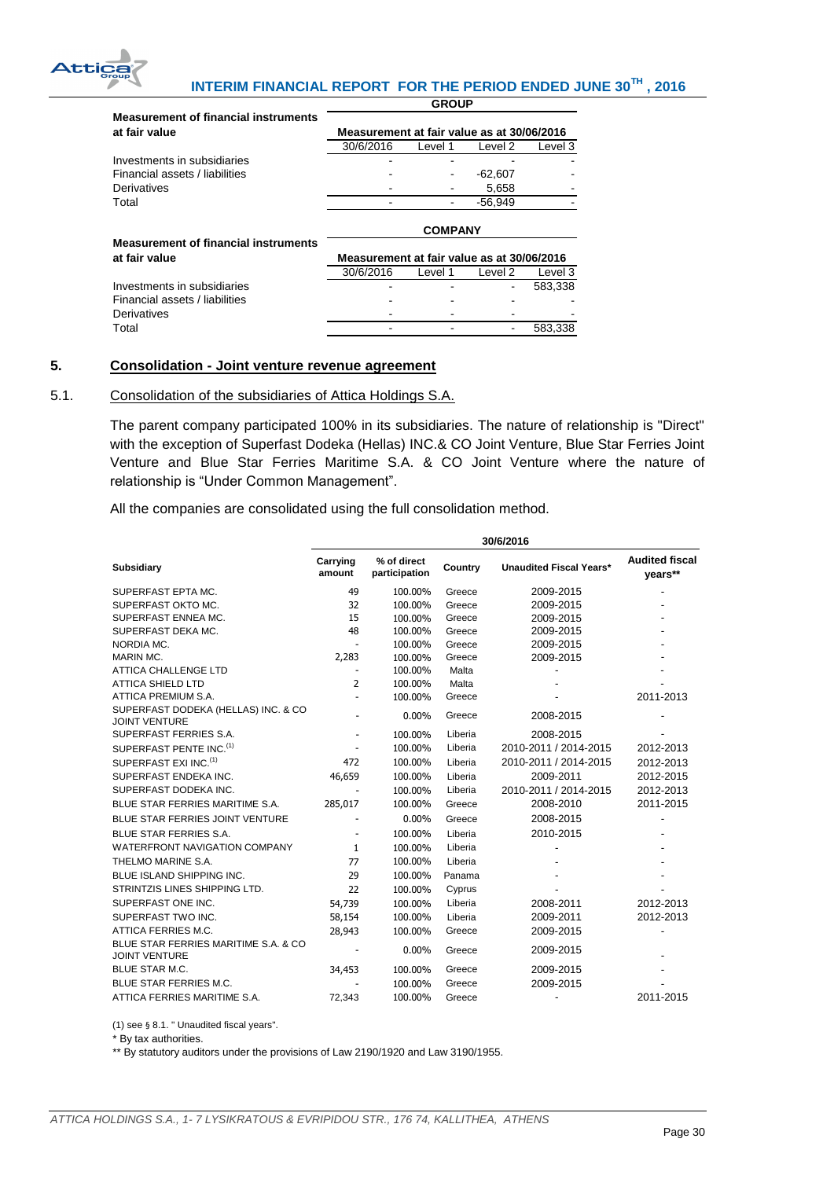**Measurement of financial instruments at fair value**

| | GROUP | | | |
|---|---|---|---|---|
| | Measurement at fair value as at 30/06/2016 | | | |
| | 30/6/2016 | Level 1 | Level 2 | Level 3 |
| Investments in subsidiaries | - | - | - | - |
| Financial assets / liabilities | - | - | -62,607 | - |
| Derivatives | - | - | 5,658 | - |
| Total | - | - | -56,949 | - |

**Measurement of financial instruments at fair value**

| | COMPANY | | | |
|---|---|---|---|---|
| | Measurement at fair value as at 30/06/2016 | | | |
| | 30/6/2016 | Level 1 | Level 2 | Level 3 |
| Investments in subsidiaries | - | - | - | 583,338 |
| Financial assets / liabilities | - | - | - | - |
| Derivatives | - | - | - | - |
| Total | - | - | - | 583,338 |

## 5. Consolidation - Joint venture revenue agreement

### 5.1. Consolidation of the subsidiaries of Attica Holdings S.A.

The parent company participated 100% in its subsidiaries. The nature of relationship is "Direct" with the exception of Superfast Dodeka (Hellas) INC.& CO Joint Venture, Blue Star Ferries Joint Venture and Blue Star Ferries Maritime S.A. & CO Joint Venture where the nature of relationship is "Under Common Management".

All the companies are consolidated using the full consolidation method.

| | 30/6/2016 | | | | |
|---|---|---|---|---|---|
| **Subsidiary** | **Carrying amount** | **% of direct participation** | **Country** | **Unaudited Fiscal Years*** | **Audited fiscal years**** |
| SUPERFAST EPTA MC. | 49 | 100.00% | Greece | 2009-2015 | - |
| SUPERFAST OKTO MC. | 32 | 100.00% | Greece | 2009-2015 | - |
| SUPERFAST ENNEA MC. | 15 | 100.00% | Greece | 2009-2015 | - |
| SUPERFAST DEKA MC. | 48 | 100.00% | Greece | 2009-2015 | - |
| NORDIA MC. | - | 100.00% | Greece | 2009-2015 | - |
| MARIN MC. | 2,283 | 100.00% | Greece | 2009-2015 | - |
| ATTICA CHALLENGE LTD | - | 100.00% | Malta | - | - |
| ATTICA SHIELD LTD | 2 | 100.00% | Malta | - | - |
| ATTICA PREMIUM S.A. | - | 100.00% | Greece | - | 2011-2013 |
| SUPERFAST DODEKA (HELLAS) INC. & CO JOINT VENTURE | - | 0.00% | Greece | 2008-2015 | - |
| SUPERFAST FERRIES S.A. | - | 100.00% | Liberia | 2008-2015 | - |
| SUPERFAST PENTE INC.(1) | - | 100.00% | Liberia | 2010-2011 / 2014-2015 | 2012-2013 |
| SUPERFAST EXI INC.(1) | 472 | 100.00% | Liberia | 2010-2011 / 2014-2015 | 2012-2013 |
| SUPERFAST ENDEKA INC. | 46,659 | 100.00% | Liberia | 2009-2011 | 2012-2015 |
| SUPERFAST DODEKA INC. | - | 100.00% | Liberia | 2010-2011 / 2014-2015 | 2012-2013 |
| BLUE STAR FERRIES MARITIME S.A. | 285,017 | 100.00% | Greece | 2008-2010 | 2011-2015 |
| BLUE STAR FERRIES JOINT VENTURE | - | 0.00% | Greece | 2008-2015 | - |
| BLUE STAR FERRIES S.A. | - | 100.00% | Liberia | 2010-2015 | - |
| WATERFRONT NAVIGATION COMPANY | 1 | 100.00% | Liberia | - | - |
| THELMO MARINE S.A. | 77 | 100.00% | Liberia | - | - |
| BLUE ISLAND SHIPPING INC. | 29 | 100.00% | Panama | - | - |
| STRINTZIS LINES SHIPPING LTD. | 22 | 100.00% | Cyprus | - | - |
| SUPERFAST ONE INC. | 54,739 | 100.00% | Liberia | 2008-2011 | 2012-2013 |
| SUPERFAST TWO INC. | 58,154 | 100.00% | Liberia | 2009-2011 | 2012-2013 |
| ATTICA FERRIES M.C. | 28,943 | 100.00% | Greece | 2009-2015 | - |
| BLUE STAR FERRIES MARITIME S.A. & CO JOINT VENTURE | - | 0.00% | Greece | 2009-2015 | - |
| BLUE STAR M.C. | 34,453 | 100.00% | Greece | 2009-2015 | - |
| BLUE STAR FERRIES M.C. | - | 100.00% | Greece | 2009-2015 | - |
| ATTICA FERRIES MARITIME S.A. | 72,343 | 100.00% | Greece | - | 2011-2015 |

(1) see § 8.1. " Unaudited fiscal years".

* By tax authorities.

** By statutory auditors under the provisions of Law 2190/1920 and Law 3190/1955.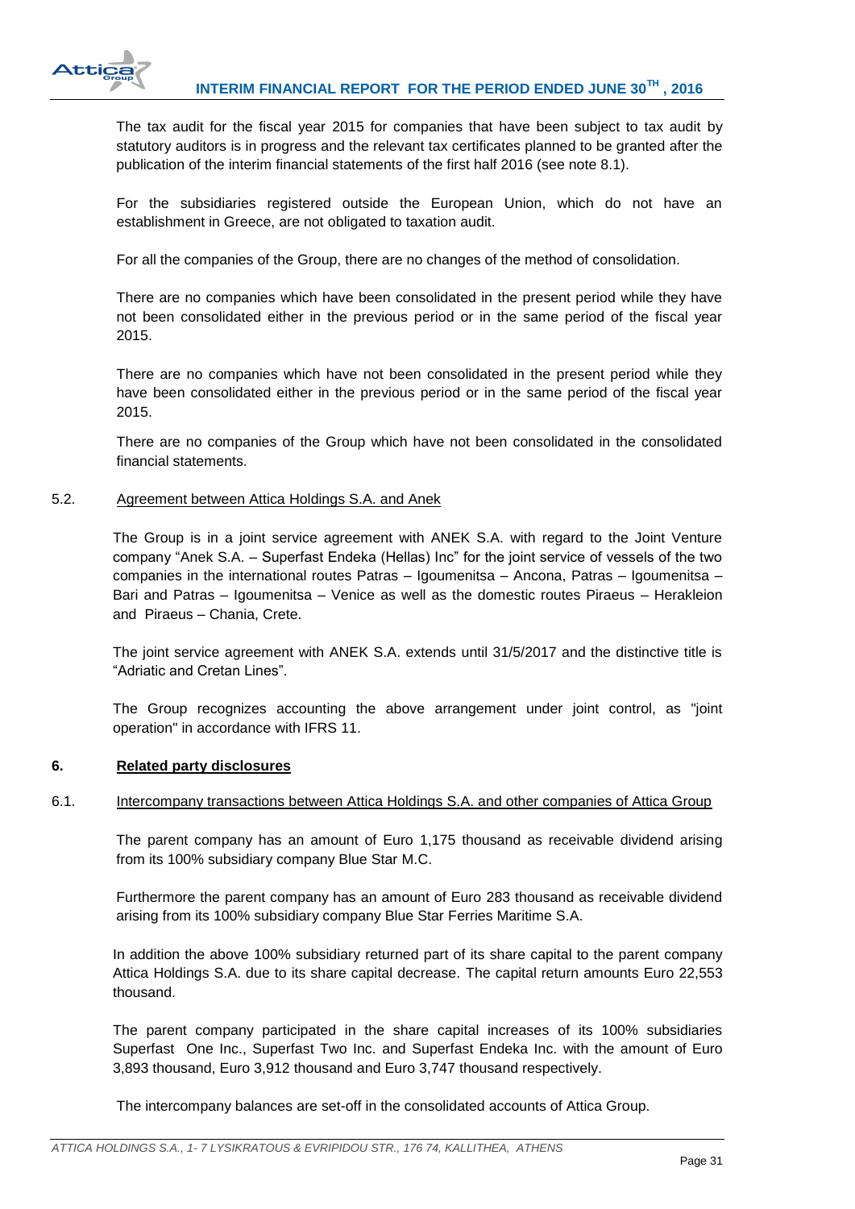The tax audit for the fiscal year 2015 for companies that have been subject to tax audit by statutory auditors is in progress and the relevant tax certificates planned to be granted after the publication of the interim financial statements of the first half 2016 (see note 8.1).

For the subsidiaries registered outside the European Union, which do not have an establishment in Greece, are not obligated to taxation audit.

For all the companies of the Group, there are no changes of the method of consolidation.

There are no companies which have been consolidated in the present period while they have not been consolidated either in the previous period or in the same period of the fiscal year 2015.

There are no companies which have not been consolidated in the present period while they have been consolidated either in the previous period or in the same period of the fiscal year 2015.

There are no companies of the Group which have not been consolidated in the consolidated financial statements.

### 5.2. Agreement between Attica Holdings S.A. and Anek

The Group is in a joint service agreement with ANEK S.A. with regard to the Joint Venture company "Anek S.A. – Superfast Endeka (Hellas) Inc" for the joint service of vessels of the two companies in the international routes Patras – Igoumenitsa – Ancona, Patras – Igoumenitsa – Bari and Patras – Igoumenitsa – Venice as well as the domestic routes Piraeus – Herakleion and Piraeus – Chania, Crete.

The joint service agreement with ANEK S.A. extends until 31/5/2017 and the distinctive title is "Adriatic and Cretan Lines".

The Group recognizes accounting the above arrangement under joint control, as "joint operation" in accordance with IFRS 11.

## 6. Related party disclosures

### 6.1. Intercompany transactions between Attica Holdings S.A. and other companies of Attica Group

The parent company has an amount of Euro 1,175 thousand as receivable dividend arising from its 100% subsidiary company Blue Star M.C.

Furthermore the parent company has an amount of Euro 283 thousand as receivable dividend arising from its 100% subsidiary company Blue Star Ferries Maritime S.A.

In addition the above 100% subsidiary returned part of its share capital to the parent company Attica Holdings S.A. due to its share capital decrease. The capital return amounts Euro 22,553 thousand.

The parent company participated in the share capital increases of its 100% subsidiaries Superfast One Inc., Superfast Two Inc. and Superfast Endeka Inc. with the amount of Euro 3,893 thousand, Euro 3,912 thousand and Euro 3,747 thousand respectively.

The intercompany balances are set-off in the consolidated accounts of Attica Group.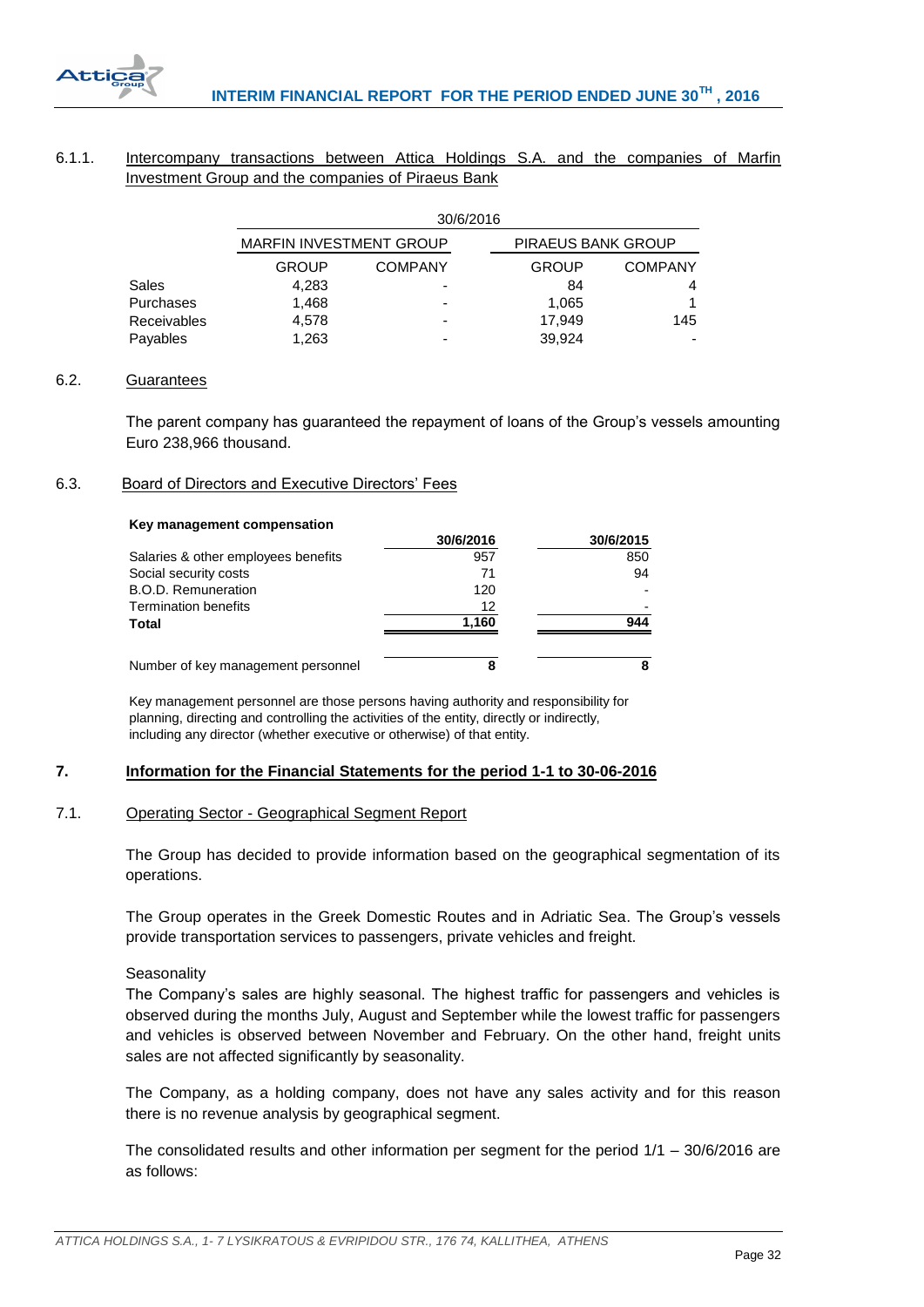### 6.1.1. Intercompany transactions between Attica Holdings S.A. and the companies of Marfin Investment Group and the companies of Piraeus Bank

| | 30/6/2016 | | | |
|---|---|---|---|---|
| | MARFIN INVESTMENT GROUP | | PIRAEUS BANK GROUP | |
| | GROUP | COMPANY | GROUP | COMPANY |
| Sales | 4,283 | - | 84 | 4 |
| Purchases | 1,468 | - | 1,065 | 1 |
| Receivables | 4,578 | - | 17,949 | 145 |
| Payables | 1,263 | - | 39,924 | - |

### 6.2. Guarantees

The parent company has guaranteed the repayment of loans of the Group's vessels amounting Euro 238,966 thousand.

### 6.3. Board of Directors and Executive Directors' Fees

| Key management compensation | 30/6/2016 | 30/6/2015 |
|---|---|---|
| Salaries & other employees benefits | 957 | 850 |
| Social security costs | 71 | 94 |
| B.O.D. Remuneration | 120 | - |
| Termination benefits | 12 | - |
| **Total** | **1,160** | **944** |
| | | |
| Number of key management personnel | **8** | **8** |

Key management personnel are those persons having authority and responsibility for planning, directing and controlling the activities of the entity, directly or indirectly, including any director (whether executive or otherwise) of that entity.

## 7. Information for the Financial Statements for the period 1-1 to 30-06-2016

### 7.1. Operating Sector - Geographical Segment Report

The Group has decided to provide information based on the geographical segmentation of its operations.

The Group operates in the Greek Domestic Routes and in Adriatic Sea. The Group's vessels provide transportation services to passengers, private vehicles and freight.

Seasonality

The Company's sales are highly seasonal. The highest traffic for passengers and vehicles is observed during the months July, August and September while the lowest traffic for passengers and vehicles is observed between November and February. On the other hand, freight units sales are not affected significantly by seasonality.

The Company, as a holding company, does not have any sales activity and for this reason there is no revenue analysis by geographical segment.

The consolidated results and other information per segment for the period 1/1 – 30/6/2016 are as follows: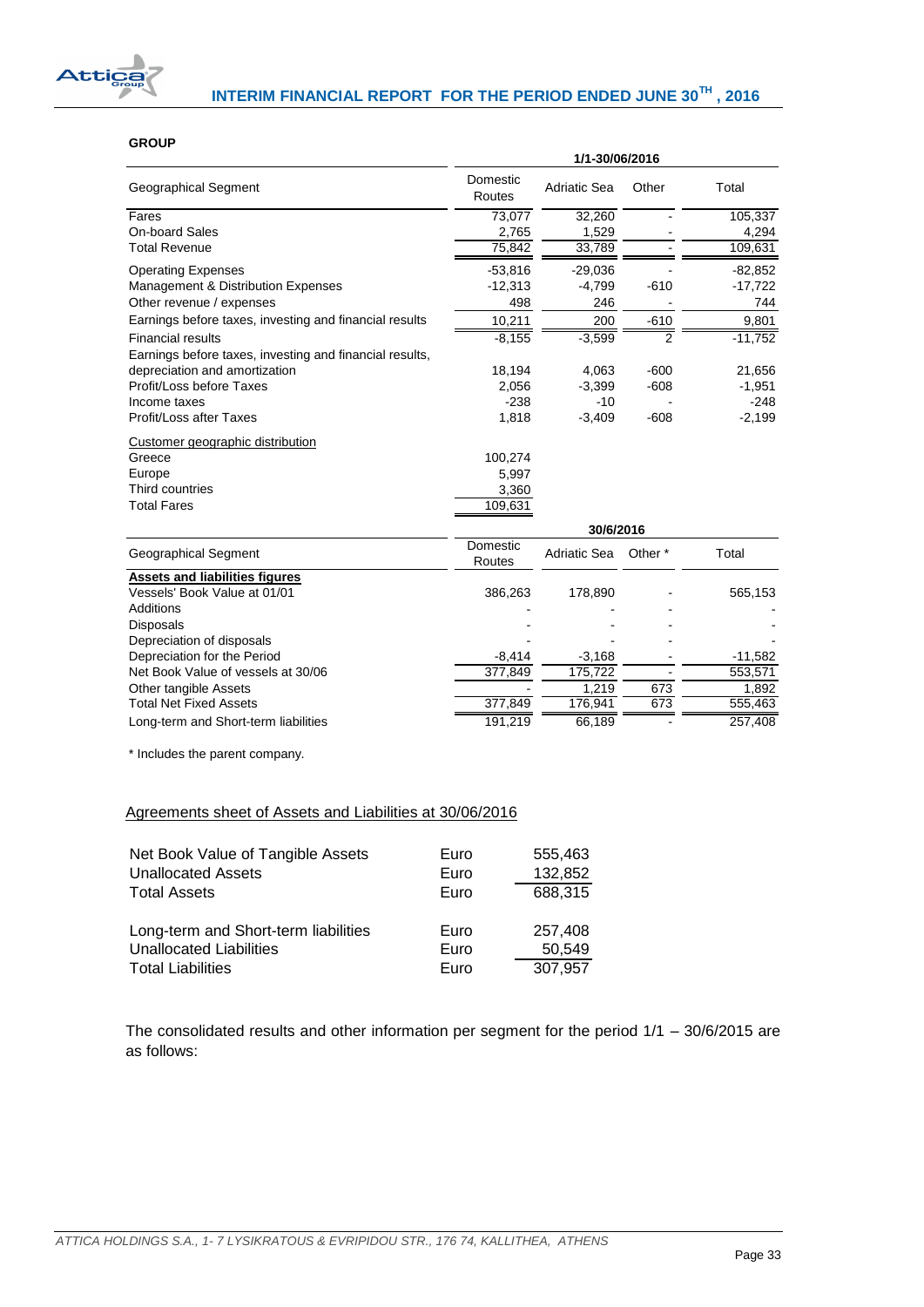**GROUP**

| Geographical Segment | Domestic Routes | Adriatic Sea | Other | Total |
|---|---|---|---|---|
| | 1/1-30/06/2016 | | | |
| Fares | 73,077 | 32,260 | - | 105,337 |
| On-board Sales | 2,765 | 1,529 | - | 4,294 |
| Total Revenue | 75,842 | 33,789 | - | 109,631 |
| Operating Expenses | -53,816 | -29,036 | - | -82,852 |
| Management & Distribution Expenses | -12,313 | -4,799 | -610 | -17,722 |
| Other revenue / expenses | 498 | 246 | - | 744 |
| Earnings before taxes, investing and financial results | 10,211 | 200 | -610 | 9,801 |
| Financial results | -8,155 | -3,599 | 2 | -11,752 |
| Earnings before taxes, investing and financial results, depreciation and amortization | 18,194 | 4,063 | -600 | 21,656 |
| Profit/Loss before Taxes | 2,056 | -3,399 | -608 | -1,951 |
| Income taxes | -238 | -10 | - | -248 |
| Profit/Loss after Taxes | 1,818 | -3,409 | -608 | -2,199 |
| Customer geographic distribution | | | | |
| Greece | 100,274 | | | |
| Europe | 5,997 | | | |
| Third countries | 3,360 | | | |
| Total Fares | 109,631 | | | |

| Geographical Segment | Domestic Routes | Adriatic Sea | Other * | Total |
|---|---|---|---|---|
| | 30/6/2016 | | | |
| **Assets and liabilities figures** | | | | |
| Vessels' Book Value at 01/01 | 386,263 | 178,890 | - | 565,153 |
| Additions | - | - | - | - |
| Disposals | - | - | - | - |
| Depreciation of disposals | - | - | - | - |
| Depreciation for the Period | -8,414 | -3,168 | - | -11,582 |
| Net Book Value of vessels at 30/06 | 377,849 | 175,722 | - | 553,571 |
| Other tangible Assets | - | 1,219 | 673 | 1,892 |
| Total Net Fixed Assets | 377,849 | 176,941 | 673 | 555,463 |
| Long-term and Short-term liabilities | 191,219 | 66,189 | - | 257,408 |

\* Includes the parent company.

Agreements sheet of Assets and Liabilities at 30/06/2016

| | | |
|---|---|---|
| Net Book Value of Tangible Assets | Euro | 555,463 |
| Unallocated Assets | Euro | 132,852 |
| Total Assets | Euro | 688,315 |
| | | |
| Long-term and Short-term liabilities | Euro | 257,408 |
| Unallocated Liabilities | Euro | 50,549 |
| Total Liabilities | Euro | 307,957 |

The consolidated results and other information per segment for the period 1/1 – 30/6/2015 are as follows: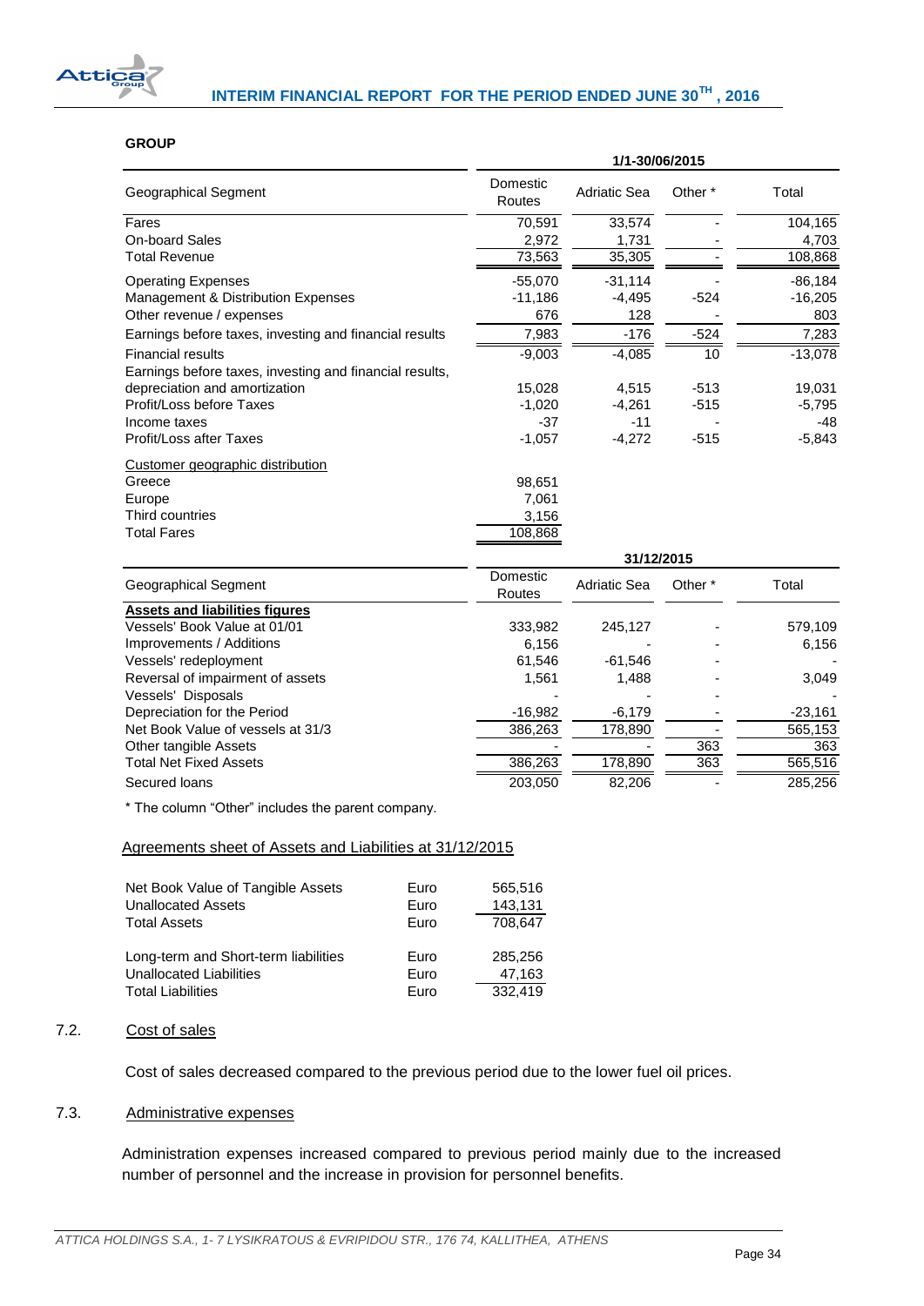**GROUP**

| Geographical Segment | Domestic Routes | Adriatic Sea | Other * | Total |
|---|---|---|---|---|
| | 1/1-30/06/2015 | | | |
| Fares | 70,591 | 33,574 | - | 104,165 |
| On-board Sales | 2,972 | 1,731 | - | 4,703 |
| Total Revenue | 73,563 | 35,305 | - | 108,868 |
| Operating Expenses | -55,070 | -31,114 | - | -86,184 |
| Management & Distribution Expenses | -11,186 | -4,495 | -524 | -16,205 |
| Other revenue / expenses | 676 | 128 | - | 803 |
| Earnings before taxes, investing and financial results | 7,983 | -176 | -524 | 7,283 |
| Financial results | -9,003 | -4,085 | 10 | -13,078 |
| Earnings before taxes, investing and financial results, depreciation and amortization | 15,028 | 4,515 | -513 | 19,031 |
| Profit/Loss before Taxes | -1,020 | -4,261 | -515 | -5,795 |
| Income taxes | -37 | -11 | - | -48 |
| Profit/Loss after Taxes | -1,057 | -4,272 | -515 | -5,843 |
| Customer geographic distribution | | | | |
| Greece | 98,651 | | | |
| Europe | 7,061 | | | |
| Third countries | 3,156 | | | |
| Total Fares | 108,868 | | | |

| Geographical Segment | Domestic Routes | Adriatic Sea | Other * | Total |
|---|---|---|---|---|
| | 31/12/2015 | | | |
| **Assets and liabilities figures** | | | | |
| Vessels' Book Value at 01/01 | 333,982 | 245,127 | - | 579,109 |
| Improvements / Additions | 6,156 | - | - | 6,156 |
| Vessels' redeployment | 61,546 | -61,546 | - | - |
| Reversal of impairment of assets | 1,561 | 1,488 | - | 3,049 |
| Vessels' Disposals | - | - | - | - |
| Depreciation for the Period | -16,982 | -6,179 | - | -23,161 |
| Net Book Value of vessels at 31/3 | 386,263 | 178,890 | - | 565,153 |
| Other tangible Assets | - | - | 363 | 363 |
| Total Net Fixed Assets | 386,263 | 178,890 | 363 | 565,516 |
| Secured loans | 203,050 | 82,206 | - | 285,256 |

\* The column "Other" includes the parent company.

Agreements sheet of Assets and Liabilities at 31/12/2015

| | | |
|---|---|---|
| Net Book Value of Tangible Assets | Euro | 565,516 |
| Unallocated Assets | Euro | 143,131 |
| Total Assets | Euro | 708,647 |
| | | |
| Long-term and Short-term liabilities | Euro | 285,256 |
| Unallocated Liabilities | Euro | 47,163 |
| Total Liabilities | Euro | 332,419 |

## 7.2. Cost of sales

Cost of sales decreased compared to the previous period due to the lower fuel oil prices.

## 7.3. Administrative expenses

Administration expenses increased compared to previous period mainly due to the increased number of personnel and the increase in provision for personnel benefits.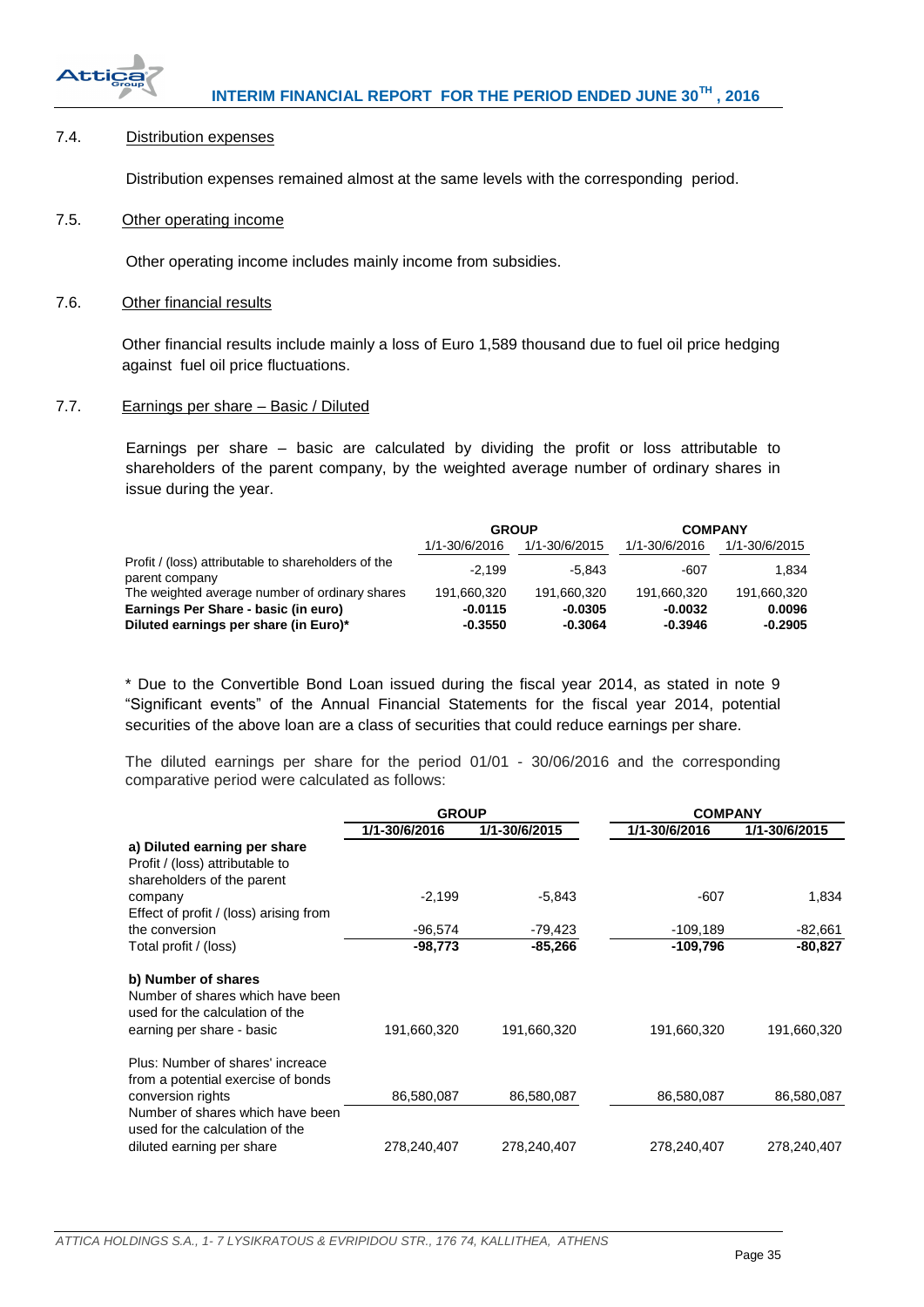### 7.4. Distribution expenses

Distribution expenses remained almost at the same levels with the corresponding period.

### 7.5. Other operating income

Other operating income includes mainly income from subsidies.

### 7.6. Other financial results

Other financial results include mainly a loss of Euro 1,589 thousand due to fuel oil price hedging against fuel oil price fluctuations.

### 7.7. Earnings per share – Basic / Diluted

Earnings per share – basic are calculated by dividing the profit or loss attributable to shareholders of the parent company, by the weighted average number of ordinary shares in issue during the year.

| | GROUP | | COMPANY | |
|---|---|---|---|---|
| | 1/1-30/6/2016 | 1/1-30/6/2015 | 1/1-30/6/2016 | 1/1-30/6/2015 |
| Profit / (loss) attributable to shareholders of the parent company | -2,199 | -5,843 | -607 | 1,834 |
| The weighted average number of ordinary shares | 191,660,320 | 191,660,320 | 191,660,320 | 191,660,320 |
| **Earnings Per Share - basic (in euro)** | **-0.0115** | **-0.0305** | **-0.0032** | **0.0096** |
| **Diluted earnings per share (in Euro)*** | **-0.3550** | **-0.3064** | **-0.3946** | **-0.2905** |

* Due to the Convertible Bond Loan issued during the fiscal year 2014, as stated in note 9 "Significant events" of the Annual Financial Statements for the fiscal year 2014, potential securities of the above loan are a class of securities that could reduce earnings per share.

The diluted earnings per share for the period 01/01 - 30/06/2016 and the corresponding comparative period were calculated as follows:

| | GROUP | | COMPANY | |
|---|---|---|---|---|
| | 1/1-30/6/2016 | 1/1-30/6/2015 | 1/1-30/6/2016 | 1/1-30/6/2015 |
| **a) Diluted earning per share** | | | | |
| Profit / (loss) attributable to shareholders of the parent company | -2,199 | -5,843 | -607 | 1,834 |
| Effect of profit / (loss) arising from the conversion | -96,574 | -79,423 | -109,189 | -82,661 |
| Total profit / (loss) | **-98,773** | **-85,266** | **-109,796** | **-80,827** |
| **b) Number of shares** | | | | |
| Number of shares which have been used for the calculation of the earning per share - basic | 191,660,320 | 191,660,320 | 191,660,320 | 191,660,320 |
| Plus: Number of shares' increace from a potential exercise of bonds conversion rights | 86,580,087 | 86,580,087 | 86,580,087 | 86,580,087 |
| Number of shares which have been used for the calculation of the diluted earning per share | 278,240,407 | 278,240,407 | 278,240,407 | 278,240,407 |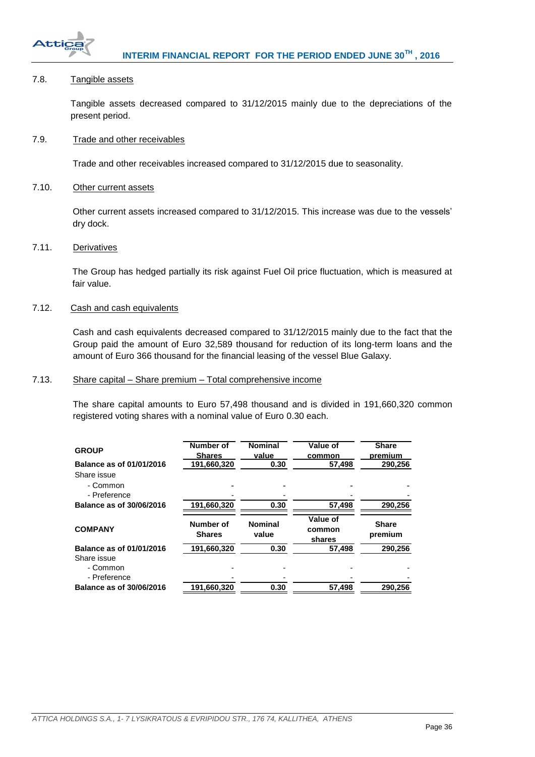### 7.8. Tangible assets

Tangible assets decreased compared to 31/12/2015 mainly due to the depreciations of the present period.

### 7.9. Trade and other receivables

Trade and other receivables increased compared to 31/12/2015 due to seasonality.

### 7.10. Other current assets

Other current assets increased compared to 31/12/2015. This increase was due to the vessels' dry dock.

### 7.11. Derivatives

The Group has hedged partially its risk against Fuel Oil price fluctuation, which is measured at fair value.

### 7.12. Cash and cash equivalents

Cash and cash equivalents decreased compared to 31/12/2015 mainly due to the fact that the Group paid the amount of Euro 32,589 thousand for reduction of its long-term loans and the amount of Euro 366 thousand for the financial leasing of the vessel Blue Galaxy.

### 7.13. Share capital – Share premium – Total comprehensive income

The share capital amounts to Euro 57,498 thousand and is divided in 191,660,320 common registered voting shares with a nominal value of Euro 0.30 each.

| **GROUP** | **Number of Shares** | **Nominal value** | **Value of common** | **Share premium** |
|---|---|---|---|---|
| **Balance as of 01/01/2016** | **191,660,320** | **0.30** | **57,498** | **290,256** |
| Share issue | | | | |
| - Common | - | - | - | - |
| - Preference | - | - | - | - |
| **Balance as of 30/06/2016** | **191,660,320** | **0.30** | **57,498** | **290,256** |

| **COMPANY** | **Number of Shares** | **Nominal value** | **Value of common shares** | **Share premium** |
|---|---|---|---|---|
| **Balance as of 01/01/2016** | **191,660,320** | **0.30** | **57,498** | **290,256** |
| Share issue | | | | |
| - Common | - | - | - | - |
| - Preference | - | - | - | - |
| **Balance as of 30/06/2016** | **191,660,320** | **0.30** | **57,498** | **290,256** |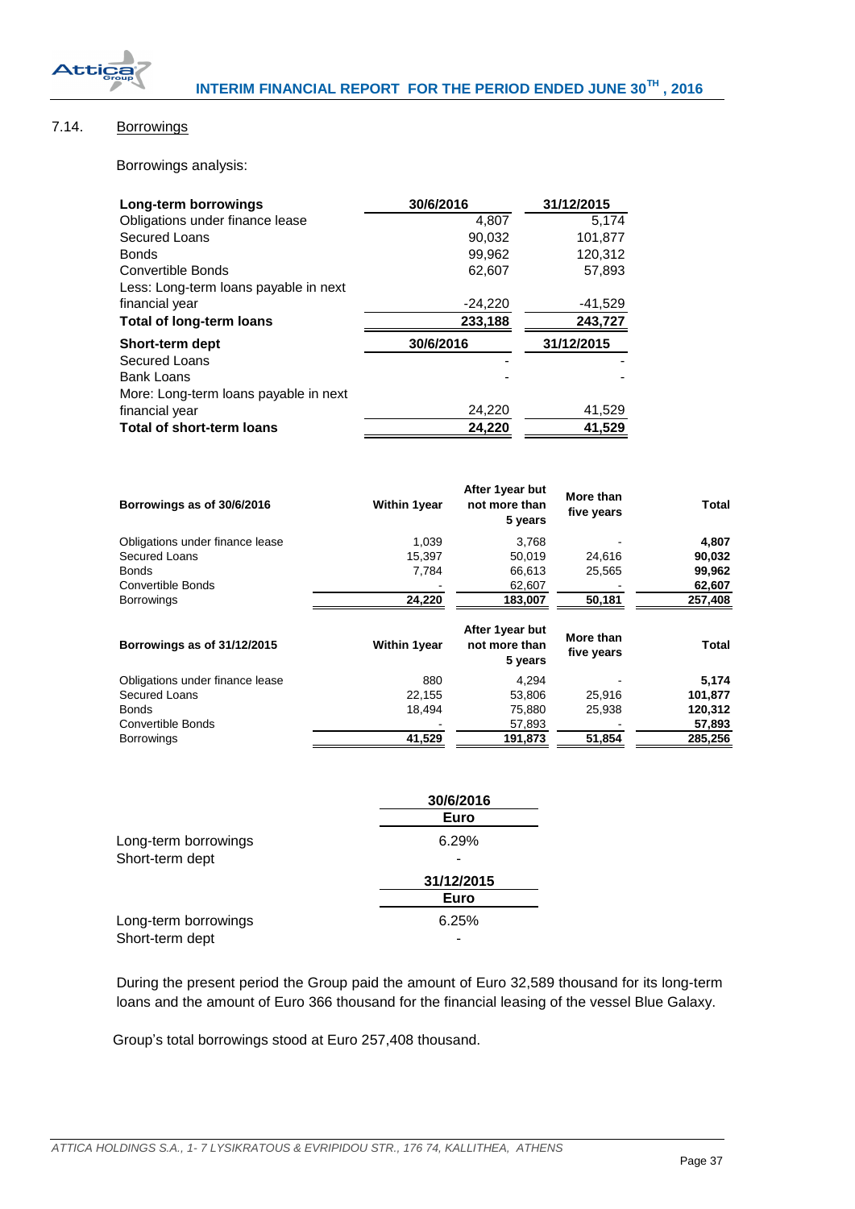## 7.14. Borrowings

Borrowings analysis:

| Long-term borrowings | 30/6/2016 | 31/12/2015 |
|---|---|---|
| Obligations under finance lease | 4,807 | 5,174 |
| Secured Loans | 90,032 | 101,877 |
| Bonds | 99,962 | 120,312 |
| Convertible Bonds | 62,607 | 57,893 |
| Less: Long-term loans payable in next financial year | -24,220 | -41,529 |
| **Total of long-term loans** | **233,188** | **243,727** |
| **Short-term dept** | **30/6/2016** | **31/12/2015** |
| Secured Loans | - | - |
| Bank Loans | - | - |
| More: Long-term loans payable in next financial year | 24,220 | 41,529 |
| **Total of short-term loans** | **24,220** | **41,529** |

| Borrowings as of 30/6/2016 | Within 1year | After 1year but not more than 5 years | More than five years | Total |
|---|---|---|---|---|
| Obligations under finance lease | 1,039 | 3,768 | - | **4,807** |
| Secured Loans | 15,397 | 50,019 | 24,616 | **90,032** |
| Bonds | 7,784 | 66,613 | 25,565 | **99,962** |
| Convertible Bonds | - | 62,607 | - | **62,607** |
| Borrowings | **24,220** | **183,007** | **50,181** | **257,408** |

| Borrowings as of 31/12/2015 | Within 1year | After 1year but not more than 5 years | More than five years | Total |
|---|---|---|---|---|
| Obligations under finance lease | 880 | 4,294 | - | **5,174** |
| Secured Loans | 22,155 | 53,806 | 25,916 | **101,877** |
| Bonds | 18,494 | 75,880 | 25,938 | **120,312** |
| Convertible Bonds | - | 57,893 | - | **57,893** |
| Borrowings | **41,529** | **191,873** | **51,854** | **285,256** |

| | 30/6/2016 |
|---|---|
| | Euro |
| Long-term borrowings | 6.29% |
| Short-term dept | - |
| | **31/12/2015** |
| | **Euro** |
| Long-term borrowings | 6.25% |
| Short-term dept | - |

During the present period the Group paid the amount of Euro 32,589 thousand for its long-term loans and the amount of Euro 366 thousand for the financial leasing of the vessel Blue Galaxy.

Group's total borrowings stood at Euro 257,408 thousand.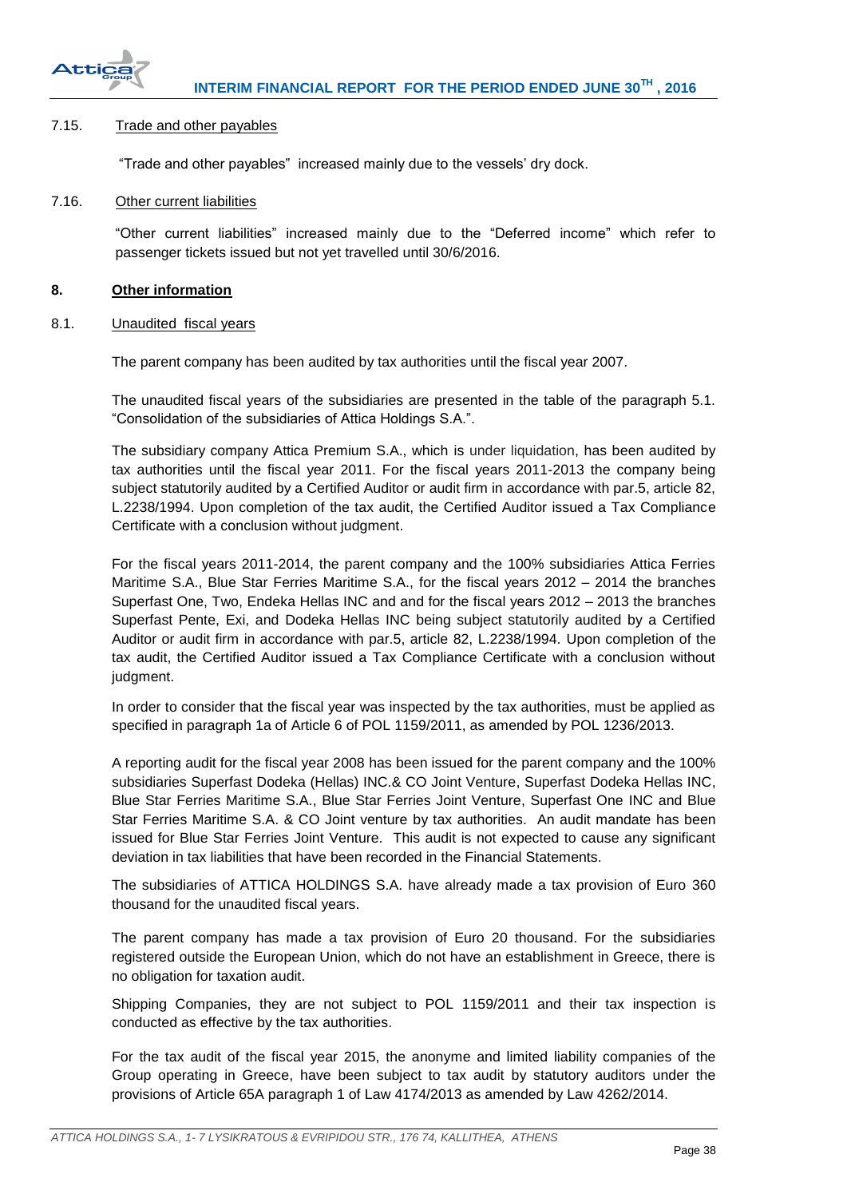### 7.15. Trade and other payables

"Trade and other payables" increased mainly due to the vessels' dry dock.

### 7.16. Other current liabilities

"Other current liabilities" increased mainly due to the "Deferred income" which refer to passenger tickets issued but not yet travelled until 30/6/2016.

## 8. Other information

### 8.1. Unaudited fiscal years

The parent company has been audited by tax authorities until the fiscal year 2007.

The unaudited fiscal years of the subsidiaries are presented in the table of the paragraph 5.1. "Consolidation of the subsidiaries of Attica Holdings S.A.".

The subsidiary company Attica Premium S.A., which is under liquidation, has been audited by tax authorities until the fiscal year 2011. For the fiscal years 2011-2013 the company being subject statutorily audited by a Certified Auditor or audit firm in accordance with par.5, article 82, L.2238/1994. Upon completion of the tax audit, the Certified Auditor issued a Tax Compliance Certificate with a conclusion without judgment.

For the fiscal years 2011-2014, the parent company and the 100% subsidiaries Attica Ferries Maritime S.A., Blue Star Ferries Maritime S.A., for the fiscal years 2012 – 2014 the branches Superfast One, Two, Endeka Hellas INC and and for the fiscal years 2012 – 2013 the branches Superfast Pente, Exi, and Dodeka Hellas INC being subject statutorily audited by a Certified Auditor or audit firm in accordance with par.5, article 82, L.2238/1994. Upon completion of the tax audit, the Certified Auditor issued a Tax Compliance Certificate with a conclusion without judgment.

In order to consider that the fiscal year was inspected by the tax authorities, must be applied as specified in paragraph 1a of Article 6 of POL 1159/2011, as amended by POL 1236/2013.

A reporting audit for the fiscal year 2008 has been issued for the parent company and the 100% subsidiaries Superfast Dodeka (Hellas) INC.& CO Joint Venture, Superfast Dodeka Hellas INC, Blue Star Ferries Maritime S.A., Blue Star Ferries Joint Venture, Superfast One INC and Blue Star Ferries Maritime S.A. & CO Joint venture by tax authorities. An audit mandate has been issued for Blue Star Ferries Joint Venture. This audit is not expected to cause any significant deviation in tax liabilities that have been recorded in the Financial Statements.

The subsidiaries of ATTICA HOLDINGS S.A. have already made a tax provision of Euro 360 thousand for the unaudited fiscal years.

The parent company has made a tax provision of Euro 20 thousand. For the subsidiaries registered outside the European Union, which do not have an establishment in Greece, there is no obligation for taxation audit.

Shipping Companies, they are not subject to POL 1159/2011 and their tax inspection is conducted as effective by the tax authorities.

For the tax audit of the fiscal year 2015, the anonyme and limited liability companies of the Group operating in Greece, have been subject to tax audit by statutory auditors under the provisions of Article 65A paragraph 1 of Law 4174/2013 as amended by Law 4262/2014.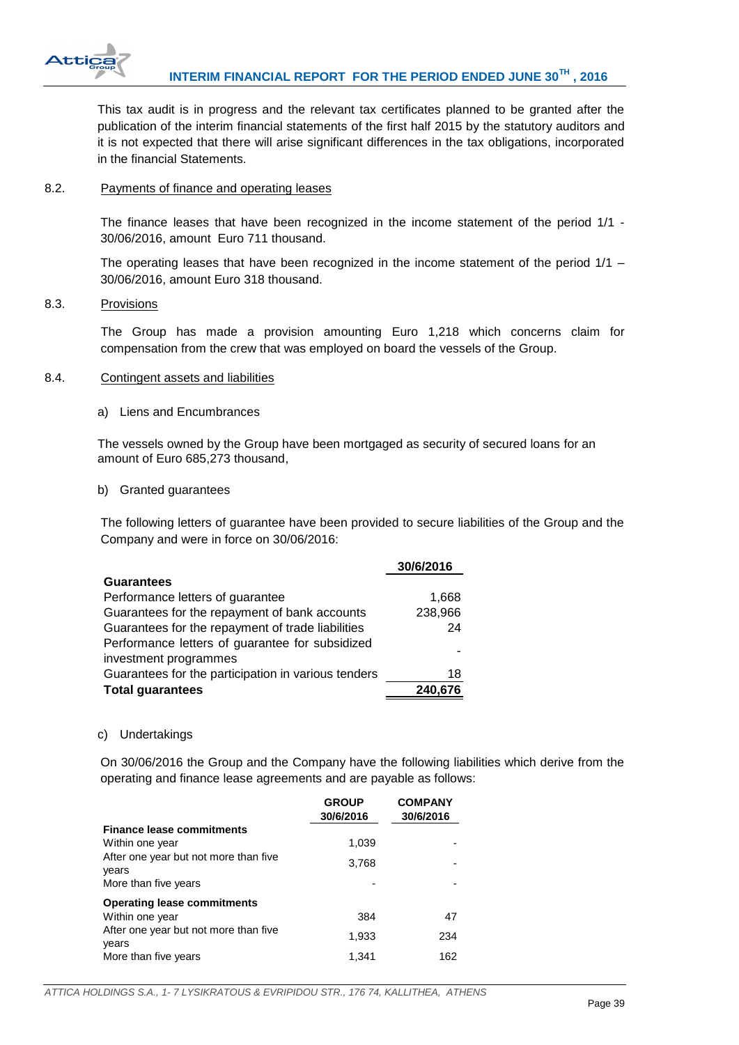This tax audit is in progress and the relevant tax certificates planned to be granted after the publication of the interim financial statements of the first half 2015 by the statutory auditors and it is not expected that there will arise significant differences in the tax obligations, incorporated in the financial Statements.

### 8.2. Payments of finance and operating leases

The finance leases that have been recognized in the income statement of the period 1/1 - 30/06/2016, amount Euro 711 thousand.

The operating leases that have been recognized in the income statement of the period 1/1 – 30/06/2016, amount Euro 318 thousand.

### 8.3. Provisions

The Group has made a provision amounting Euro 1,218 which concerns claim for compensation from the crew that was employed on board the vessels of the Group.

### 8.4. Contingent assets and liabilities

a) Liens and Encumbrances

The vessels owned by the Group have been mortgaged as security of secured loans for an amount of Euro 685,273 thousand,

b) Granted guarantees

The following letters of guarantee have been provided to secure liabilities of the Group and the Company and were in force on 30/06/2016:

| | **30/6/2016** |
|---|---|
| **Guarantees** | |
| Performance letters of guarantee | 1,668 |
| Guarantees for the repayment of bank accounts | 238,966 |
| Guarantees for the repayment of trade liabilities | 24 |
| Performance letters of guarantee for subsidized investment programmes | - |
| Guarantees for the participation in various tenders | 18 |
| **Total guarantees** | **240,676** |

c) Undertakings

On 30/06/2016 the Group and the Company have the following liabilities which derive from the operating and finance lease agreements and are payable as follows:

| | **GROUP 30/6/2016** | **COMPANY 30/6/2016** |
|---|---|---|
| **Finance lease commitments** | | |
| Within one year | 1,039 | - |
| After one year but not more than five years | 3,768 | - |
| More than five years | - | - |
| **Operating lease commitments** | | |
| Within one year | 384 | 47 |
| After one year but not more than five years | 1,933 | 234 |
| More than five years | 1,341 | 162 |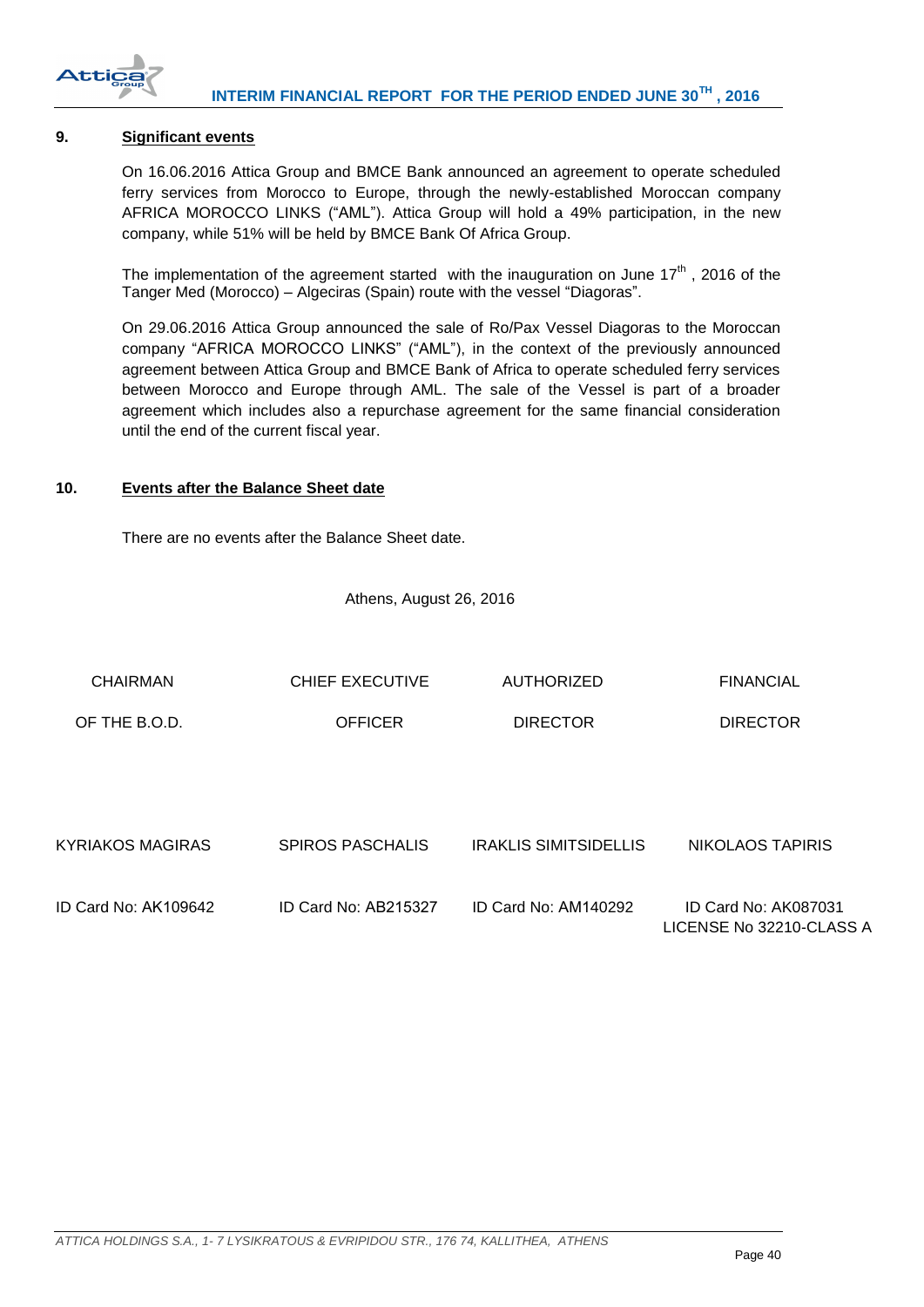## 9. Significant events

On 16.06.2016 Attica Group and BMCE Bank announced an agreement to operate scheduled ferry services from Morocco to Europe, through the newly-established Moroccan company AFRICA MOROCCO LINKS ("AML"). Attica Group will hold a 49% participation, in the new company, while 51% will be held by BMCE Bank Of Africa Group.

The implementation of the agreement started with the inauguration on June 17th, 2016 of the Tanger Med (Morocco) – Algeciras (Spain) route with the vessel "Diagoras".

On 29.06.2016 Attica Group announced the sale of Ro/Pax Vessel Diagoras to the Moroccan company "AFRICA MOROCCO LINKS" ("AML"), in the context of the previously announced agreement between Attica Group and BMCE Bank of Africa to operate scheduled ferry services between Morocco and Europe through AML. The sale of the Vessel is part of a broader agreement which includes also a repurchase agreement for the same financial consideration until the end of the current fiscal year.

## 10. Events after the Balance Sheet date

There are no events after the Balance Sheet date.

Athens, August 26, 2016

| CHAIRMAN OF THE B.O.D. | CHIEF EXECUTIVE OFFICER | AUTHORIZED DIRECTOR | FINANCIAL DIRECTOR |
|---|---|---|---|
| KYRIAKOS MAGIRAS | SPIROS PASCHALIS | IRAKLIS SIMITSIDELLIS | NIKOLAOS TAPIRIS |
| ID Card No: AK109642 | ID Card No: AB215327 | ID Card No: AM140292 | ID Card No: AK087031<br>LICENSE No 32210-CLASS A |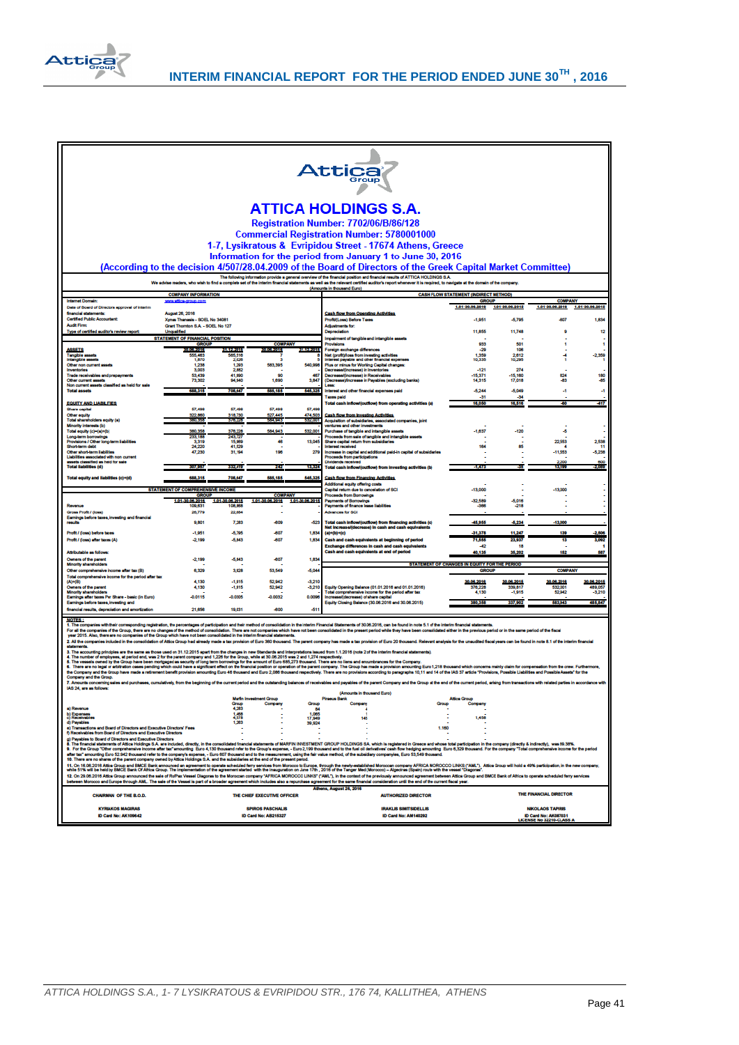# ATTICA HOLDINGS S.A.

**Registration Number: 7702/06/B/86/128**
**Commercial Registration Number: 5780001000**
**1-7, Lysikratous & Evripidou Street - 17674 Athens, Greece**
**Information for the period from January 1 to June 30, 2016**
**(According to the decision 4/507/28.04.2009 of the Board of Directors of the Greek Capital Market Committee)**

The following information provide a general overview of the financial position and financial results of ATTICA HOLDINGS S.A.
We advise readers, who wish to find a complete set of the interim financial statements as well as the relevant certified auditor's report whenever it is required, to navigate at the domain of the company.
(Amounts in thousand Euro)

**COMPANY INFORMATION**

| | |
|---|---|
| Internet Domain: | www.attica-group.com |
| Date of Board of Directors approval of interim financial statements: | August 26, 2016 |
| Certified Public Accountant: | Xynas Thanasis - SOEL No 34081 |
| Audit Firm: | Grant Thornton S.A. - SOEL No 127 |
| Type of certified auditor's review report: | Unqualified |

**STATEMENT OF FINANCIAL POSITION**

| | GROUP 30.06.2016 | GROUP 31.12.2015 | COMPANY 30.06.2016 | COMPANY 31.12.2015 |
|---|---|---|---|---|
| **ASSETS** | | | | |
| Tangible assets | 555,463 | 565,116 | 7 | 8 |
| Intangible assets | 1,670 | 2,526 | 3 | 5 |
| Other non current assets | 1,238 | 1,393 | 583,395 | 540,998 |
| Inventories | 3,003 | 2,882 | - | - |
| Trade receivables and prepayments | 53,439 | 41,890 | 90 | 467 |
| Other current assets | 73,302 | 94,640 | 1,690 | 3,847 |
| Non current assets classified as held for sale | - | - | - | - |
| **Total assets** | **688,315** | **708,447** | **585,185** | **545,325** |
| **EQUITY AND LIABILITIES** | | | | |
| Share capital | 57,498 | 57,498 | 57,498 | 57,498 |
| Other equity | 322,860 | 318,730 | 527,445 | 474,503 |
| Total shareholders equity (a) | 380,358 | 376,228 | 584,943 | 532,001 |
| Minority interests (b) | - | - | - | - |
| Total equity (c)=(a)+(b) | 380,358 | 376,228 | 584,943 | 532,001 |
| Long-term borrowings | 233,188 | 243,227 | - | - |
| Provisions / Other long-term liabilities | 3,319 | 15,869 | 46 | 13,045 |
| Short-term debt | 24,220 | 41,529 | - | - |
| Other short-term liabilities | 47,230 | 31,594 | 196 | 279 |
| Liabilities associated with non current assets classified as held for sale | - | - | - | - |
| **Total liabilities (d)** | **307,957** | **332,219** | **242** | **13,324** |
| **Total equity and liabilities (c)+(d)** | **688,315** | **708,447** | **585,185** | **545,325** |

**STATEMENT OF COMPREHENSIVE INCOME**

| | GROUP 1.01-30.06.2016 | GROUP 1.01-30.06.2015 | COMPANY 1.01-30.06.2016 | COMPANY 1.01-30.06.2015 |
|---|---|---|---|---|
| Revenue | 109,631 | 108,868 | - | - |
| Gross Profit / (loss) | 26,779 | 22,654 | - | - |
| Earnings before taxes, investing and financial results | 9,601 | 7,283 | -609 | -523 |
| Profit / (loss) before taxes | -1,951 | -5,795 | -607 | 1,834 |
| Profit / (loss) after taxes (A) | -2,199 | -5,843 | -607 | 1,834 |
| Attributable as follows: | | | | |
| Owners of the parent | -2,199 | -5,843 | -607 | 1,834 |
| Minority shareholders | - | - | - | - |
| Other comprehensive income after tax (B) | 6,329 | 3,928 | 53,549 | -5,044 |
| Total comprehensive income for the period after tax (A)+(B) | 4,130 | -1,915 | 52,942 | -3,210 |
| Owners of the parent | 4,130 | -1,915 | 52,942 | -3,210 |
| Minority shareholders | - | - | - | - |
| Earnings after taxes Per Share - basic (in Euro) | -0.0115 | -0.0305 | -0.0032 | 0.0096 |
| Earnings before taxes, investing and financial results, depreciation and amortization | 21,656 | 19,031 | -600 | -511 |

**CASH FLOW STATEMENT (INDIRECT METHOD)**

| | GROUP 1.01-30.06.2016 | GROUP 1.01-30.06.2015 | COMPANY 1.01-30.06.2016 | COMPANY 1.01-30.06.2015 |
|---|---|---|---|---|
| **Cash flow from Operating Activities** | | | | |
| Profit/(Loss) Before Taxes | -1,951 | -5,795 | -607 | 1,834 |
| Adjustments for: | | | | |
| Depreciation | 11,855 | 11,748 | 9 | 12 |
| Impairment of tangible and intangible assets | - | - | - | - |
| Provisions | 933 | 501 | 1 | 1 |
| Foreign exchange differences | -29 | 106 | - | - |
| Net (profit)/Loss from investing activities | 1,359 | 2,612 | -4 | -2,359 |
| Interest payable and other financial expenses | 10,335 | 10,295 | 1 | 1 |
| Plus or minus for Working Capital changes: | | | | |
| Decrease/(increase) in Inventories | -121 | 274 | - | - |
| Decrease/(increase) in Receivables | -15,371 | -15,160 | 624 | 180 |
| (Decrease)/increase in Payables (excluding banks) | 14,315 | 17,018 | -83 | -85 |
| Less: | | | | |
| Interest and other financial expenses paid | -5,244 | -5,049 | -1 | -1 |
| Taxes paid | -31 | -34 | - | - |
| **Total cash inflow/(outflow) from operating activities (a)** | **16,050** | **16,516** | **-60** | **-417** |
| **Cash flow from Investing Activities** | | | | |
| Acquisition of subsidiaries, associated companies, joint ventures and other investments | - | - | - | - |
| Purchase of tangible and intangible assets | -1,637 | -120 | -5 | - |
| Proceeds from sale of tangible and intangible assets | - | - | - | - |
| Share capital return from subsidiaries | - | - | 22,553 | 2,538 |
| Interest received | 164 | 85 | 4 | 11 |
| Increase in capital and additional paid-in capital of subsidiaries | - | - | -11,553 | -5,238 |
| Proceeds from participations | - | - | - | - |
| Dividends received | - | - | 2,200 | 600 |
| **Total cash inflow/(outflow) from investing activities (b)** | **-1,473** | **-35** | **13,199** | **-2,089** |
| **Cash flow from Financing Activities** | | | | |
| Additional equity offering costs | - | - | - | - |
| Capital return due to cancelation of SCI | -13,000 | - | -13,000 | - |
| Proceeds from Borrowings | - | - | - | - |
| Payments of Borrowings | -32,589 | -5,016 | - | - |
| Payments of finance lease liabilities | -366 | -218 | - | - |
| Advances for SCI | - | - | - | - |
| **Total cash inflow/(outflow) from financing activities (c)** | **-45,955** | **-5,234** | **-13,000** | - |
| Net increase/(decrease) in cash and cash equivalents (a)+(b)+(c) | -31,378 | 11,247 | 139 | -2,506 |
| Cash and cash equivalents at beginning of period | 71,555 | 23,937 | 13 | 3,092 |
| Exchange differences in cash and cash equivalents | -42 | 18 | - | 1 |
| Cash and cash equivalents at end of period | 40,135 | 35,202 | 152 | 587 |

**STATEMENT OF CHANGES IN EQUITY FOR THE PERIOD**

| | GROUP 30.06.2016 | GROUP 30.06.2015 | COMPANY 30.06.2016 | COMPANY 30.06.2015 |
|---|---|---|---|---|
| Equity Opening Balance (01.01.2016 and 01.01.2015) | 376,228 | 339,817 | 532,001 | 489,057 |
| Total comprehensive income for the period after tax | 4,130 | -1,915 | 52,942 | -3,210 |
| Increase/(decrease) of share capital | - | - | - | - |
| Equity Closing Balance (30.06.2016 and 30.06.2015) | 380,358 | 337,902 | 584,943 | 485,847 |

**NOTES :**

1. The companies with their corresponding registration, the percentages of participation and their method of consolidation in the interim Financial Statements of 30.06.2016, can be found in note 5.1 of the interim financial statements.
For all the companies of the Group, there are no changes of the method of consolidation. There are not companies which have not been consolidated in the present period while they have been consolidated either in the previous period or in the same period of the fiscal year 2015. Also, there are no companies of the Group which have not been consolidated in the interim financial statements.
2. All the companies included in the consolidation of Attica Group had already made a tax provision of Euro 360 thousand. The parent company has made a tax provision of Euro 20 thousand. Relevant analysis for the unaudited fiscal years can be found in note 8.1 of the interim financial statements.
3. The accounting principles are the same as those used on 31.12.2015 apart from the changes in new Standards and Interpretations issued from 1.1.2016 (note 2 of the interim financial statements).
4. The number of employees, at period end, was 2 for the parent company and 1,228 for the Group, while at 30.06.2015 was 2 and 1,274 respectively.
5. The vessels owned by the Group have been mortgaged as security of long term borrowings for the amount of Euro 695,273 thousand. There are no liens and encumbrances for the Company.
6. There are no legal or arbitration cases pending which could have a significant effect on the financial position or operation of the parent company. The Group has made a provision amounting Euro1,218 thousand which concerns mainly claim for compensation from the crew. Furthermore, the Company and the Group have made a retirement benefit provision amounting Euro 46 thousand and Euro 2,086 thousand respectively. There are no provisions according to paragraphs 10,11 and 14 of the IAS 37 article "Provisions, Possible Liabilities and Possible Assets" for the Company and the Group.
7. Amounts concerning sales and purchases, cumulatively, from the beginning of the current period and the outstanding balances of receivables and payables of the parent Company and the Group at the end of the current period, arising from transactions with related parties in accordance with IAS 24, are as follows:

(Amounts in thousand Euro)

| | Marfin Investment Group - Group | Marfin Investment Group - Company | Piraeus Bank - Group | Piraeus Bank - Company | Attica Group - Group | Attica Group - Company |
|---|---|---|---|---|---|---|
| a) Revenue | 4,383 | - | 84 | - | - | - |
| b) Expenses | 1,468 | - | 1,065 | - | - | - |
| c) Receivables | 4,378 | - | 17,949 | 145 | - | 1,456 |
| d) Payables | 1,263 | - | 39,924 | - | - | - |
| e) Transactions and Board of Directors and Executive Directors' Fees | - | - | - | - | 1,180 | - |
| f) Receivables from Board of Directors and Executive Directors | - | - | - | - | - | - |
| g) Payables to Board of Directors and Executive Directors | - | - | - | - | - | - |

8. The financial statements of Attica Holdings S.A. are included, directly, in the consolidated financial statements of MARFIN INVESTMENT GROUP HOLDINGS SA. which is registered in Greece and whose total participation in the company (directly & indirectly), was 89.38%.
9. For the Group "Other comprehensive income after tax" amounting Euro 4,130 thousand refer to the Group's expense, - Euro 2,199 thousand and to the fuel oil derivatives' cash flow hedging amounting Euro 6,329 thousand. For the company "Total comprehensive income for the period after tax" amounting Euro 52,942 thousand refer to the company's expense, - Euro 607 thousand and to the measurement, using the fair value method, of the subsidiary companies, Euro 53,549 thousand.
10. There are no shares of the parent company owned by Attica Holdings S.A. and the subsidiaries at the end of the present period.
11. On 16.06.2016 Attica Group and BMCE Bank announced an agreement to operate scheduled ferry services from Morocco to Europe, through the newly-established Moroccan company AFRICA MOROCCO LINKS ("AML"). Attica Group will hold a 49% participation in the new company, while 51% will be held by BMCE Bank Of Africa Group. The implementation of the agreement started with the inauguration on June 17th , 2016 of the Tanger Med (Morocco) – Algeciras (Spain) route with the vessel "Diagoras".
12. On 29.08.2016 Attica Group announced the sale of RoPax Vessel Diagoras to the Moroccan company "AFRICA MOROCCO LINKS" ("AML"), in the context of the previously announced agreement between Attica Group and BMCE Bank of Africa to operate scheduled ferry services between Morocco and Europe through AML. The sale of the Vessel is part of a broader agreement which includes also a repurchase agreement for the same financial consideration until the end of the current fiscal year.

Athens, August 26, 2016

| CHAIRMAN OF THE B.O.D. | THE CHIEF EXECUTIVE OFFICER | AUTHORIZED DIRECTOR | THE FINANCIAL DIRECTOR |
|---|---|---|---|
| KYRIAKOS MAGIRAS | SPIROS PASCHALIS | IRAKLIS SIMITSIDELLIS | NIKOLAOS TAPIRIS |
| ID Card No: AK109642 | ID Card No: AB215327 | ID Card No: AM140292 | ID Card No: AK087031 |
| | | | LICENSE No 32210-CLASS A |